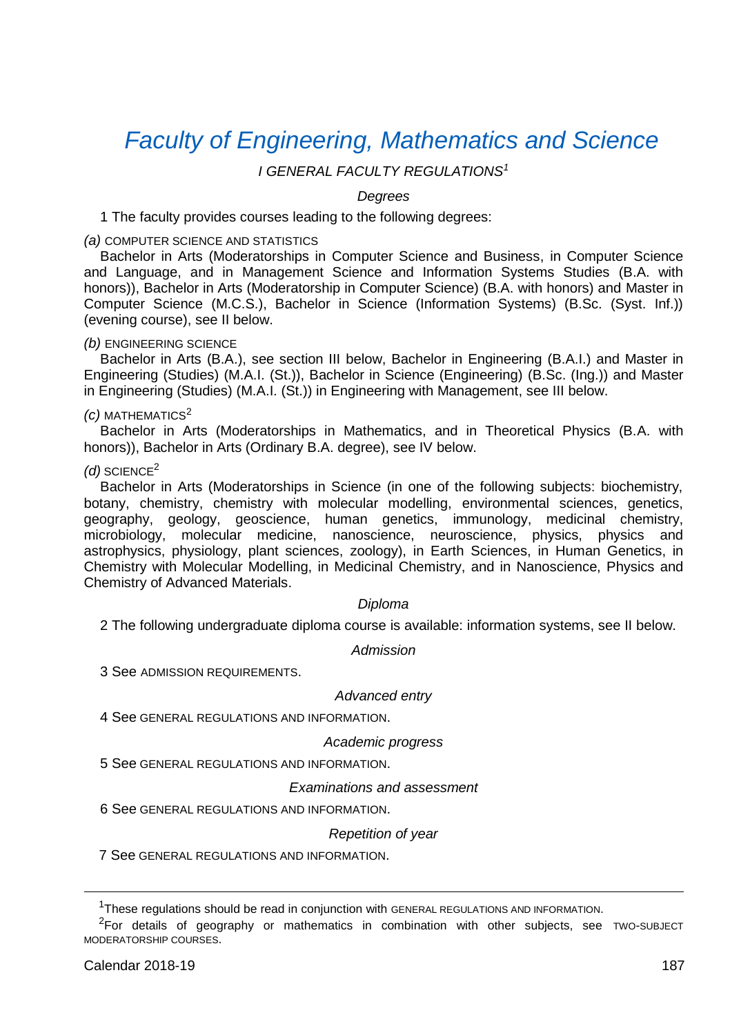# Faculty of Engineering, Mathematics and Science

## *I GENERAL FACULTY REGULATIONS*[1]

### *Degrees*

1 The faculty provides courses leading to the following degrees:

*(a)* COMPUTER SCIENCE AND STATISTICS

Bachelor in Arts (Moderatorships in Computer Science and Business, in Computer Science and Language, and in Management Science and Information Systems Studies (B.A. with honors)), Bachelor in Arts (Moderatorship in Computer Science) (B.A. with honors) and Master in Computer Science (M.C.S.), Bachelor in Science (Information Systems) (B.Sc. (Syst. Inf.)) (evening course), see II below.

*(b)* ENGINEERING SCIENCE

Bachelor in Arts (B.A.), see section III below, Bachelor in Engineering (B.A.I.) and Master in Engineering (Studies) (M.A.I. (St.)), Bachelor in Science (Engineering) (B.Sc. (Ing.)) and Master in Engineering (Studies) (M.A.I. (St.)) in Engineering with Management, see III below.

*(c)* MATHEMATICS[2]

Bachelor in Arts (Moderatorships in Mathematics, and in Theoretical Physics (B.A. with honors)), Bachelor in Arts (Ordinary B.A. degree), see IV below.

*(d)* SCIENCE[2]

Bachelor in Arts (Moderatorships in Science (in one of the following subjects: biochemistry, botany, chemistry, chemistry with molecular modelling, environmental sciences, genetics, geography, geology, geoscience, human genetics, immunology, medicinal chemistry, microbiology, molecular medicine, nanoscience, neuroscience, physics, physics and astrophysics, physiology, plant sciences, zoology), in Earth Sciences, in Human Genetics, in Chemistry with Molecular Modelling, in Medicinal Chemistry, and in Nanoscience, Physics and Chemistry of Advanced Materials.

### *Diploma*

2 The following undergraduate diploma course is available: information systems, see II below.

### *Admission*

3 See ADMISSION REQUIREMENTS.

### *Advanced entry*

4 See GENERAL REGULATIONS AND INFORMATION.

### *Academic progress*

5 See GENERAL REGULATIONS AND INFORMATION.

### *Examinations and assessment*

6 See GENERAL REGULATIONS AND INFORMATION.

### *Repetition of year*

7 See GENERAL REGULATIONS AND INFORMATION.

---

[1] These regulations should be read in conjunction with GENERAL REGULATIONS AND INFORMATION.

[2] For details of geography or mathematics in combination with other subjects, see TWO-SUBJECT MODERATORSHIP COURSES.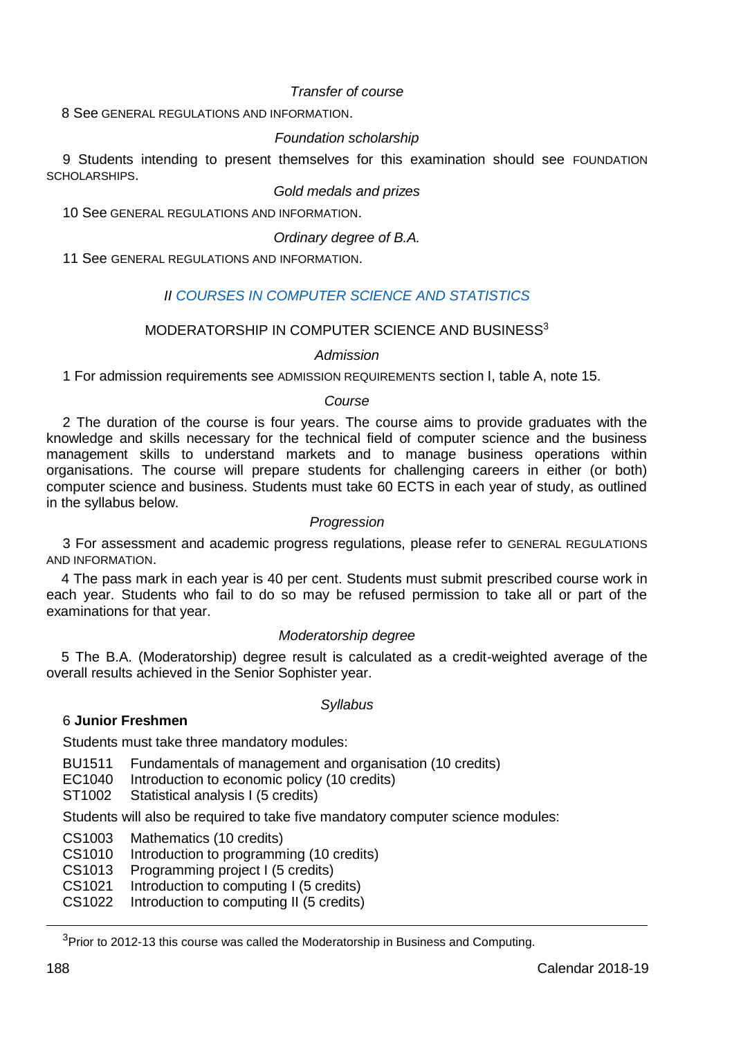*Transfer of course*

8 See GENERAL REGULATIONS AND INFORMATION.

*Foundation scholarship*

9 Students intending to present themselves for this examination should see FOUNDATION SCHOLARSHIPS.

*Gold medals and prizes*

10 See GENERAL REGULATIONS AND INFORMATION.

*Ordinary degree of B.A.*

11 See GENERAL REGULATIONS AND INFORMATION.

## *II COURSES IN COMPUTER SCIENCE AND STATISTICS*

### MODERATORSHIP IN COMPUTER SCIENCE AND BUSINESS[3]

*Admission*

1 For admission requirements see ADMISSION REQUIREMENTS section I, table A, note 15.

*Course*

2 The duration of the course is four years. The course aims to provide graduates with the knowledge and skills necessary for the technical field of computer science and the business management skills to understand markets and to manage business operations within organisations. The course will prepare students for challenging careers in either (or both) computer science and business. Students must take 60 ECTS in each year of study, as outlined in the syllabus below.

*Progression*

3 For assessment and academic progress regulations, please refer to GENERAL REGULATIONS AND INFORMATION.

4 The pass mark in each year is 40 per cent. Students must submit prescribed course work in each year. Students who fail to do so may be refused permission to take all or part of the examinations for that year.

*Moderatorship degree*

5 The B.A. (Moderatorship) degree result is calculated as a credit-weighted average of the overall results achieved in the Senior Sophister year.

*Syllabus*

6 **Junior Freshmen**

Students must take three mandatory modules:

BU1511 Fundamentals of management and organisation (10 credits)
EC1040 Introduction to economic policy (10 credits)
ST1002 Statistical analysis I (5 credits)

Students will also be required to take five mandatory computer science modules:

CS1003 Mathematics (10 credits)
CS1010 Introduction to programming (10 credits)
CS1013 Programming project I (5 credits)
CS1021 Introduction to computing I (5 credits)
CS1022 Introduction to computing II (5 credits)

[3]Prior to 2012-13 this course was called the Moderatorship in Business and Computing.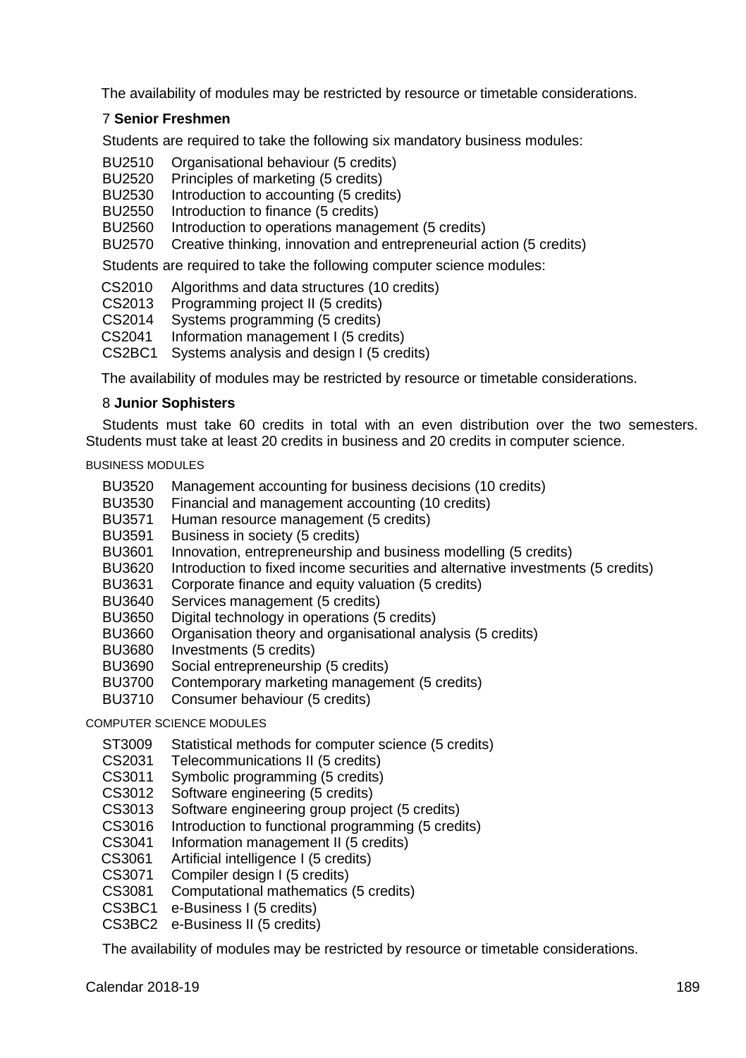The availability of modules may be restricted by resource or timetable considerations.

### 7 **Senior Freshmen**

Students are required to take the following six mandatory business modules:

- BU2510 Organisational behaviour (5 credits)
- BU2520 Principles of marketing (5 credits)
- BU2530 Introduction to accounting (5 credits)
- BU2550 Introduction to finance (5 credits)
- BU2560 Introduction to operations management (5 credits)
- BU2570 Creative thinking, innovation and entrepreneurial action (5 credits)

Students are required to take the following computer science modules:

- CS2010 Algorithms and data structures (10 credits)
- CS2013 Programming project II (5 credits)
- CS2014 Systems programming (5 credits)
- CS2041 Information management I (5 credits)
- CS2BC1 Systems analysis and design I (5 credits)

The availability of modules may be restricted by resource or timetable considerations.

### 8 **Junior Sophisters**

Students must take 60 credits in total with an even distribution over the two semesters. Students must take at least 20 credits in business and 20 credits in computer science.

BUSINESS MODULES

- BU3520 Management accounting for business decisions (10 credits)
- BU3530 Financial and management accounting (10 credits)
- BU3571 Human resource management (5 credits)
- BU3591 Business in society (5 credits)
- BU3601 Innovation, entrepreneurship and business modelling (5 credits)
- BU3620 Introduction to fixed income securities and alternative investments (5 credits)
- BU3631 Corporate finance and equity valuation (5 credits)
- BU3640 Services management (5 credits)
- BU3650 Digital technology in operations (5 credits)
- BU3660 Organisation theory and organisational analysis (5 credits)
- BU3680 Investments (5 credits)
- BU3690 Social entrepreneurship (5 credits)
- BU3700 Contemporary marketing management (5 credits)
- BU3710 Consumer behaviour (5 credits)

COMPUTER SCIENCE MODULES

- ST3009 Statistical methods for computer science (5 credits)
- CS2031 Telecommunications II (5 credits)
- CS3011 Symbolic programming (5 credits)
- CS3012 Software engineering (5 credits)
- CS3013 Software engineering group project (5 credits)
- CS3016 Introduction to functional programming (5 credits)
- CS3041 Information management II (5 credits)
- CS3061 Artificial intelligence I (5 credits)
- CS3071 Compiler design I (5 credits)
- CS3081 Computational mathematics (5 credits)
- CS3BC1 e-Business I (5 credits)
- CS3BC2 e-Business II (5 credits)

The availability of modules may be restricted by resource or timetable considerations.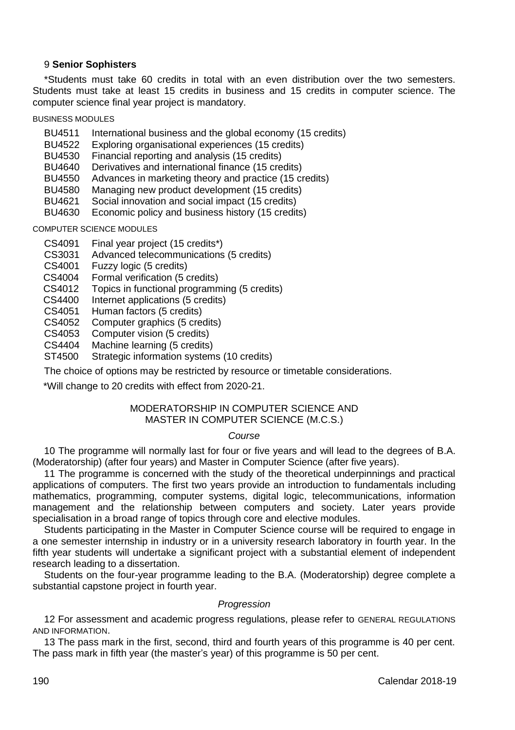## 9 **Senior Sophisters**

*Students must take 60 credits in total with an even distribution over the two semesters. Students must take at least 15 credits in business and 15 credits in computer science. The computer science final year project is mandatory.

BUSINESS MODULES

- BU4511 International business and the global economy (15 credits)
- BU4522 Exploring organisational experiences (15 credits)
- BU4530 Financial reporting and analysis (15 credits)
- BU4640 Derivatives and international finance (15 credits)
- BU4550 Advances in marketing theory and practice (15 credits)
- BU4580 Managing new product development (15 credits)
- BU4621 Social innovation and social impact (15 credits)
- BU4630 Economic policy and business history (15 credits)

COMPUTER SCIENCE MODULES

- CS4091 Final year project (15 credits*)
- CS3031 Advanced telecommunications (5 credits)
- CS4001 Fuzzy logic (5 credits)
- CS4004 Formal verification (5 credits)
- CS4012 Topics in functional programming (5 credits)
- CS4400 Internet applications (5 credits)
- CS4051 Human factors (5 credits)
- CS4052 Computer graphics (5 credits)
- CS4053 Computer vision (5 credits)
- CS4404 Machine learning (5 credits)
- ST4500 Strategic information systems (10 credits)

The choice of options may be restricted by resource or timetable considerations.

*Will change to 20 credits with effect from 2020-21.

## MODERATORSHIP IN COMPUTER SCIENCE AND MASTER IN COMPUTER SCIENCE (M.C.S.)

### *Course*

10 The programme will normally last for four or five years and will lead to the degrees of B.A. (Moderatorship) (after four years) and Master in Computer Science (after five years).

11 The programme is concerned with the study of the theoretical underpinnings and practical applications of computers. The first two years provide an introduction to fundamentals including mathematics, programming, computer systems, digital logic, telecommunications, information management and the relationship between computers and society. Later years provide specialisation in a broad range of topics through core and elective modules.

Students participating in the Master in Computer Science course will be required to engage in a one semester internship in industry or in a university research laboratory in fourth year. In the fifth year students will undertake a significant project with a substantial element of independent research leading to a dissertation.

Students on the four-year programme leading to the B.A. (Moderatorship) degree complete a substantial capstone project in fourth year.

### *Progression*

12 For assessment and academic progress regulations, please refer to GENERAL REGULATIONS AND INFORMATION.

13 The pass mark in the first, second, third and fourth years of this programme is 40 per cent. The pass mark in fifth year (the master's year) of this programme is 50 per cent.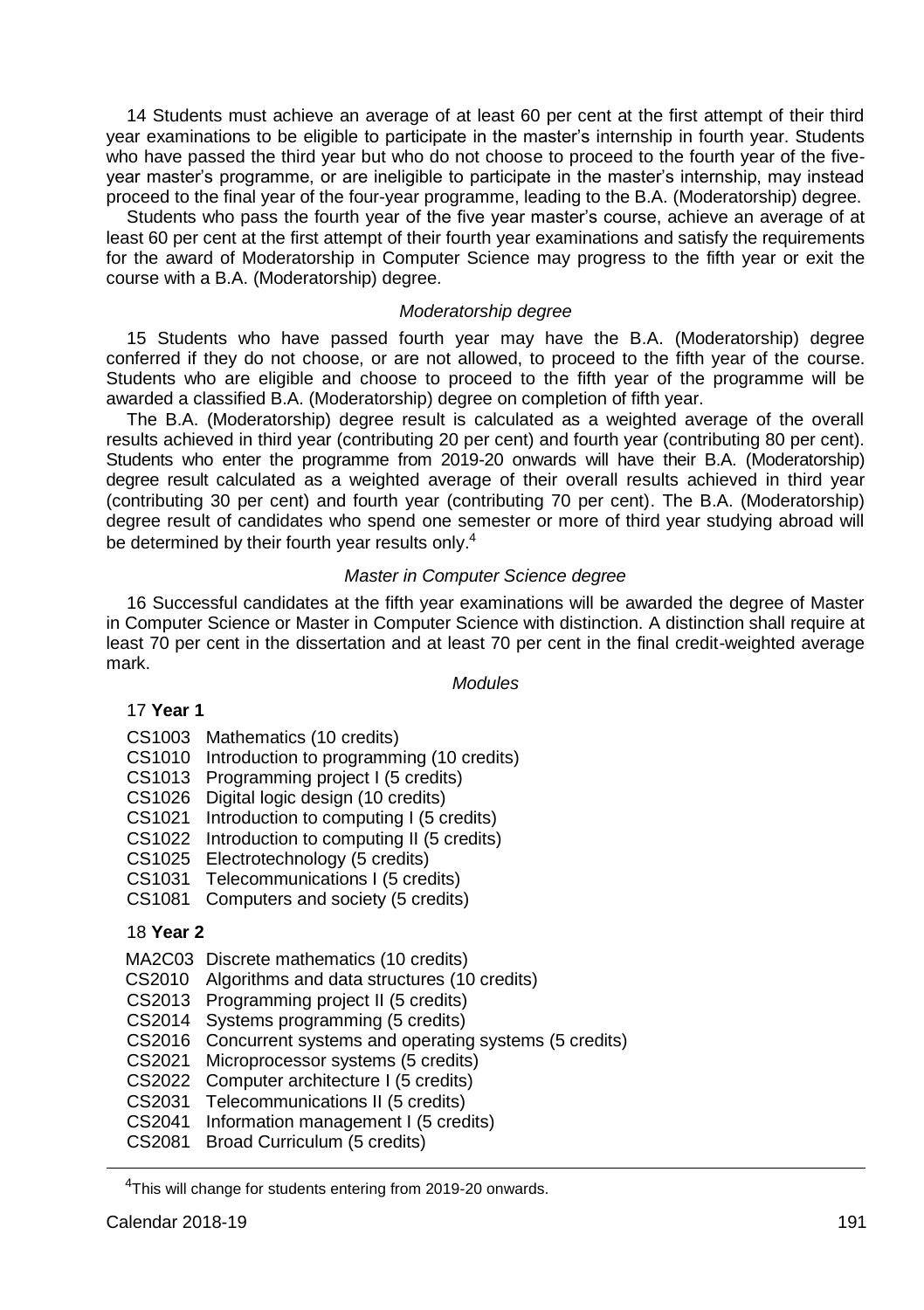14 Students must achieve an average of at least 60 per cent at the first attempt of their third year examinations to be eligible to participate in the master's internship in fourth year. Students who have passed the third year but who do not choose to proceed to the fourth year of the five-year master's programme, or are ineligible to participate in the master's internship, may instead proceed to the final year of the four-year programme, leading to the B.A. (Moderatorship) degree.

Students who pass the fourth year of the five year master's course, achieve an average of at least 60 per cent at the first attempt of their fourth year examinations and satisfy the requirements for the award of Moderatorship in Computer Science may progress to the fifth year or exit the course with a B.A. (Moderatorship) degree.

*Moderatorship degree*

15 Students who have passed fourth year may have the B.A. (Moderatorship) degree conferred if they do not choose, or are not allowed, to proceed to the fifth year of the course. Students who are eligible and choose to proceed to the fifth year of the programme will be awarded a classified B.A. (Moderatorship) degree on completion of fifth year.

The B.A. (Moderatorship) degree result is calculated as a weighted average of the overall results achieved in third year (contributing 20 per cent) and fourth year (contributing 80 per cent). Students who enter the programme from 2019-20 onwards will have their B.A. (Moderatorship) degree result calculated as a weighted average of their overall results achieved in third year (contributing 30 per cent) and fourth year (contributing 70 per cent). The B.A. (Moderatorship) degree result of candidates who spend one semester or more of third year studying abroad will be determined by their fourth year results only.[4]

*Master in Computer Science degree*

16 Successful candidates at the fifth year examinations will be awarded the degree of Master in Computer Science or Master in Computer Science with distinction. A distinction shall require at least 70 per cent in the dissertation and at least 70 per cent in the final credit-weighted average mark.

*Modules*

17 **Year 1**

- CS1003 Mathematics (10 credits)
- CS1010 Introduction to programming (10 credits)
- CS1013 Programming project I (5 credits)
- CS1026 Digital logic design (10 credits)
- CS1021 Introduction to computing I (5 credits)
- CS1022 Introduction to computing II (5 credits)
- CS1025 Electrotechnology (5 credits)
- CS1031 Telecommunications I (5 credits)
- CS1081 Computers and society (5 credits)

18 **Year 2**

- MA2C03 Discrete mathematics (10 credits)
- CS2010 Algorithms and data structures (10 credits)
- CS2013 Programming project II (5 credits)
- CS2014 Systems programming (5 credits)
- CS2016 Concurrent systems and operating systems (5 credits)
- CS2021 Microprocessor systems (5 credits)
- CS2022 Computer architecture I (5 credits)
- CS2031 Telecommunications II (5 credits)
- CS2041 Information management I (5 credits)
- CS2081 Broad Curriculum (5 credits)

[4] This will change for students entering from 2019-20 onwards.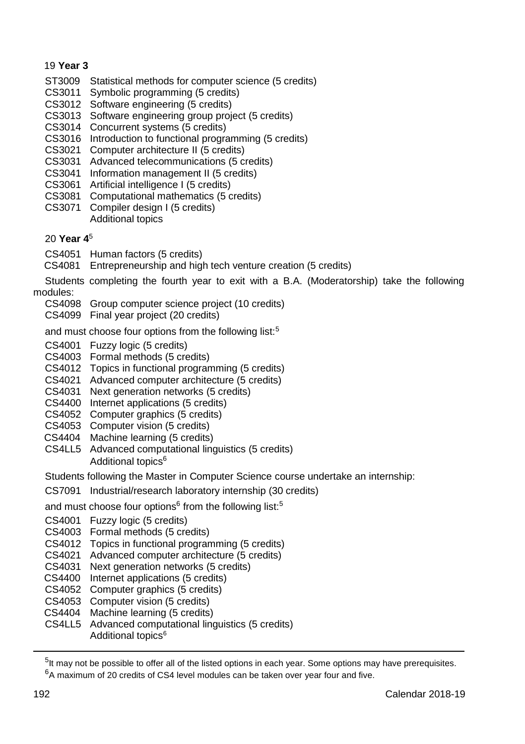19 **Year 3**

- ST3009 Statistical methods for computer science (5 credits)
- CS3011 Symbolic programming (5 credits)
- CS3012 Software engineering (5 credits)
- CS3013 Software engineering group project (5 credits)
- CS3014 Concurrent systems (5 credits)
- CS3016 Introduction to functional programming (5 credits)
- CS3021 Computer architecture II (5 credits)
- CS3031 Advanced telecommunications (5 credits)
- CS3041 Information management II (5 credits)
- CS3061 Artificial intelligence I (5 credits)
- CS3081 Computational mathematics (5 credits)
- CS3071 Compiler design I (5 credits)
- Additional topics

20 **Year 4**[5]

- CS4051 Human factors (5 credits)
- CS4081 Entrepreneurship and high tech venture creation (5 credits)

Students completing the fourth year to exit with a B.A. (Moderatorship) take the following modules:

- CS4098 Group computer science project (10 credits)
- CS4099 Final year project (20 credits)

and must choose four options from the following list:[5]

- CS4001 Fuzzy logic (5 credits)
- CS4003 Formal methods (5 credits)
- CS4012 Topics in functional programming (5 credits)
- CS4021 Advanced computer architecture (5 credits)
- CS4031 Next generation networks (5 credits)
- CS4400 Internet applications (5 credits)
- CS4052 Computer graphics (5 credits)
- CS4053 Computer vision (5 credits)
- CS4404 Machine learning (5 credits)
- CS4LL5 Advanced computational linguistics (5 credits)
- Additional topics[6]

Students following the Master in Computer Science course undertake an internship:

- CS7091 Industrial/research laboratory internship (30 credits)

and must choose four options[6] from the following list:[5]

- CS4001 Fuzzy logic (5 credits)
- CS4003 Formal methods (5 credits)
- CS4012 Topics in functional programming (5 credits)
- CS4021 Advanced computer architecture (5 credits)
- CS4031 Next generation networks (5 credits)
- CS4400 Internet applications (5 credits)
- CS4052 Computer graphics (5 credits)
- CS4053 Computer vision (5 credits)
- CS4404 Machine learning (5 credits)
- CS4LL5 Advanced computational linguistics (5 credits)
- Additional topics[6]

---

[5] It may not be possible to offer all of the listed options in each year. Some options may have prerequisites.

[6] A maximum of 20 credits of CS4 level modules can be taken over year four and five.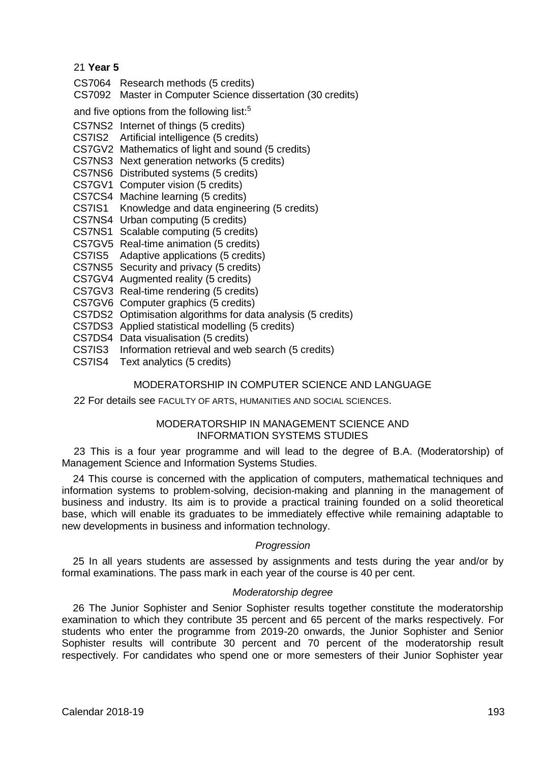21 **Year 5**

CS7064 Research methods (5 credits)
CS7092 Master in Computer Science dissertation (30 credits)

and five options from the following list:[5]

CS7NS2 Internet of things (5 credits)
CS7IS2 Artificial intelligence (5 credits)
CS7GV2 Mathematics of light and sound (5 credits)
CS7NS3 Next generation networks (5 credits)
CS7NS6 Distributed systems (5 credits)
CS7GV1 Computer vision (5 credits)
CS7CS4 Machine learning (5 credits)
CS7IS1 Knowledge and data engineering (5 credits)
CS7NS4 Urban computing (5 credits)
CS7NS1 Scalable computing (5 credits)
CS7GV5 Real-time animation (5 credits)
CS7IS5 Adaptive applications (5 credits)
CS7NS5 Security and privacy (5 credits)
CS7GV4 Augmented reality (5 credits)
CS7GV3 Real-time rendering (5 credits)
CS7GV6 Computer graphics (5 credits)
CS7DS2 Optimisation algorithms for data analysis (5 credits)
CS7DS3 Applied statistical modelling (5 credits)
CS7DS4 Data visualisation (5 credits)
CS7IS3 Information retrieval and web search (5 credits)
CS7IS4 Text analytics (5 credits)

## MODERATORSHIP IN COMPUTER SCIENCE AND LANGUAGE

22 For details see FACULTY OF ARTS, HUMANITIES AND SOCIAL SCIENCES.

## MODERATORSHIP IN MANAGEMENT SCIENCE AND INFORMATION SYSTEMS STUDIES

23 This is a four year programme and will lead to the degree of B.A. (Moderatorship) of Management Science and Information Systems Studies.

24 This course is concerned with the application of computers, mathematical techniques and information systems to problem-solving, decision-making and planning in the management of business and industry. Its aim is to provide a practical training founded on a solid theoretical base, which will enable its graduates to be immediately effective while remaining adaptable to new developments in business and information technology.

*Progression*

25 In all years students are assessed by assignments and tests during the year and/or by formal examinations. The pass mark in each year of the course is 40 per cent.

*Moderatorship degree*

26 The Junior Sophister and Senior Sophister results together constitute the moderatorship examination to which they contribute 35 percent and 65 percent of the marks respectively. For students who enter the programme from 2019-20 onwards, the Junior Sophister and Senior Sophister results will contribute 30 percent and 70 percent of the moderatorship result respectively. For candidates who spend one or more semesters of their Junior Sophister year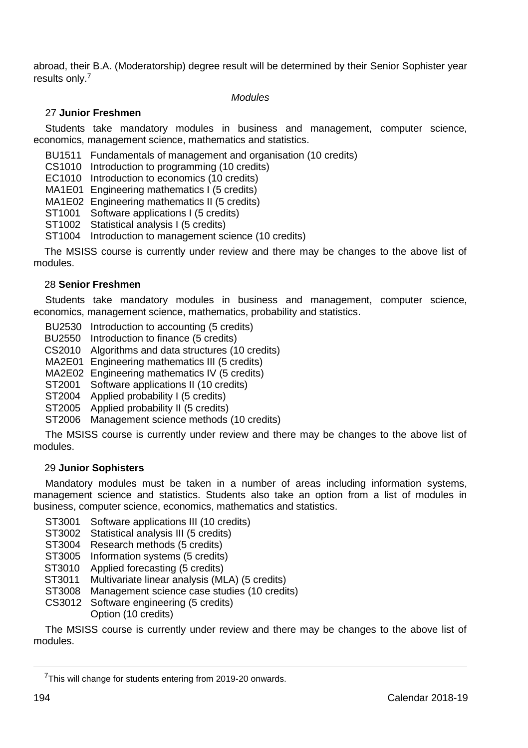abroad, their B.A. (Moderatorship) degree result will be determined by their Senior Sophister year results only.[7]

*Modules*

27 **Junior Freshmen**

Students take mandatory modules in business and management, computer science, economics, management science, mathematics and statistics.

- BU1511 Fundamentals of management and organisation (10 credits)
- CS1010 Introduction to programming (10 credits)
- EC1010 Introduction to economics (10 credits)
- MA1E01 Engineering mathematics I (5 credits)
- MA1E02 Engineering mathematics II (5 credits)
- ST1001 Software applications I (5 credits)
- ST1002 Statistical analysis I (5 credits)
- ST1004 Introduction to management science (10 credits)

The MSISS course is currently under review and there may be changes to the above list of modules.

28 **Senior Freshmen**

Students take mandatory modules in business and management, computer science, economics, management science, mathematics, probability and statistics.

- BU2530 Introduction to accounting (5 credits)
- BU2550 Introduction to finance (5 credits)
- CS2010 Algorithms and data structures (10 credits)
- MA2E01 Engineering mathematics III (5 credits)
- MA2E02 Engineering mathematics IV (5 credits)
- ST2001 Software applications II (10 credits)
- ST2004 Applied probability I (5 credits)
- ST2005 Applied probability II (5 credits)
- ST2006 Management science methods (10 credits)

The MSISS course is currently under review and there may be changes to the above list of modules.

29 **Junior Sophisters**

Mandatory modules must be taken in a number of areas including information systems, management science and statistics. Students also take an option from a list of modules in business, computer science, economics, mathematics and statistics.

- ST3001 Software applications III (10 credits)
- ST3002 Statistical analysis III (5 credits)
- ST3004 Research methods (5 credits)
- ST3005 Information systems (5 credits)
- ST3010 Applied forecasting (5 credits)
- ST3011 Multivariate linear analysis (MLA) (5 credits)
- ST3008 Management science case studies (10 credits)
- CS3012 Software engineering (5 credits)
- Option (10 credits)

The MSISS course is currently under review and there may be changes to the above list of modules.

[7] This will change for students entering from 2019-20 onwards.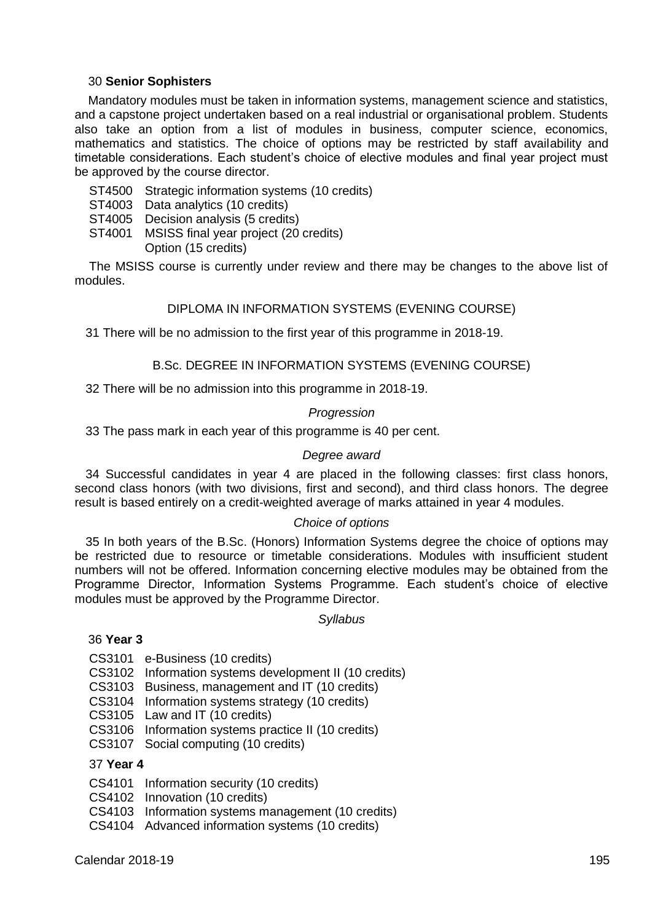30 **Senior Sophisters**

Mandatory modules must be taken in information systems, management science and statistics, and a capstone project undertaken based on a real industrial or organisational problem. Students also take an option from a list of modules in business, computer science, economics, mathematics and statistics. The choice of options may be restricted by staff availability and timetable considerations. Each student's choice of elective modules and final year project must be approved by the course director.

ST4500 Strategic information systems (10 credits)
ST4003 Data analytics (10 credits)
ST4005 Decision analysis (5 credits)
ST4001 MSISS final year project (20 credits)
Option (15 credits)

The MSISS course is currently under review and there may be changes to the above list of modules.

## DIPLOMA IN INFORMATION SYSTEMS (EVENING COURSE)

31 There will be no admission to the first year of this programme in 2018-19.

## B.Sc. DEGREE IN INFORMATION SYSTEMS (EVENING COURSE)

32 There will be no admission into this programme in 2018-19.

*Progression*

33 The pass mark in each year of this programme is 40 per cent.

*Degree award*

34 Successful candidates in year 4 are placed in the following classes: first class honors, second class honors (with two divisions, first and second), and third class honors. The degree result is based entirely on a credit-weighted average of marks attained in year 4 modules.

*Choice of options*

35 In both years of the B.Sc. (Honors) Information Systems degree the choice of options may be restricted due to resource or timetable considerations. Modules with insufficient student numbers will not be offered. Information concerning elective modules may be obtained from the Programme Director, Information Systems Programme. Each student's choice of elective modules must be approved by the Programme Director.

*Syllabus*

36 **Year 3**

CS3101 e-Business (10 credits)
CS3102 Information systems development II (10 credits)
CS3103 Business, management and IT (10 credits)
CS3104 Information systems strategy (10 credits)
CS3105 Law and IT (10 credits)
CS3106 Information systems practice II (10 credits)
CS3107 Social computing (10 credits)

37 **Year 4**

CS4101 Information security (10 credits)
CS4102 Innovation (10 credits)
CS4103 Information systems management (10 credits)
CS4104 Advanced information systems (10 credits)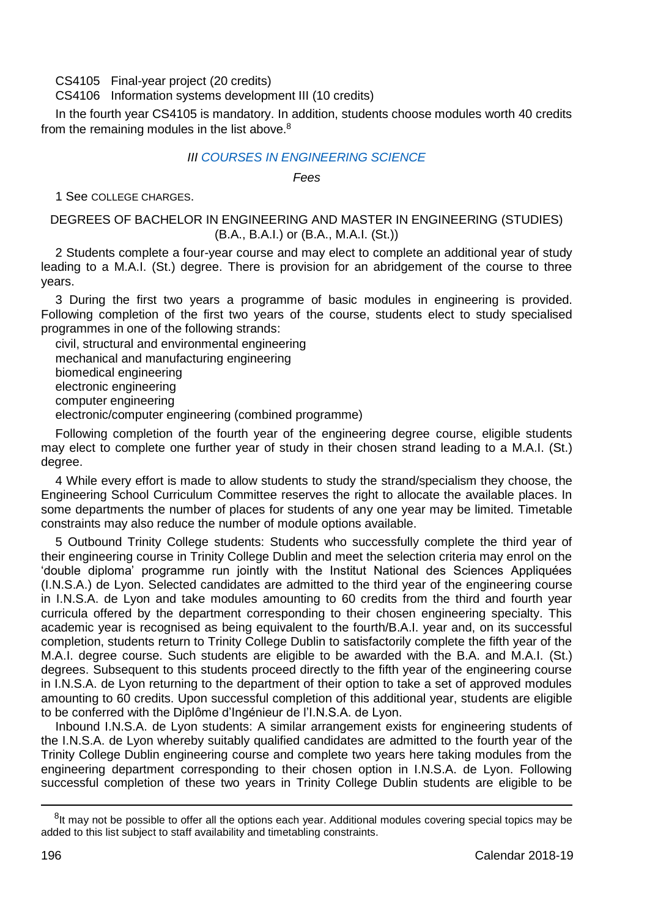CS4105 Final-year project (20 credits)

CS4106 Information systems development III (10 credits)

In the fourth year CS4105 is mandatory. In addition, students choose modules worth 40 credits from the remaining modules in the list above.[8]

### *III COURSES IN ENGINEERING SCIENCE*

*Fees*

1 See COLLEGE CHARGES.

#### DEGREES OF BACHELOR IN ENGINEERING AND MASTER IN ENGINEERING (STUDIES) (B.A., B.A.I.) or (B.A., M.A.I. (St.))

2 Students complete a four-year course and may elect to complete an additional year of study leading to a M.A.I. (St.) degree. There is provision for an abridgement of the course to three years.

3 During the first two years a programme of basic modules in engineering is provided. Following completion of the first two years of the course, students elect to study specialised programmes in one of the following strands:

civil, structural and environmental engineering
mechanical and manufacturing engineering
biomedical engineering
electronic engineering
computer engineering
electronic/computer engineering (combined programme)

Following completion of the fourth year of the engineering degree course, eligible students may elect to complete one further year of study in their chosen strand leading to a M.A.I. (St.) degree.

4 While every effort is made to allow students to study the strand/specialism they choose, the Engineering School Curriculum Committee reserves the right to allocate the available places. In some departments the number of places for students of any one year may be limited. Timetable constraints may also reduce the number of module options available.

5 Outbound Trinity College students: Students who successfully complete the third year of their engineering course in Trinity College Dublin and meet the selection criteria may enrol on the 'double diploma' programme run jointly with the Institut National des Sciences Appliquées (I.N.S.A.) de Lyon. Selected candidates are admitted to the third year of the engineering course in I.N.S.A. de Lyon and take modules amounting to 60 credits from the third and fourth year curricula offered by the department corresponding to their chosen engineering specialty. This academic year is recognised as being equivalent to the fourth/B.A.I. year and, on its successful completion, students return to Trinity College Dublin to satisfactorily complete the fifth year of the M.A.I. degree course. Such students are eligible to be awarded with the B.A. and M.A.I. (St.) degrees. Subsequent to this students proceed directly to the fifth year of the engineering course in I.N.S.A. de Lyon returning to the department of their option to take a set of approved modules amounting to 60 credits. Upon successful completion of this additional year, students are eligible to be conferred with the Diplôme d'Ingénieur de l'I.N.S.A. de Lyon.

Inbound I.N.S.A. de Lyon students: A similar arrangement exists for engineering students of the I.N.S.A. de Lyon whereby suitably qualified candidates are admitted to the fourth year of the Trinity College Dublin engineering course and complete two years here taking modules from the engineering department corresponding to their chosen option in I.N.S.A. de Lyon. Following successful completion of these two years in Trinity College Dublin students are eligible to be

---

[8] It may not be possible to offer all the options each year. Additional modules covering special topics may be added to this list subject to staff availability and timetabling constraints.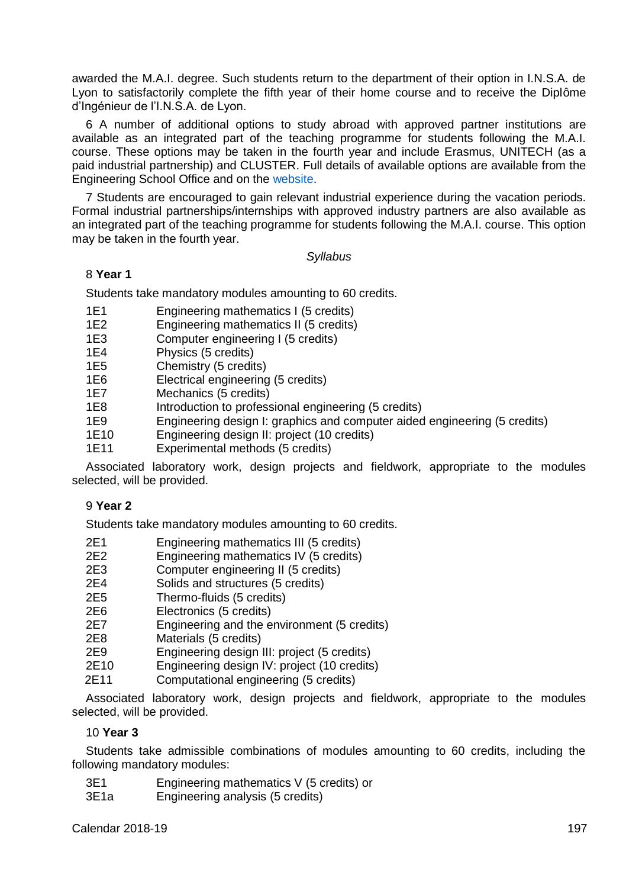awarded the M.A.I. degree. Such students return to the department of their option in I.N.S.A. de Lyon to satisfactorily complete the fifth year of their home course and to receive the Diplôme d'Ingénieur de l'I.N.S.A. de Lyon.

6 A number of additional options to study abroad with approved partner institutions are available as an integrated part of the teaching programme for students following the M.A.I. course. These options may be taken in the fourth year and include Erasmus, UNITECH (as a paid industrial partnership) and CLUSTER. Full details of available options are available from the Engineering School Office and on the website.

7 Students are encouraged to gain relevant industrial experience during the vacation periods. Formal industrial partnerships/internships with approved industry partners are also available as an integrated part of the teaching programme for students following the M.A.I. course. This option may be taken in the fourth year.

*Syllabus*

8 **Year 1**

Students take mandatory modules amounting to 60 credits.

| | |
|---|---|
| 1E1 | Engineering mathematics I (5 credits) |
| 1E2 | Engineering mathematics II (5 credits) |
| 1E3 | Computer engineering I (5 credits) |
| 1E4 | Physics (5 credits) |
| 1E5 | Chemistry (5 credits) |
| 1E6 | Electrical engineering (5 credits) |
| 1E7 | Mechanics (5 credits) |
| 1E8 | Introduction to professional engineering (5 credits) |
| 1E9 | Engineering design I: graphics and computer aided engineering (5 credits) |
| 1E10 | Engineering design II: project (10 credits) |
| 1E11 | Experimental methods (5 credits) |

Associated laboratory work, design projects and fieldwork, appropriate to the modules selected, will be provided.

9 **Year 2**

Students take mandatory modules amounting to 60 credits.

| | |
|---|---|
| 2E1 | Engineering mathematics III (5 credits) |
| 2E2 | Engineering mathematics IV (5 credits) |
| 2E3 | Computer engineering II (5 credits) |
| 2E4 | Solids and structures (5 credits) |
| 2E5 | Thermo-fluids (5 credits) |
| 2E6 | Electronics (5 credits) |
| 2E7 | Engineering and the environment (5 credits) |
| 2E8 | Materials (5 credits) |
| 2E9 | Engineering design III: project (5 credits) |
| 2E10 | Engineering design IV: project (10 credits) |
| 2E11 | Computational engineering (5 credits) |

Associated laboratory work, design projects and fieldwork, appropriate to the modules selected, will be provided.

10 **Year 3**

Students take admissible combinations of modules amounting to 60 credits, including the following mandatory modules:

| | |
|---|---|
| 3E1 | Engineering mathematics V (5 credits) or |
| 3E1a | Engineering analysis (5 credits) |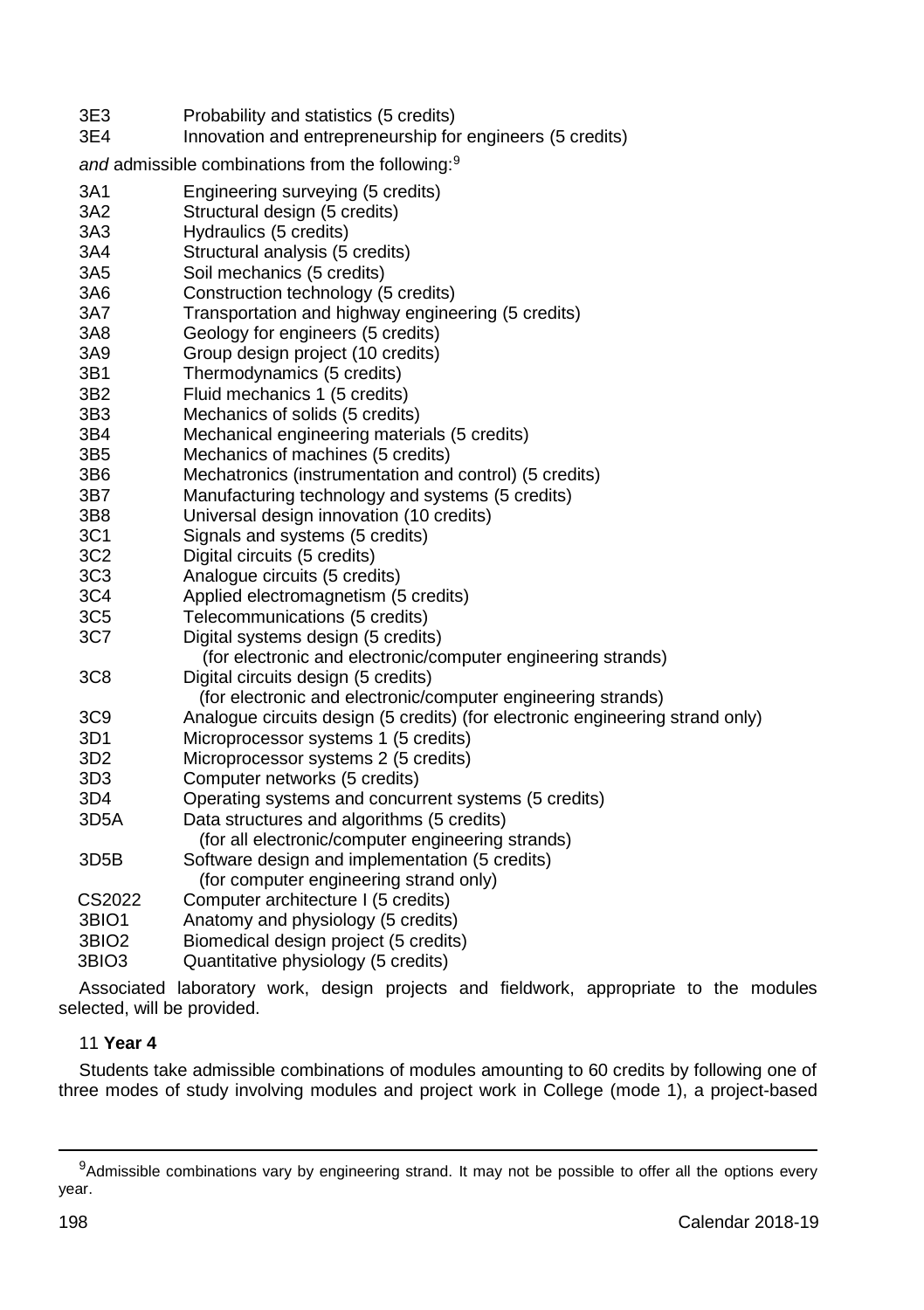| | |
|---|---|
| 3E3 | Probability and statistics (5 credits) |
| 3E4 | Innovation and entrepreneurship for engineers (5 credits) |

*and* admissible combinations from the following:[9]

| | |
|---|---|
| 3A1 | Engineering surveying (5 credits) |
| 3A2 | Structural design (5 credits) |
| 3A3 | Hydraulics (5 credits) |
| 3A4 | Structural analysis (5 credits) |
| 3A5 | Soil mechanics (5 credits) |
| 3A6 | Construction technology (5 credits) |
| 3A7 | Transportation and highway engineering (5 credits) |
| 3A8 | Geology for engineers (5 credits) |
| 3A9 | Group design project (10 credits) |
| 3B1 | Thermodynamics (5 credits) |
| 3B2 | Fluid mechanics 1 (5 credits) |
| 3B3 | Mechanics of solids (5 credits) |
| 3B4 | Mechanical engineering materials (5 credits) |
| 3B5 | Mechanics of machines (5 credits) |
| 3B6 | Mechatronics (instrumentation and control) (5 credits) |
| 3B7 | Manufacturing technology and systems (5 credits) |
| 3B8 | Universal design innovation (10 credits) |
| 3C1 | Signals and systems (5 credits) |
| 3C2 | Digital circuits (5 credits) |
| 3C3 | Analogue circuits (5 credits) |
| 3C4 | Applied electromagnetism (5 credits) |
| 3C5 | Telecommunications (5 credits) |
| 3C7 | Digital systems design (5 credits) (for electronic and electronic/computer engineering strands) |
| 3C8 | Digital circuits design (5 credits) (for electronic and electronic/computer engineering strands) |
| 3C9 | Analogue circuits design (5 credits) (for electronic engineering strand only) |
| 3D1 | Microprocessor systems 1 (5 credits) |
| 3D2 | Microprocessor systems 2 (5 credits) |
| 3D3 | Computer networks (5 credits) |
| 3D4 | Operating systems and concurrent systems (5 credits) |
| 3D5A | Data structures and algorithms (5 credits) (for all electronic/computer engineering strands) |
| 3D5B | Software design and implementation (5 credits) (for computer engineering strand only) |
| CS2022 | Computer architecture I (5 credits) |
| 3BIO1 | Anatomy and physiology (5 credits) |
| 3BIO2 | Biomedical design project (5 credits) |
| 3BIO3 | Quantitative physiology (5 credits) |

Associated laboratory work, design projects and fieldwork, appropriate to the modules selected, will be provided.

11 **Year 4**

Students take admissible combinations of modules amounting to 60 credits by following one of three modes of study involving modules and project work in College (mode 1), a project-based

[9] Admissible combinations vary by engineering strand. It may not be possible to offer all the options every year.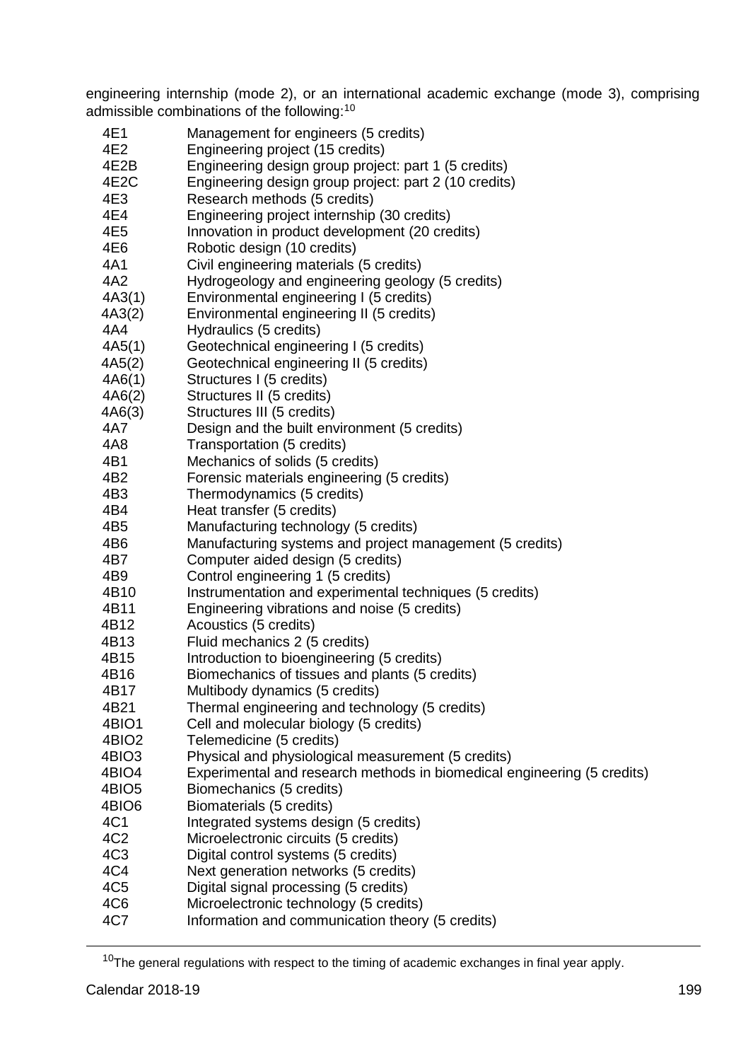engineering internship (mode 2), or an international academic exchange (mode 3), comprising admissible combinations of the following:[10]

| | |
|---|---|
| 4E1 | Management for engineers (5 credits) |
| 4E2 | Engineering project (15 credits) |
| 4E2B | Engineering design group project: part 1 (5 credits) |
| 4E2C | Engineering design group project: part 2 (10 credits) |
| 4E3 | Research methods (5 credits) |
| 4E4 | Engineering project internship (30 credits) |
| 4E5 | Innovation in product development (20 credits) |
| 4E6 | Robotic design (10 credits) |
| 4A1 | Civil engineering materials (5 credits) |
| 4A2 | Hydrogeology and engineering geology (5 credits) |
| 4A3(1) | Environmental engineering I (5 credits) |
| 4A3(2) | Environmental engineering II (5 credits) |
| 4A4 | Hydraulics (5 credits) |
| 4A5(1) | Geotechnical engineering I (5 credits) |
| 4A5(2) | Geotechnical engineering II (5 credits) |
| 4A6(1) | Structures I (5 credits) |
| 4A6(2) | Structures II (5 credits) |
| 4A6(3) | Structures III (5 credits) |
| 4A7 | Design and the built environment (5 credits) |
| 4A8 | Transportation (5 credits) |
| 4B1 | Mechanics of solids (5 credits) |
| 4B2 | Forensic materials engineering (5 credits) |
| 4B3 | Thermodynamics (5 credits) |
| 4B4 | Heat transfer (5 credits) |
| 4B5 | Manufacturing technology (5 credits) |
| 4B6 | Manufacturing systems and project management (5 credits) |
| 4B7 | Computer aided design (5 credits) |
| 4B9 | Control engineering 1 (5 credits) |
| 4B10 | Instrumentation and experimental techniques (5 credits) |
| 4B11 | Engineering vibrations and noise (5 credits) |
| 4B12 | Acoustics (5 credits) |
| 4B13 | Fluid mechanics 2 (5 credits) |
| 4B15 | Introduction to bioengineering (5 credits) |
| 4B16 | Biomechanics of tissues and plants (5 credits) |
| 4B17 | Multibody dynamics (5 credits) |
| 4B21 | Thermal engineering and technology (5 credits) |
| 4BIO1 | Cell and molecular biology (5 credits) |
| 4BIO2 | Telemedicine (5 credits) |
| 4BIO3 | Physical and physiological measurement (5 credits) |
| 4BIO4 | Experimental and research methods in biomedical engineering (5 credits) |
| 4BIO5 | Biomechanics (5 credits) |
| 4BIO6 | Biomaterials (5 credits) |
| 4C1 | Integrated systems design (5 credits) |
| 4C2 | Microelectronic circuits (5 credits) |
| 4C3 | Digital control systems (5 credits) |
| 4C4 | Next generation networks (5 credits) |
| 4C5 | Digital signal processing (5 credits) |
| 4C6 | Microelectronic technology (5 credits) |
| 4C7 | Information and communication theory (5 credits) |

[10] The general regulations with respect to the timing of academic exchanges in final year apply.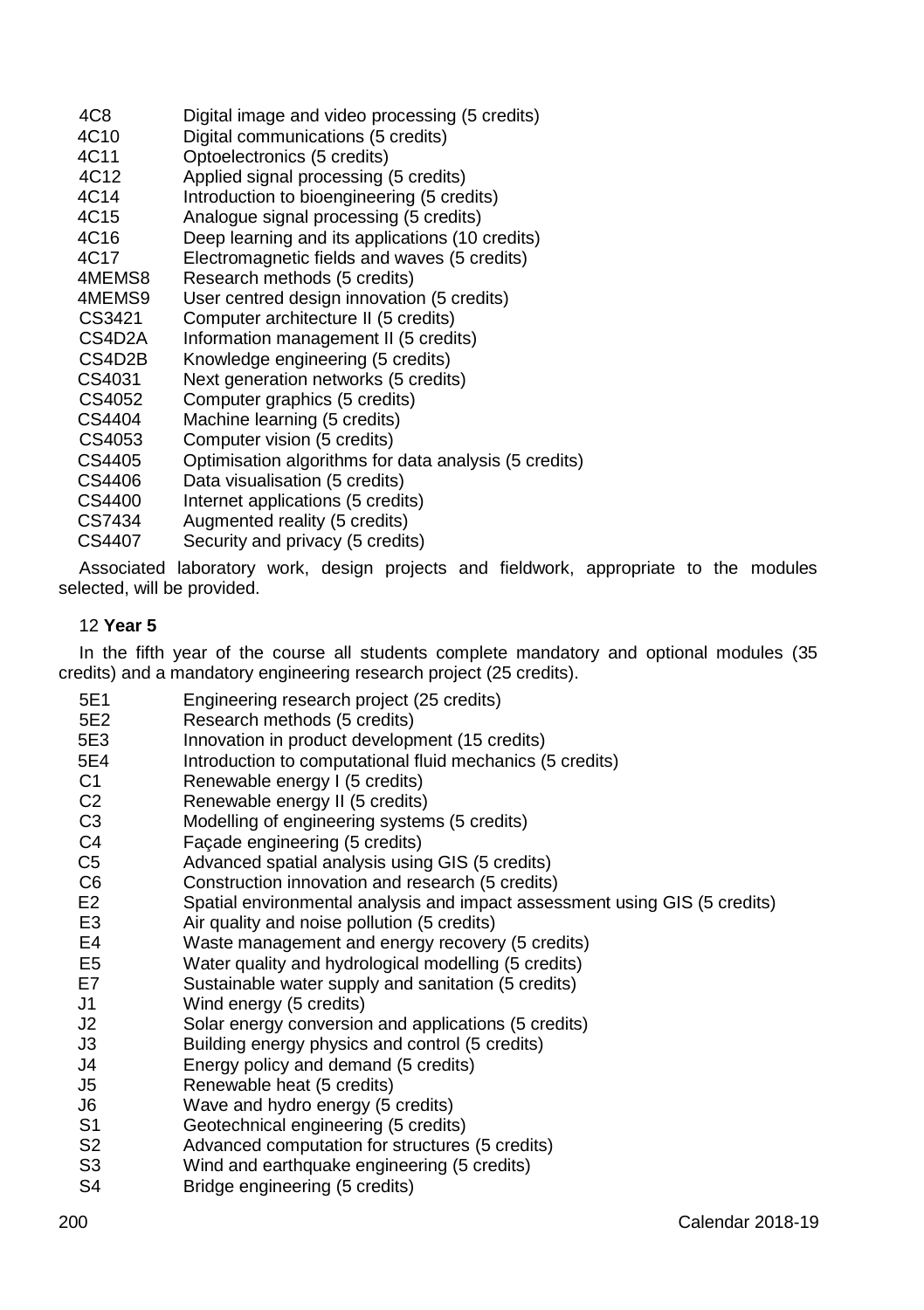4C8 Digital image and video processing (5 credits)
4C10 Digital communications (5 credits)
4C11 Optoelectronics (5 credits)
4C12 Applied signal processing (5 credits)
4C14 Introduction to bioengineering (5 credits)
4C15 Analogue signal processing (5 credits)
4C16 Deep learning and its applications (10 credits)
4C17 Electromagnetic fields and waves (5 credits)
4MEMS8 Research methods (5 credits)
4MEMS9 User centred design innovation (5 credits)
CS3421 Computer architecture II (5 credits)
CS4D2A Information management II (5 credits)
CS4D2B Knowledge engineering (5 credits)
CS4031 Next generation networks (5 credits)
CS4052 Computer graphics (5 credits)
CS4404 Machine learning (5 credits)
CS4053 Computer vision (5 credits)
CS4405 Optimisation algorithms for data analysis (5 credits)
CS4406 Data visualisation (5 credits)
CS4400 Internet applications (5 credits)
CS7434 Augmented reality (5 credits)
CS4407 Security and privacy (5 credits)

Associated laboratory work, design projects and fieldwork, appropriate to the modules selected, will be provided.

12 **Year 5**

In the fifth year of the course all students complete mandatory and optional modules (35 credits) and a mandatory engineering research project (25 credits).

5E1 Engineering research project (25 credits)
5E2 Research methods (5 credits)
5E3 Innovation in product development (15 credits)
5E4 Introduction to computational fluid mechanics (5 credits)
C1 Renewable energy I (5 credits)
C2 Renewable energy II (5 credits)
C3 Modelling of engineering systems (5 credits)
C4 Façade engineering (5 credits)
C5 Advanced spatial analysis using GIS (5 credits)
C6 Construction innovation and research (5 credits)
E2 Spatial environmental analysis and impact assessment using GIS (5 credits)
E3 Air quality and noise pollution (5 credits)
E4 Waste management and energy recovery (5 credits)
E5 Water quality and hydrological modelling (5 credits)
E7 Sustainable water supply and sanitation (5 credits)
J1 Wind energy (5 credits)
J2 Solar energy conversion and applications (5 credits)
J3 Building energy physics and control (5 credits)
J4 Energy policy and demand (5 credits)
J5 Renewable heat (5 credits)
J6 Wave and hydro energy (5 credits)
S1 Geotechnical engineering (5 credits)
S2 Advanced computation for structures (5 credits)
S3 Wind and earthquake engineering (5 credits)
S4 Bridge engineering (5 credits)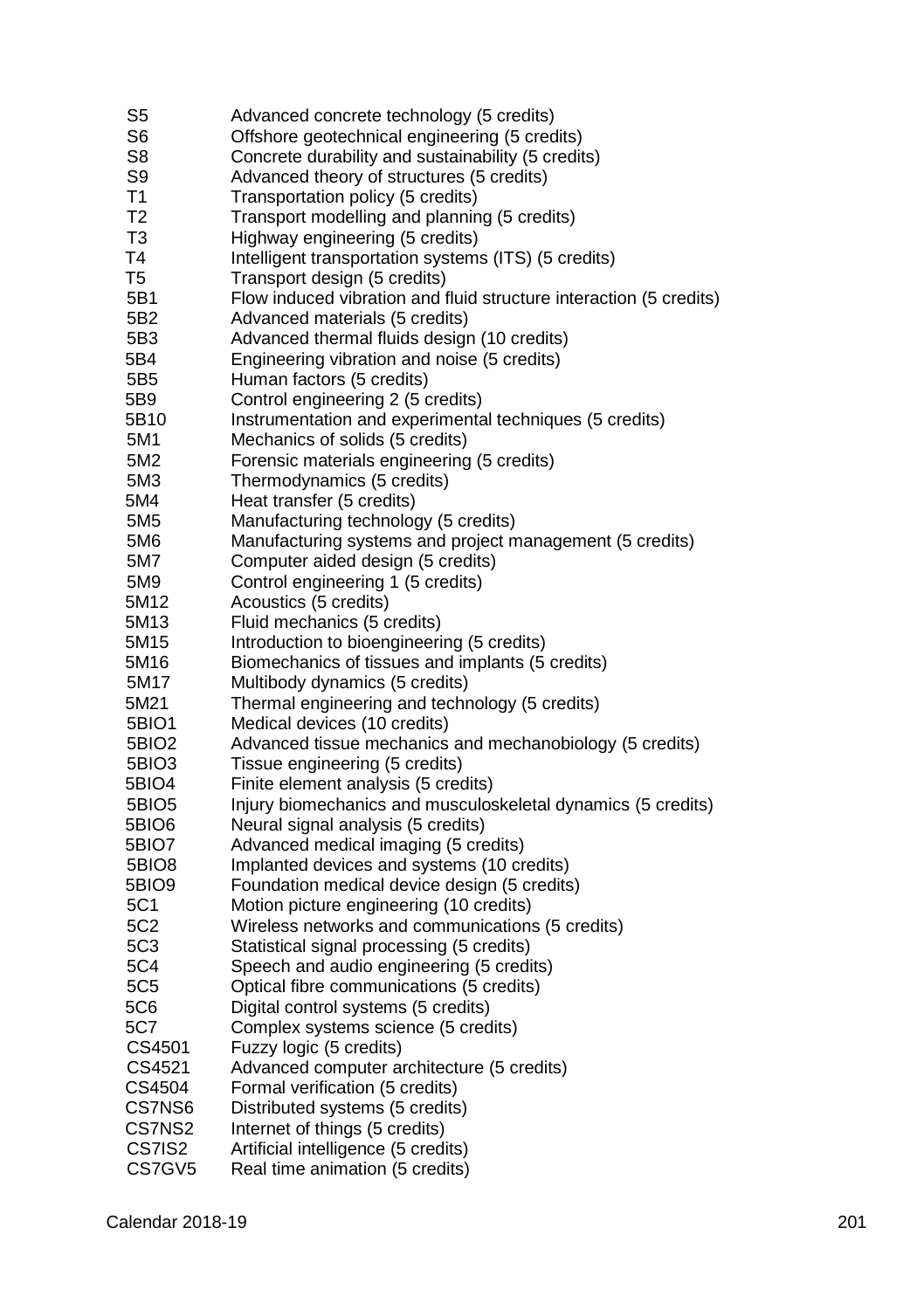| | |
|---|---|
| S5 | Advanced concrete technology (5 credits) |
| S6 | Offshore geotechnical engineering (5 credits) |
| S8 | Concrete durability and sustainability (5 credits) |
| S9 | Advanced theory of structures (5 credits) |
| T1 | Transportation policy (5 credits) |
| T2 | Transport modelling and planning (5 credits) |
| T3 | Highway engineering (5 credits) |
| T4 | Intelligent transportation systems (ITS) (5 credits) |
| T5 | Transport design (5 credits) |
| 5B1 | Flow induced vibration and fluid structure interaction (5 credits) |
| 5B2 | Advanced materials (5 credits) |
| 5B3 | Advanced thermal fluids design (10 credits) |
| 5B4 | Engineering vibration and noise (5 credits) |
| 5B5 | Human factors (5 credits) |
| 5B9 | Control engineering 2 (5 credits) |
| 5B10 | Instrumentation and experimental techniques (5 credits) |
| 5M1 | Mechanics of solids (5 credits) |
| 5M2 | Forensic materials engineering (5 credits) |
| 5M3 | Thermodynamics (5 credits) |
| 5M4 | Heat transfer (5 credits) |
| 5M5 | Manufacturing technology (5 credits) |
| 5M6 | Manufacturing systems and project management (5 credits) |
| 5M7 | Computer aided design (5 credits) |
| 5M9 | Control engineering 1 (5 credits) |
| 5M12 | Acoustics (5 credits) |
| 5M13 | Fluid mechanics (5 credits) |
| 5M15 | Introduction to bioengineering (5 credits) |
| 5M16 | Biomechanics of tissues and implants (5 credits) |
| 5M17 | Multibody dynamics (5 credits) |
| 5M21 | Thermal engineering and technology (5 credits) |
| 5BIO1 | Medical devices (10 credits) |
| 5BIO2 | Advanced tissue mechanics and mechanobiology (5 credits) |
| 5BIO3 | Tissue engineering (5 credits) |
| 5BIO4 | Finite element analysis (5 credits) |
| 5BIO5 | Injury biomechanics and musculoskeletal dynamics (5 credits) |
| 5BIO6 | Neural signal analysis (5 credits) |
| 5BIO7 | Advanced medical imaging (5 credits) |
| 5BIO8 | Implanted devices and systems (10 credits) |
| 5BIO9 | Foundation medical device design (5 credits) |
| 5C1 | Motion picture engineering (10 credits) |
| 5C2 | Wireless networks and communications (5 credits) |
| 5C3 | Statistical signal processing (5 credits) |
| 5C4 | Speech and audio engineering (5 credits) |
| 5C5 | Optical fibre communications (5 credits) |
| 5C6 | Digital control systems (5 credits) |
| 5C7 | Complex systems science (5 credits) |
| CS4501 | Fuzzy logic (5 credits) |
| CS4521 | Advanced computer architecture (5 credits) |
| CS4504 | Formal verification (5 credits) |
| CS7NS6 | Distributed systems (5 credits) |
| CS7NS2 | Internet of things (5 credits) |
| CS7IS2 | Artificial intelligence (5 credits) |
| CS7GV5 | Real time animation (5 credits) |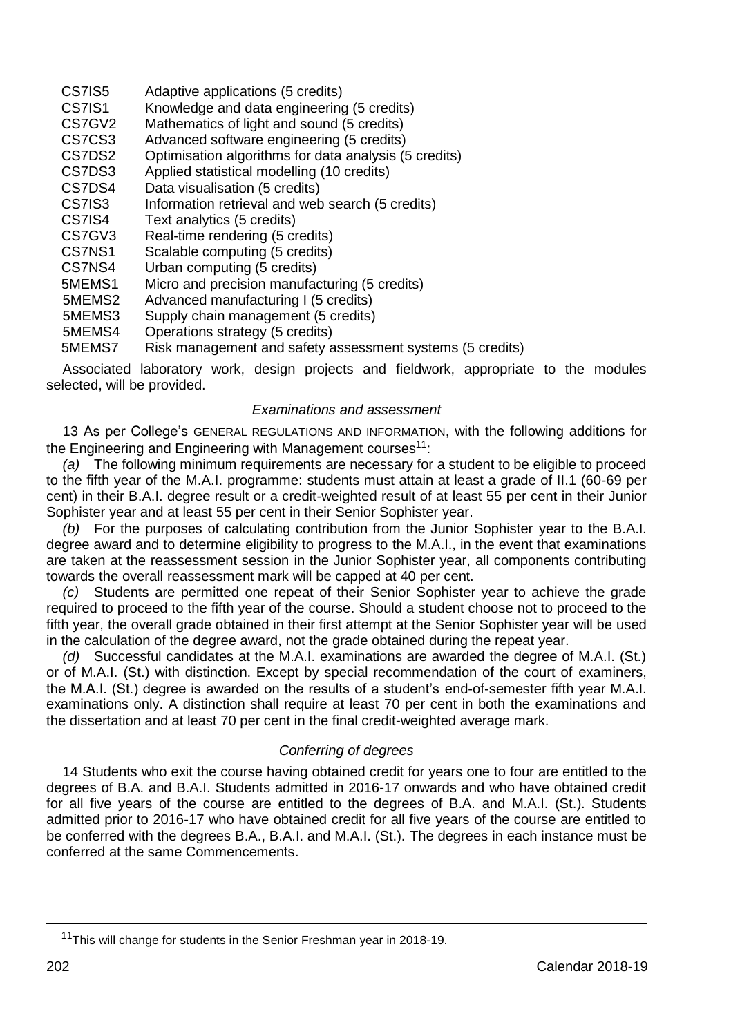| | |
|---|---|
| CS7IS5 | Adaptive applications (5 credits) |
| CS7IS1 | Knowledge and data engineering (5 credits) |
| CS7GV2 | Mathematics of light and sound (5 credits) |
| CS7CS3 | Advanced software engineering (5 credits) |
| CS7DS2 | Optimisation algorithms for data analysis (5 credits) |
| CS7DS3 | Applied statistical modelling (10 credits) |
| CS7DS4 | Data visualisation (5 credits) |
| CS7IS3 | Information retrieval and web search (5 credits) |
| CS7IS4 | Text analytics (5 credits) |
| CS7GV3 | Real-time rendering (5 credits) |
| CS7NS1 | Scalable computing (5 credits) |
| CS7NS4 | Urban computing (5 credits) |
| 5MEMS1 | Micro and precision manufacturing (5 credits) |
| 5MEMS2 | Advanced manufacturing I (5 credits) |
| 5MEMS3 | Supply chain management (5 credits) |
| 5MEMS4 | Operations strategy (5 credits) |
| 5MEMS7 | Risk management and safety assessment systems (5 credits) |

Associated laboratory work, design projects and fieldwork, appropriate to the modules selected, will be provided.

*Examinations and assessment*

13 As per College's GENERAL REGULATIONS AND INFORMATION, with the following additions for the Engineering and Engineering with Management courses[11]:

*(a)* The following minimum requirements are necessary for a student to be eligible to proceed to the fifth year of the M.A.I. programme: students must attain at least a grade of II.1 (60-69 per cent) in their B.A.I. degree result or a credit-weighted result of at least 55 per cent in their Junior Sophister year and at least 55 per cent in their Senior Sophister year.

*(b)* For the purposes of calculating contribution from the Junior Sophister year to the B.A.I. degree award and to determine eligibility to progress to the M.A.I., in the event that examinations are taken at the reassessment session in the Junior Sophister year, all components contributing towards the overall reassessment mark will be capped at 40 per cent.

*(c)* Students are permitted one repeat of their Senior Sophister year to achieve the grade required to proceed to the fifth year of the course. Should a student choose not to proceed to the fifth year, the overall grade obtained in their first attempt at the Senior Sophister year will be used in the calculation of the degree award, not the grade obtained during the repeat year.

*(d)* Successful candidates at the M.A.I. examinations are awarded the degree of M.A.I. (St.) or of M.A.I. (St.) with distinction. Except by special recommendation of the court of examiners, the M.A.I. (St.) degree is awarded on the results of a student's end-of-semester fifth year M.A.I. examinations only. A distinction shall require at least 70 per cent in both the examinations and the dissertation and at least 70 per cent in the final credit-weighted average mark.

*Conferring of degrees*

14 Students who exit the course having obtained credit for years one to four are entitled to the degrees of B.A. and B.A.I. Students admitted in 2016-17 onwards and who have obtained credit for all five years of the course are entitled to the degrees of B.A. and M.A.I. (St.). Students admitted prior to 2016-17 who have obtained credit for all five years of the course are entitled to be conferred with the degrees B.A., B.A.I. and M.A.I. (St.). The degrees in each instance must be conferred at the same Commencements.

[11] This will change for students in the Senior Freshman year in 2018-19.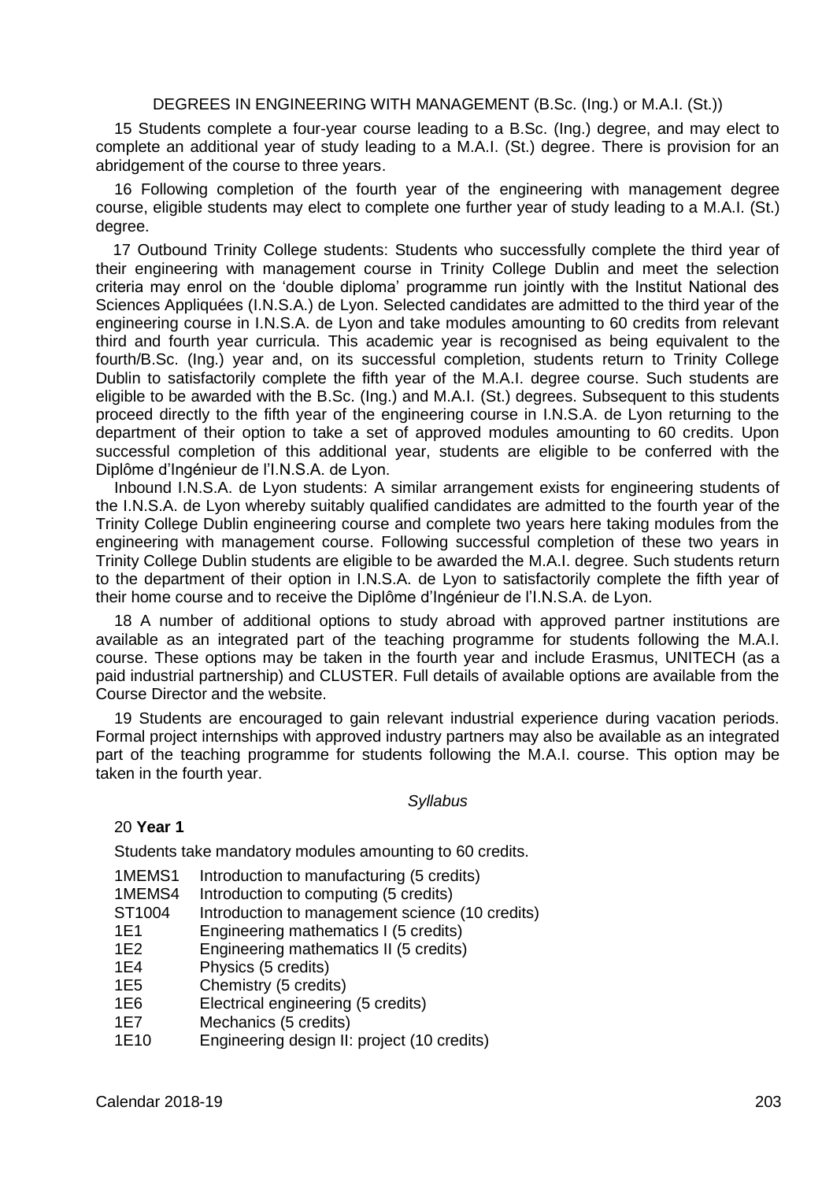## DEGREES IN ENGINEERING WITH MANAGEMENT (B.Sc. (Ing.) or M.A.I. (St.))

15 Students complete a four-year course leading to a B.Sc. (Ing.) degree, and may elect to complete an additional year of study leading to a M.A.I. (St.) degree. There is provision for an abridgement of the course to three years.

16 Following completion of the fourth year of the engineering with management degree course, eligible students may elect to complete one further year of study leading to a M.A.I. (St.) degree.

17 Outbound Trinity College students: Students who successfully complete the third year of their engineering with management course in Trinity College Dublin and meet the selection criteria may enrol on the 'double diploma' programme run jointly with the Institut National des Sciences Appliquées (I.N.S.A.) de Lyon. Selected candidates are admitted to the third year of the engineering course in I.N.S.A. de Lyon and take modules amounting to 60 credits from relevant third and fourth year curricula. This academic year is recognised as being equivalent to the fourth/B.Sc. (Ing.) year and, on its successful completion, students return to Trinity College Dublin to satisfactorily complete the fifth year of the M.A.I. degree course. Such students are eligible to be awarded with the B.Sc. (Ing.) and M.A.I. (St.) degrees. Subsequent to this students proceed directly to the fifth year of the engineering course in I.N.S.A. de Lyon returning to the department of their option to take a set of approved modules amounting to 60 credits. Upon successful completion of this additional year, students are eligible to be conferred with the Diplôme d'Ingénieur de l'I.N.S.A. de Lyon.

Inbound I.N.S.A. de Lyon students: A similar arrangement exists for engineering students of the I.N.S.A. de Lyon whereby suitably qualified candidates are admitted to the fourth year of the Trinity College Dublin engineering course and complete two years here taking modules from the engineering with management course. Following successful completion of these two years in Trinity College Dublin students are eligible to be awarded the M.A.I. degree. Such students return to the department of their option in I.N.S.A. de Lyon to satisfactorily complete the fifth year of their home course and to receive the Diplôme d'Ingénieur de l'I.N.S.A. de Lyon.

18 A number of additional options to study abroad with approved partner institutions are available as an integrated part of the teaching programme for students following the M.A.I. course. These options may be taken in the fourth year and include Erasmus, UNITECH (as a paid industrial partnership) and CLUSTER. Full details of available options are available from the Course Director and the website.

19 Students are encouraged to gain relevant industrial experience during vacation periods. Formal project internships with approved industry partners may also be available as an integrated part of the teaching programme for students following the M.A.I. course. This option may be taken in the fourth year.

### *Syllabus*

20 **Year 1**

Students take mandatory modules amounting to 60 credits.

- 1MEMS1 Introduction to manufacturing (5 credits)
- 1MEMS4 Introduction to computing (5 credits)
- ST1004 Introduction to management science (10 credits)
- 1E1 Engineering mathematics I (5 credits)
- 1E2 Engineering mathematics II (5 credits)
- 1E4 Physics (5 credits)
- 1E5 Chemistry (5 credits)
- 1E6 Electrical engineering (5 credits)
- 1E7 Mechanics (5 credits)
- 1E10 Engineering design II: project (10 credits)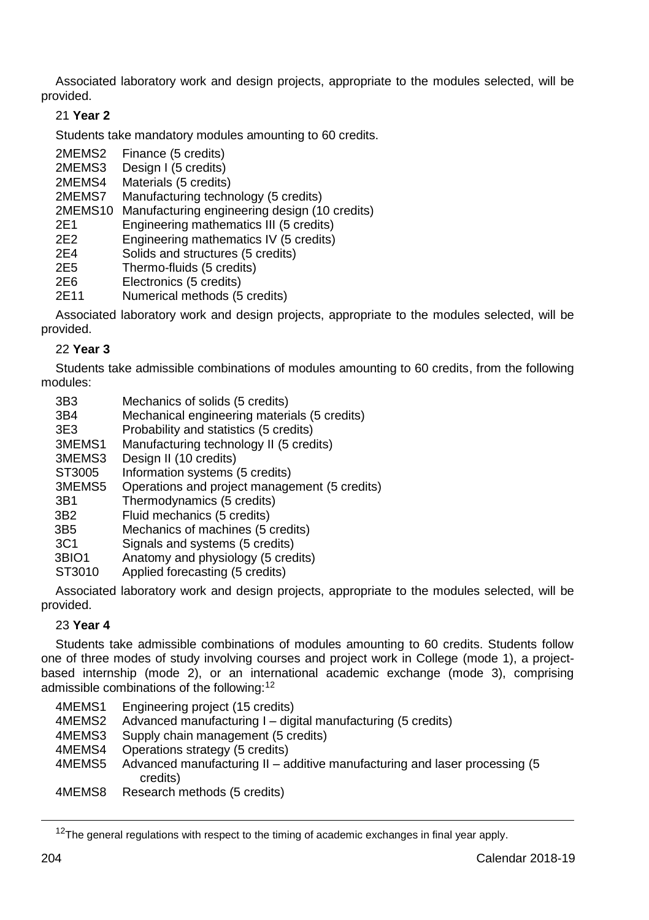Associated laboratory work and design projects, appropriate to the modules selected, will be provided.

21 **Year 2**

Students take mandatory modules amounting to 60 credits.

| | |
|---|---|
| 2MEMS2 | Finance (5 credits) |
| 2MEMS3 | Design I (5 credits) |
| 2MEMS4 | Materials (5 credits) |
| 2MEMS7 | Manufacturing technology (5 credits) |
| 2MEMS10 | Manufacturing engineering design (10 credits) |
| 2E1 | Engineering mathematics III (5 credits) |
| 2E2 | Engineering mathematics IV (5 credits) |
| 2E4 | Solids and structures (5 credits) |
| 2E5 | Thermo-fluids (5 credits) |
| 2E6 | Electronics (5 credits) |
| 2E11 | Numerical methods (5 credits) |

Associated laboratory work and design projects, appropriate to the modules selected, will be provided.

22 **Year 3**

Students take admissible combinations of modules amounting to 60 credits, from the following modules:

| | |
|---|---|
| 3B3 | Mechanics of solids (5 credits) |
| 3B4 | Mechanical engineering materials (5 credits) |
| 3E3 | Probability and statistics (5 credits) |
| 3MEMS1 | Manufacturing technology II (5 credits) |
| 3MEMS3 | Design II (10 credits) |
| ST3005 | Information systems (5 credits) |
| 3MEMS5 | Operations and project management (5 credits) |
| 3B1 | Thermodynamics (5 credits) |
| 3B2 | Fluid mechanics (5 credits) |
| 3B5 | Mechanics of machines (5 credits) |
| 3C1 | Signals and systems (5 credits) |
| 3BIO1 | Anatomy and physiology (5 credits) |
| ST3010 | Applied forecasting (5 credits) |

Associated laboratory work and design projects, appropriate to the modules selected, will be provided.

23 **Year 4**

Students take admissible combinations of modules amounting to 60 credits. Students follow one of three modes of study involving courses and project work in College (mode 1), a project-based internship (mode 2), or an international academic exchange (mode 3), comprising admissible combinations of the following:[12]

| | |
|---|---|
| 4MEMS1 | Engineering project (15 credits) |
| 4MEMS2 | Advanced manufacturing I – digital manufacturing (5 credits) |
| 4MEMS3 | Supply chain management (5 credits) |
| 4MEMS4 | Operations strategy (5 credits) |
| 4MEMS5 | Advanced manufacturing II – additive manufacturing and laser processing (5 credits) |
| 4MEMS8 | Research methods (5 credits) |

[12] The general regulations with respect to the timing of academic exchanges in final year apply.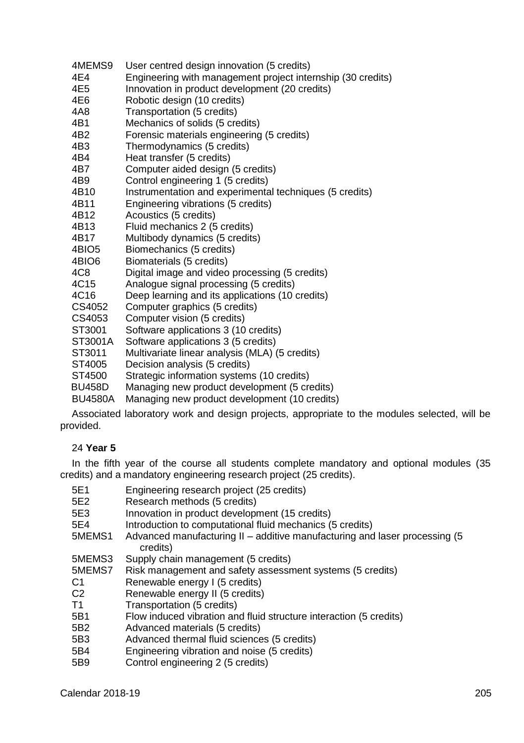| | |
|---|---|
| 4MEMS9 | User centred design innovation (5 credits) |
| 4E4 | Engineering with management project internship (30 credits) |
| 4E5 | Innovation in product development (20 credits) |
| 4E6 | Robotic design (10 credits) |
| 4A8 | Transportation (5 credits) |
| 4B1 | Mechanics of solids (5 credits) |
| 4B2 | Forensic materials engineering (5 credits) |
| 4B3 | Thermodynamics (5 credits) |
| 4B4 | Heat transfer (5 credits) |
| 4B7 | Computer aided design (5 credits) |
| 4B9 | Control engineering 1 (5 credits) |
| 4B10 | Instrumentation and experimental techniques (5 credits) |
| 4B11 | Engineering vibrations (5 credits) |
| 4B12 | Acoustics (5 credits) |
| 4B13 | Fluid mechanics 2 (5 credits) |
| 4B17 | Multibody dynamics (5 credits) |
| 4BIO5 | Biomechanics (5 credits) |
| 4BIO6 | Biomaterials (5 credits) |
| 4C8 | Digital image and video processing (5 credits) |
| 4C15 | Analogue signal processing (5 credits) |
| 4C16 | Deep learning and its applications (10 credits) |
| CS4052 | Computer graphics (5 credits) |
| CS4053 | Computer vision (5 credits) |
| ST3001 | Software applications 3 (10 credits) |
| ST3001A | Software applications 3 (5 credits) |
| ST3011 | Multivariate linear analysis (MLA) (5 credits) |
| ST4005 | Decision analysis (5 credits) |
| ST4500 | Strategic information systems (10 credits) |
| BU458D | Managing new product development (5 credits) |
| BU4580A | Managing new product development (10 credits) |

Associated laboratory work and design projects, appropriate to the modules selected, will be provided.

24 **Year 5**

In the fifth year of the course all students complete mandatory and optional modules (35 credits) and a mandatory engineering research project (25 credits).

| | |
|---|---|
| 5E1 | Engineering research project (25 credits) |
| 5E2 | Research methods (5 credits) |
| 5E3 | Innovation in product development (15 credits) |
| 5E4 | Introduction to computational fluid mechanics (5 credits) |
| 5MEMS1 | Advanced manufacturing II – additive manufacturing and laser processing (5 credits) |
| 5MEMS3 | Supply chain management (5 credits) |
| 5MEMS7 | Risk management and safety assessment systems (5 credits) |
| C1 | Renewable energy I (5 credits) |
| C2 | Renewable energy II (5 credits) |
| T1 | Transportation (5 credits) |
| 5B1 | Flow induced vibration and fluid structure interaction (5 credits) |
| 5B2 | Advanced materials (5 credits) |
| 5B3 | Advanced thermal fluid sciences (5 credits) |
| 5B4 | Engineering vibration and noise (5 credits) |
| 5B9 | Control engineering 2 (5 credits) |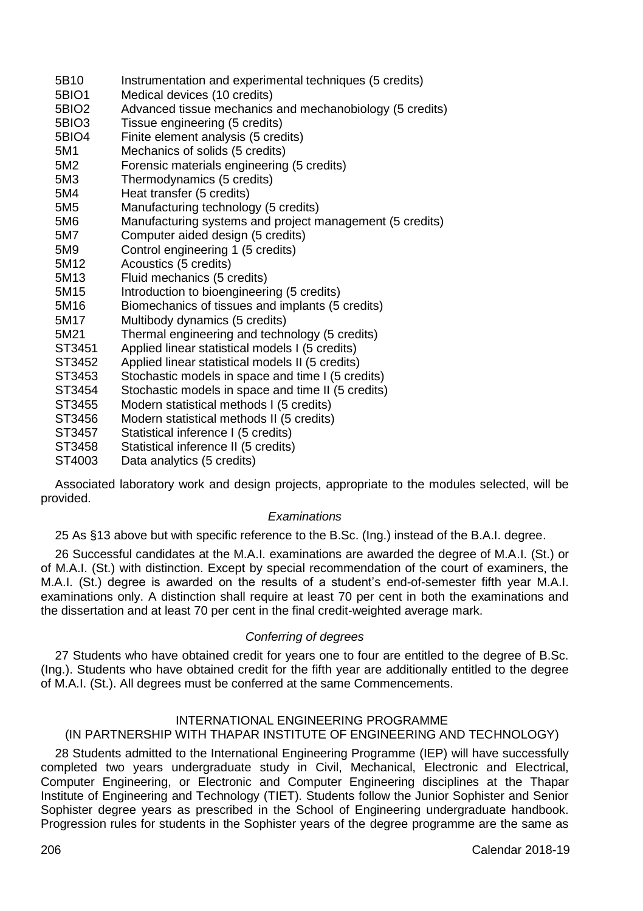5B10 Instrumentation and experimental techniques (5 credits)
5BIO1 Medical devices (10 credits)
5BIO2 Advanced tissue mechanics and mechanobiology (5 credits)
5BIO3 Tissue engineering (5 credits)
5BIO4 Finite element analysis (5 credits)
5M1 Mechanics of solids (5 credits)
5M2 Forensic materials engineering (5 credits)
5M3 Thermodynamics (5 credits)
5M4 Heat transfer (5 credits)
5M5 Manufacturing technology (5 credits)
5M6 Manufacturing systems and project management (5 credits)
5M7 Computer aided design (5 credits)
5M9 Control engineering 1 (5 credits)
5M12 Acoustics (5 credits)
5M13 Fluid mechanics (5 credits)
5M15 Introduction to bioengineering (5 credits)
5M16 Biomechanics of tissues and implants (5 credits)
5M17 Multibody dynamics (5 credits)
5M21 Thermal engineering and technology (5 credits)
ST3451 Applied linear statistical models I (5 credits)
ST3452 Applied linear statistical models II (5 credits)
ST3453 Stochastic models in space and time I (5 credits)
ST3454 Stochastic models in space and time II (5 credits)
ST3455 Modern statistical methods I (5 credits)
ST3456 Modern statistical methods II (5 credits)
ST3457 Statistical inference I (5 credits)
ST3458 Statistical inference II (5 credits)
ST4003 Data analytics (5 credits)

Associated laboratory work and design projects, appropriate to the modules selected, will be provided.

*Examinations*

25 As §13 above but with specific reference to the B.Sc. (Ing.) instead of the B.A.I. degree.

26 Successful candidates at the M.A.I. examinations are awarded the degree of M.A.I. (St.) or of M.A.I. (St.) with distinction. Except by special recommendation of the court of examiners, the M.A.I. (St.) degree is awarded on the results of a student's end-of-semester fifth year M.A.I. examinations only. A distinction shall require at least 70 per cent in both the examinations and the dissertation and at least 70 per cent in the final credit-weighted average mark.

*Conferring of degrees*

27 Students who have obtained credit for years one to four are entitled to the degree of B.Sc. (Ing.). Students who have obtained credit for the fifth year are additionally entitled to the degree of M.A.I. (St.). All degrees must be conferred at the same Commencements.

## INTERNATIONAL ENGINEERING PROGRAMME (IN PARTNERSHIP WITH THAPAR INSTITUTE OF ENGINEERING AND TECHNOLOGY)

28 Students admitted to the International Engineering Programme (IEP) will have successfully completed two years undergraduate study in Civil, Mechanical, Electronic and Electrical, Computer Engineering, or Electronic and Computer Engineering disciplines at the Thapar Institute of Engineering and Technology (TIET). Students follow the Junior Sophister and Senior Sophister degree years as prescribed in the School of Engineering undergraduate handbook. Progression rules for students in the Sophister years of the degree programme are the same as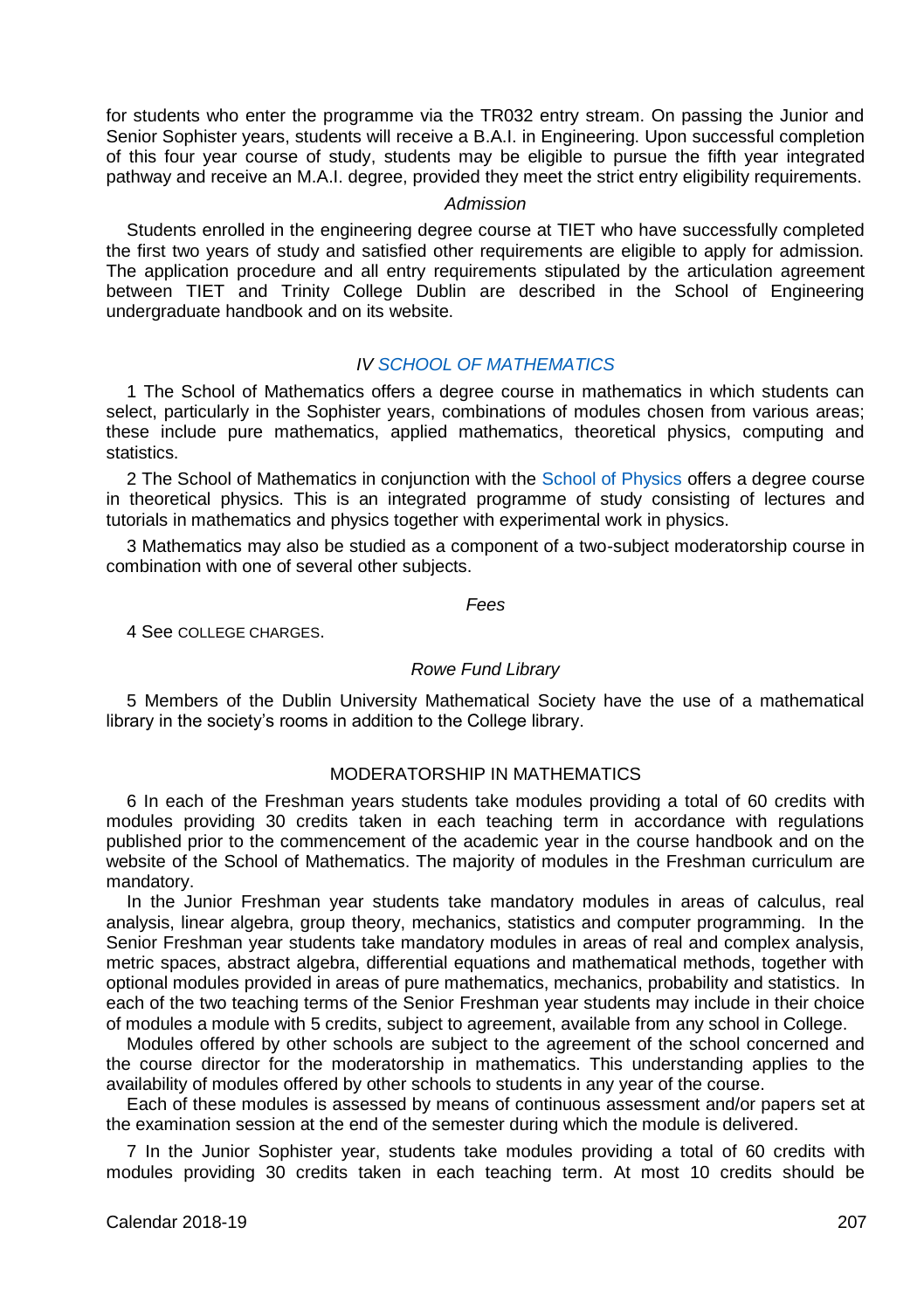for students who enter the programme via the TR032 entry stream. On passing the Junior and Senior Sophister years, students will receive a B.A.I. in Engineering. Upon successful completion of this four year course of study, students may be eligible to pursue the fifth year integrated pathway and receive an M.A.I. degree, provided they meet the strict entry eligibility requirements.

*Admission*

Students enrolled in the engineering degree course at TIET who have successfully completed the first two years of study and satisfied other requirements are eligible to apply for admission. The application procedure and all entry requirements stipulated by the articulation agreement between TIET and Trinity College Dublin are described in the School of Engineering undergraduate handbook and on its website.

## *IV SCHOOL OF MATHEMATICS*

1 The School of Mathematics offers a degree course in mathematics in which students can select, particularly in the Sophister years, combinations of modules chosen from various areas; these include pure mathematics, applied mathematics, theoretical physics, computing and statistics.

2 The School of Mathematics in conjunction with the School of Physics offers a degree course in theoretical physics. This is an integrated programme of study consisting of lectures and tutorials in mathematics and physics together with experimental work in physics.

3 Mathematics may also be studied as a component of a two-subject moderatorship course in combination with one of several other subjects.

*Fees*

4 See COLLEGE CHARGES.

*Rowe Fund Library*

5 Members of the Dublin University Mathematical Society have the use of a mathematical library in the society's rooms in addition to the College library.

### MODERATORSHIP IN MATHEMATICS

6 In each of the Freshman years students take modules providing a total of 60 credits with modules providing 30 credits taken in each teaching term in accordance with regulations published prior to the commencement of the academic year in the course handbook and on the website of the School of Mathematics. The majority of modules in the Freshman curriculum are mandatory.

In the Junior Freshman year students take mandatory modules in areas of calculus, real analysis, linear algebra, group theory, mechanics, statistics and computer programming. In the Senior Freshman year students take mandatory modules in areas of real and complex analysis, metric spaces, abstract algebra, differential equations and mathematical methods, together with optional modules provided in areas of pure mathematics, mechanics, probability and statistics. In each of the two teaching terms of the Senior Freshman year students may include in their choice of modules a module with 5 credits, subject to agreement, available from any school in College.

Modules offered by other schools are subject to the agreement of the school concerned and the course director for the moderatorship in mathematics. This understanding applies to the availability of modules offered by other schools to students in any year of the course.

Each of these modules is assessed by means of continuous assessment and/or papers set at the examination session at the end of the semester during which the module is delivered.

7 In the Junior Sophister year, students take modules providing a total of 60 credits with modules providing 30 credits taken in each teaching term. At most 10 credits should be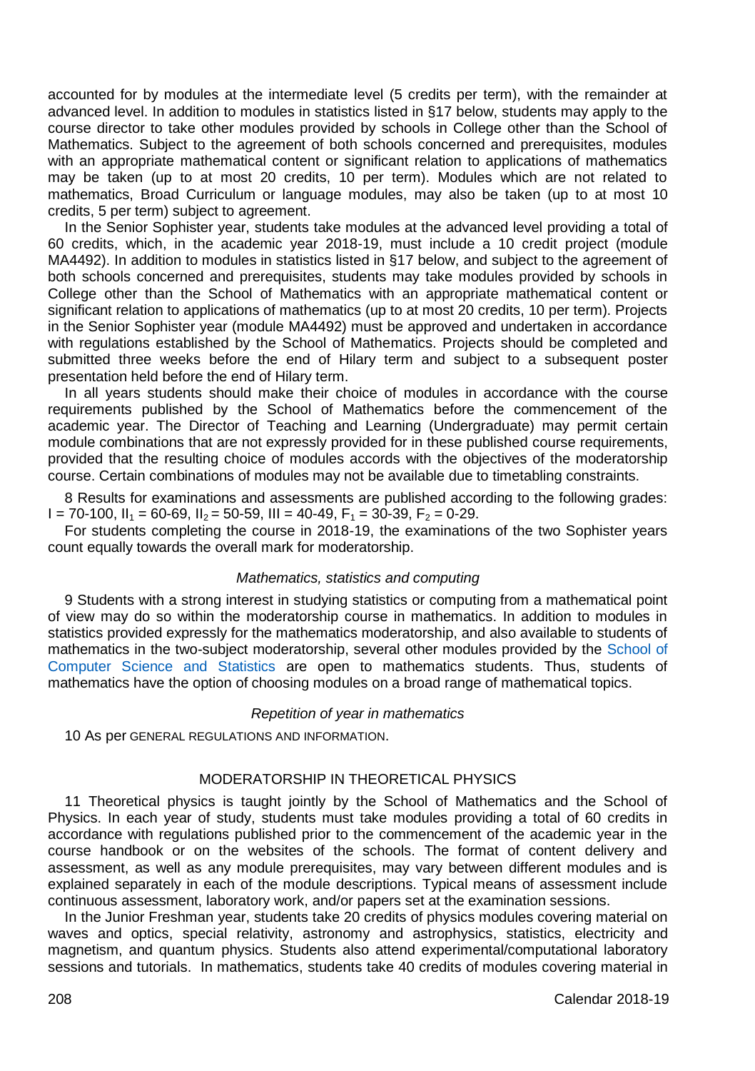accounted for by modules at the intermediate level (5 credits per term), with the remainder at advanced level. In addition to modules in statistics listed in §17 below, students may apply to the course director to take other modules provided by schools in College other than the School of Mathematics. Subject to the agreement of both schools concerned and prerequisites, modules with an appropriate mathematical content or significant relation to applications of mathematics may be taken (up to at most 20 credits, 10 per term). Modules which are not related to mathematics, Broad Curriculum or language modules, may also be taken (up to at most 10 credits, 5 per term) subject to agreement.

In the Senior Sophister year, students take modules at the advanced level providing a total of 60 credits, which, in the academic year 2018-19, must include a 10 credit project (module MA4492). In addition to modules in statistics listed in §17 below, and subject to the agreement of both schools concerned and prerequisites, students may take modules provided by schools in College other than the School of Mathematics with an appropriate mathematical content or significant relation to applications of mathematics (up to at most 20 credits, 10 per term). Projects in the Senior Sophister year (module MA4492) must be approved and undertaken in accordance with regulations established by the School of Mathematics. Projects should be completed and submitted three weeks before the end of Hilary term and subject to a subsequent poster presentation held before the end of Hilary term.

In all years students should make their choice of modules in accordance with the course requirements published by the School of Mathematics before the commencement of the academic year. The Director of Teaching and Learning (Undergraduate) may permit certain module combinations that are not expressly provided for in these published course requirements, provided that the resulting choice of modules accords with the objectives of the moderatorship course. Certain combinations of modules may not be available due to timetabling constraints.

8 Results for examinations and assessments are published according to the following grades: I = 70-100, $II_1$ = 60-69, $II_2$ = 50-59, III = 40-49, $F_1$ = 30-39, $F_2$ = 0-29.

For students completing the course in 2018-19, the examinations of the two Sophister years count equally towards the overall mark for moderatorship.

*Mathematics, statistics and computing*

9 Students with a strong interest in studying statistics or computing from a mathematical point of view may do so within the moderatorship course in mathematics. In addition to modules in statistics provided expressly for the mathematics moderatorship, and also available to students of mathematics in the two-subject moderatorship, several other modules provided by the School of Computer Science and Statistics are open to mathematics students. Thus, students of mathematics have the option of choosing modules on a broad range of mathematical topics.

*Repetition of year in mathematics*

10 As per GENERAL REGULATIONS AND INFORMATION.

## MODERATORSHIP IN THEORETICAL PHYSICS

11 Theoretical physics is taught jointly by the School of Mathematics and the School of Physics. In each year of study, students must take modules providing a total of 60 credits in accordance with regulations published prior to the commencement of the academic year in the course handbook or on the websites of the schools. The format of content delivery and assessment, as well as any module prerequisites, may vary between different modules and is explained separately in each of the module descriptions. Typical means of assessment include continuous assessment, laboratory work, and/or papers set at the examination sessions.

In the Junior Freshman year, students take 20 credits of physics modules covering material on waves and optics, special relativity, astronomy and astrophysics, statistics, electricity and magnetism, and quantum physics. Students also attend experimental/computational laboratory sessions and tutorials. In mathematics, students take 40 credits of modules covering material in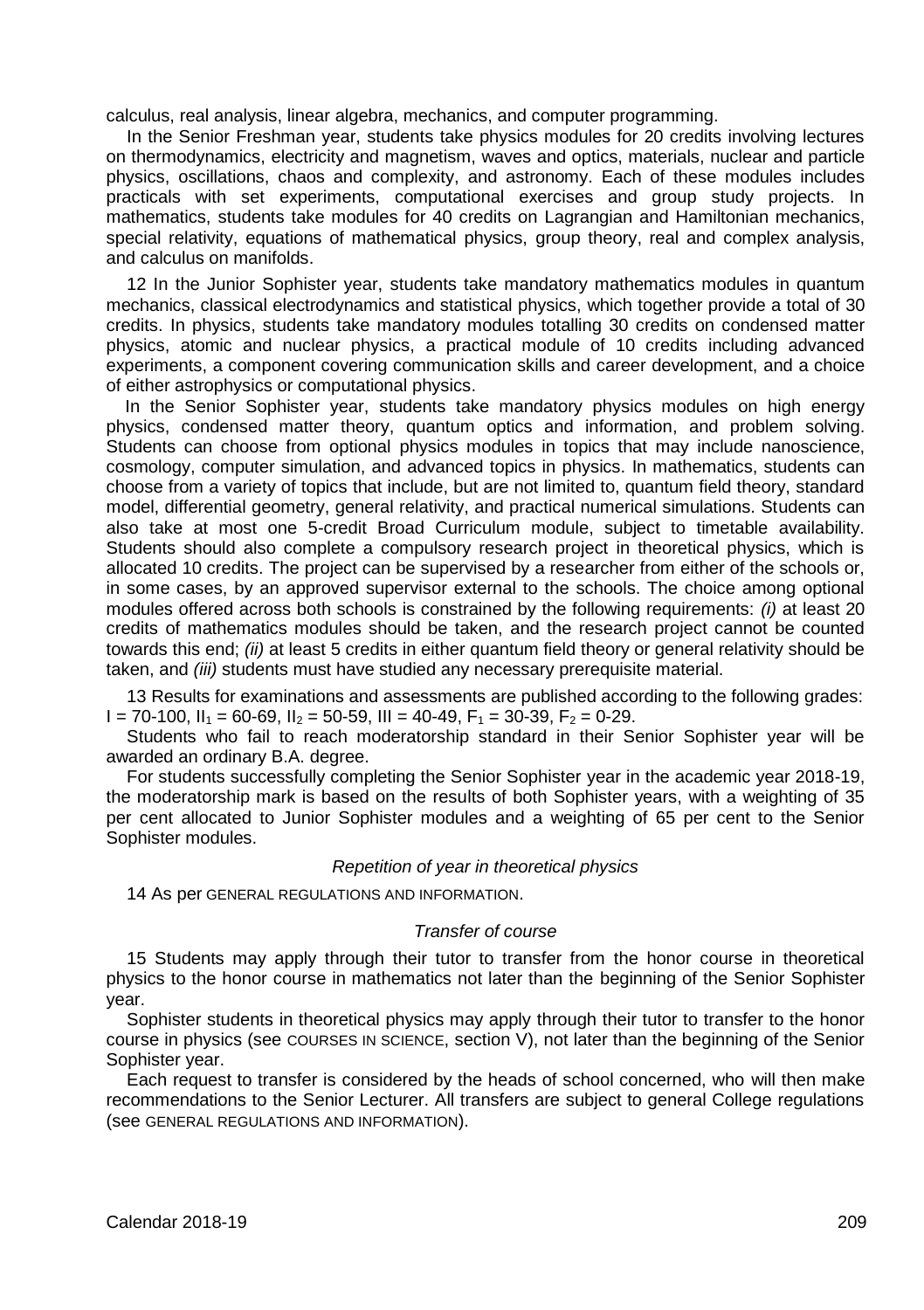calculus, real analysis, linear algebra, mechanics, and computer programming.

In the Senior Freshman year, students take physics modules for 20 credits involving lectures on thermodynamics, electricity and magnetism, waves and optics, materials, nuclear and particle physics, oscillations, chaos and complexity, and astronomy. Each of these modules includes practicals with set experiments, computational exercises and group study projects. In mathematics, students take modules for 40 credits on Lagrangian and Hamiltonian mechanics, special relativity, equations of mathematical physics, group theory, real and complex analysis, and calculus on manifolds.

12 In the Junior Sophister year, students take mandatory mathematics modules in quantum mechanics, classical electrodynamics and statistical physics, which together provide a total of 30 credits. In physics, students take mandatory modules totalling 30 credits on condensed matter physics, atomic and nuclear physics, a practical module of 10 credits including advanced experiments, a component covering communication skills and career development, and a choice of either astrophysics or computational physics.

In the Senior Sophister year, students take mandatory physics modules on high energy physics, condensed matter theory, quantum optics and information, and problem solving. Students can choose from optional physics modules in topics that may include nanoscience, cosmology, computer simulation, and advanced topics in physics. In mathematics, students can choose from a variety of topics that include, but are not limited to, quantum field theory, standard model, differential geometry, general relativity, and practical numerical simulations. Students can also take at most one 5-credit Broad Curriculum module, subject to timetable availability. Students should also complete a compulsory research project in theoretical physics, which is allocated 10 credits. The project can be supervised by a researcher from either of the schools or, in some cases, by an approved supervisor external to the schools. The choice among optional modules offered across both schools is constrained by the following requirements: *(i)* at least 20 credits of mathematics modules should be taken, and the research project cannot be counted towards this end; *(ii)* at least 5 credits in either quantum field theory or general relativity should be taken, and *(iii)* students must have studied any necessary prerequisite material.

13 Results for examinations and assessments are published according to the following grades: I = 70-100, $II_1$ = 60-69, $II_2$ = 50-59, III = 40-49, $F_1$ = 30-39, $F_2$ = 0-29.

Students who fail to reach moderatorship standard in their Senior Sophister year will be awarded an ordinary B.A. degree.

For students successfully completing the Senior Sophister year in the academic year 2018-19, the moderatorship mark is based on the results of both Sophister years, with a weighting of 35 per cent allocated to Junior Sophister modules and a weighting of 65 per cent to the Senior Sophister modules.

### *Repetition of year in theoretical physics*

14 As per GENERAL REGULATIONS AND INFORMATION.

### *Transfer of course*

15 Students may apply through their tutor to transfer from the honor course in theoretical physics to the honor course in mathematics not later than the beginning of the Senior Sophister year.

Sophister students in theoretical physics may apply through their tutor to transfer to the honor course in physics (see COURSES IN SCIENCE, section V), not later than the beginning of the Senior Sophister year.

Each request to transfer is considered by the heads of school concerned, who will then make recommendations to the Senior Lecturer. All transfers are subject to general College regulations (see GENERAL REGULATIONS AND INFORMATION).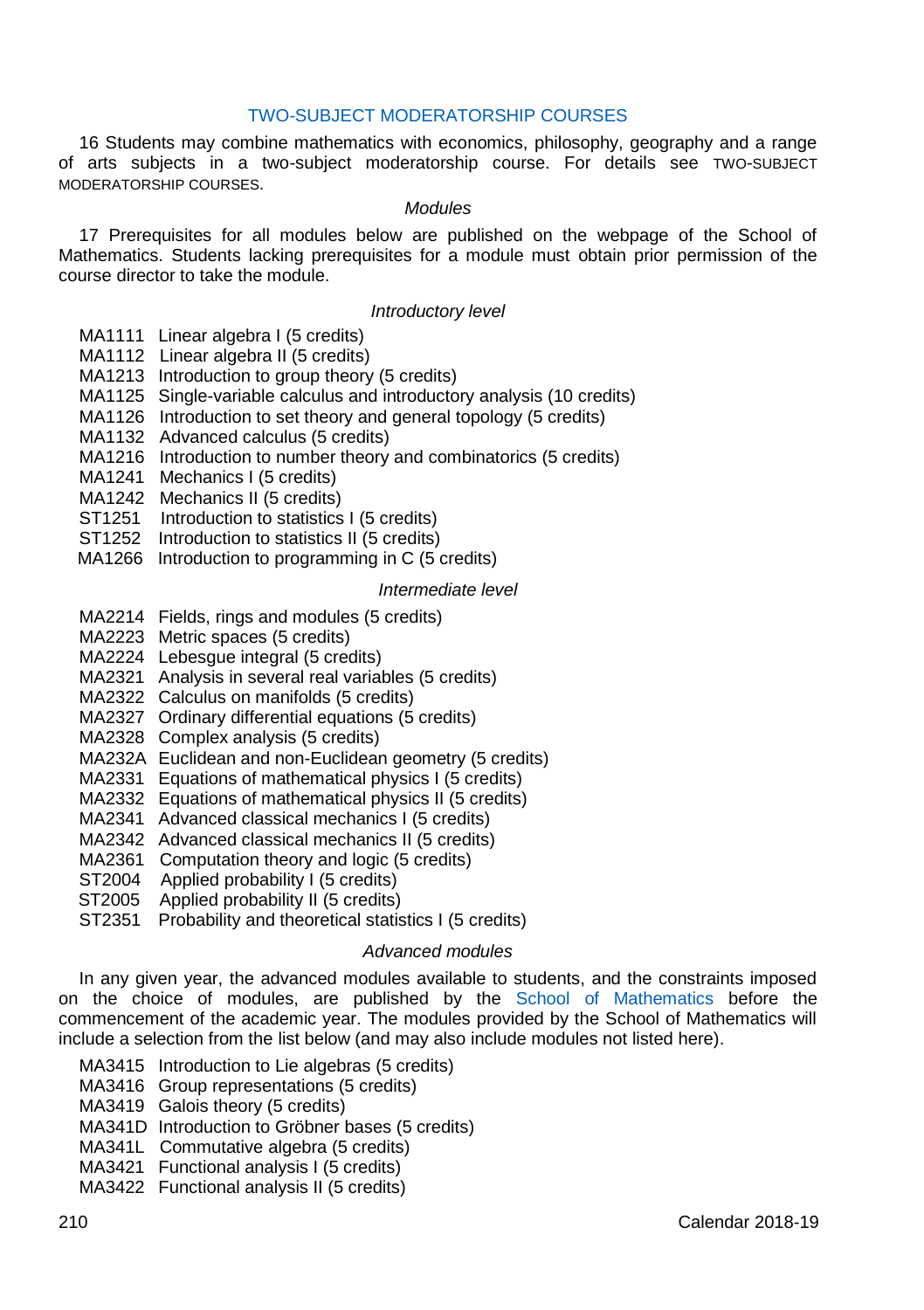## TWO-SUBJECT MODERATORSHIP COURSES

16 Students may combine mathematics with economics, philosophy, geography and a range of arts subjects in a two-subject moderatorship course. For details see TWO-SUBJECT MODERATORSHIP COURSES.

### *Modules*

17 Prerequisites for all modules below are published on the webpage of the School of Mathematics. Students lacking prerequisites for a module must obtain prior permission of the course director to take the module.

#### *Introductory level*

- MA1111 Linear algebra I (5 credits)
- MA1112 Linear algebra II (5 credits)
- MA1213 Introduction to group theory (5 credits)
- MA1125 Single-variable calculus and introductory analysis (10 credits)
- MA1126 Introduction to set theory and general topology (5 credits)
- MA1132 Advanced calculus (5 credits)
- MA1216 Introduction to number theory and combinatorics (5 credits)
- MA1241 Mechanics I (5 credits)
- MA1242 Mechanics II (5 credits)
- ST1251 Introduction to statistics I (5 credits)
- ST1252 Introduction to statistics II (5 credits)
- MA1266 Introduction to programming in C (5 credits)

#### *Intermediate level*

- MA2214 Fields, rings and modules (5 credits)
- MA2223 Metric spaces (5 credits)
- MA2224 Lebesgue integral (5 credits)
- MA2321 Analysis in several real variables (5 credits)
- MA2322 Calculus on manifolds (5 credits)
- MA2327 Ordinary differential equations (5 credits)
- MA2328 Complex analysis (5 credits)
- MA232A Euclidean and non-Euclidean geometry (5 credits)
- MA2331 Equations of mathematical physics I (5 credits)
- MA2332 Equations of mathematical physics II (5 credits)
- MA2341 Advanced classical mechanics I (5 credits)
- MA2342 Advanced classical mechanics II (5 credits)
- MA2361 Computation theory and logic (5 credits)
- ST2004 Applied probability I (5 credits)
- ST2005 Applied probability II (5 credits)
- ST2351 Probability and theoretical statistics I (5 credits)

#### *Advanced modules*

In any given year, the advanced modules available to students, and the constraints imposed on the choice of modules, are published by the School of Mathematics before the commencement of the academic year. The modules provided by the School of Mathematics will include a selection from the list below (and may also include modules not listed here).

- MA3415 Introduction to Lie algebras (5 credits)
- MA3416 Group representations (5 credits)
- MA3419 Galois theory (5 credits)
- MA341D Introduction to Gröbner bases (5 credits)
- MA341L Commutative algebra (5 credits)
- MA3421 Functional analysis I (5 credits)
- MA3422 Functional analysis II (5 credits)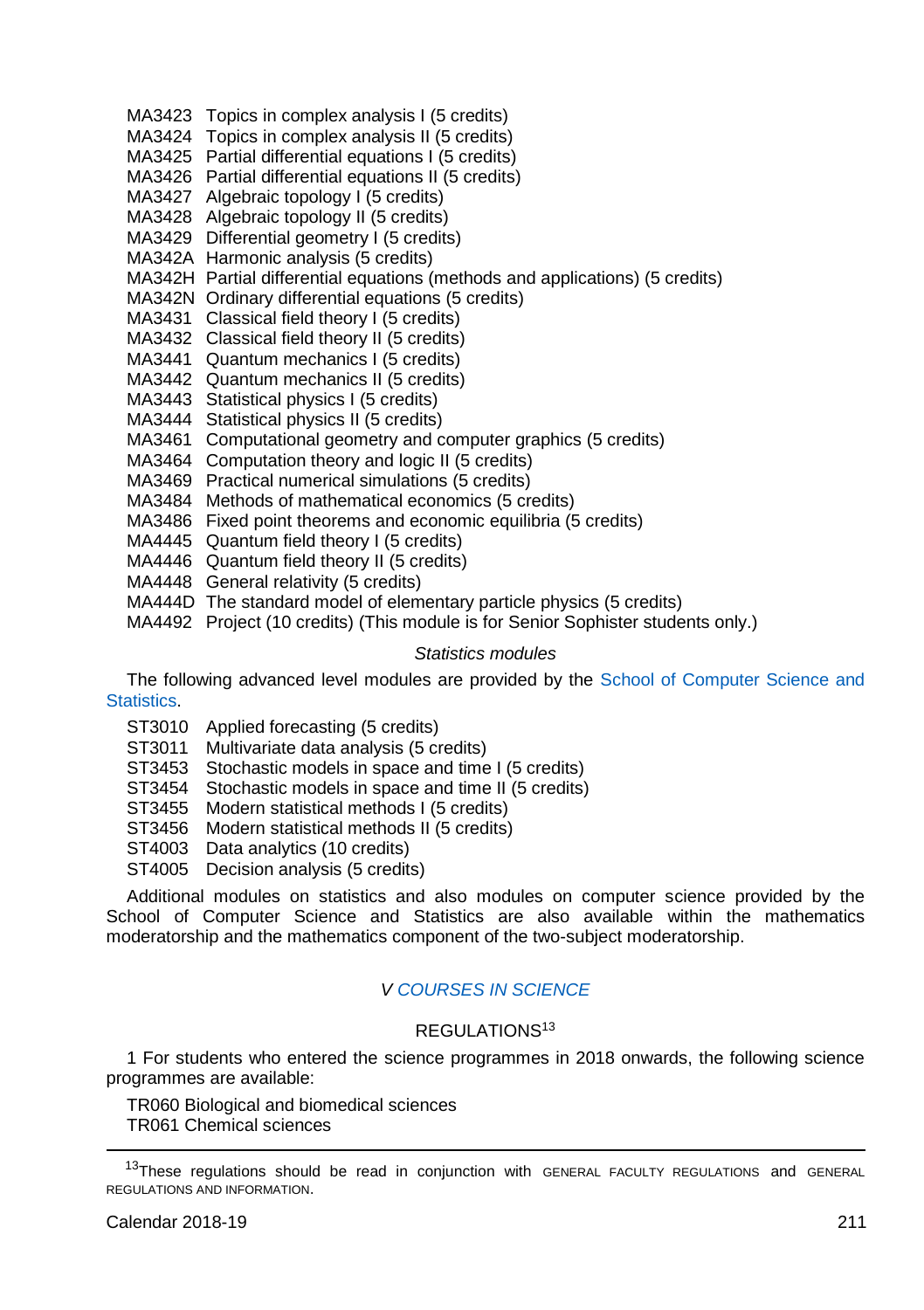MA3423 Topics in complex analysis I (5 credits)
MA3424 Topics in complex analysis II (5 credits)
MA3425 Partial differential equations I (5 credits)
MA3426 Partial differential equations II (5 credits)
MA3427 Algebraic topology I (5 credits)
MA3428 Algebraic topology II (5 credits)
MA3429 Differential geometry I (5 credits)
MA342A Harmonic analysis (5 credits)
MA342H Partial differential equations (methods and applications) (5 credits)
MA342N Ordinary differential equations (5 credits)
MA3431 Classical field theory I (5 credits)
MA3432 Classical field theory II (5 credits)
MA3441 Quantum mechanics I (5 credits)
MA3442 Quantum mechanics II (5 credits)
MA3443 Statistical physics I (5 credits)
MA3444 Statistical physics II (5 credits)
MA3461 Computational geometry and computer graphics (5 credits)
MA3464 Computation theory and logic II (5 credits)
MA3469 Practical numerical simulations (5 credits)
MA3484 Methods of mathematical economics (5 credits)
MA3486 Fixed point theorems and economic equilibria (5 credits)
MA4445 Quantum field theory I (5 credits)
MA4446 Quantum field theory II (5 credits)
MA4448 General relativity (5 credits)
MA444D The standard model of elementary particle physics (5 credits)
MA4492 Project (10 credits) (This module is for Senior Sophister students only.)

*Statistics modules*

The following advanced level modules are provided by the School of Computer Science and Statistics.

ST3010 Applied forecasting (5 credits)
ST3011 Multivariate data analysis (5 credits)
ST3453 Stochastic models in space and time I (5 credits)
ST3454 Stochastic models in space and time II (5 credits)
ST3455 Modern statistical methods I (5 credits)
ST3456 Modern statistical methods II (5 credits)
ST4003 Data analytics (10 credits)
ST4005 Decision analysis (5 credits)

Additional modules on statistics and also modules on computer science provided by the School of Computer Science and Statistics are also available within the mathematics moderatorship and the mathematics component of the two-subject moderatorship.

## V *COURSES IN SCIENCE*

### REGULATIONS[13]

1 For students who entered the science programmes in 2018 onwards, the following science programmes are available:

TR060 Biological and biomedical sciences
TR061 Chemical sciences

[13]These regulations should be read in conjunction with GENERAL FACULTY REGULATIONS and GENERAL REGULATIONS AND INFORMATION.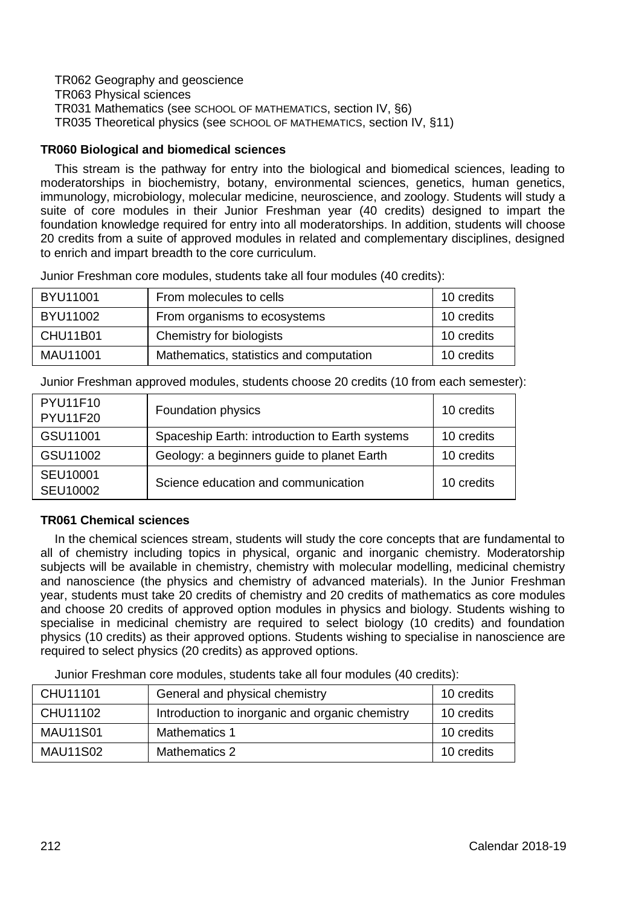TR062 Geography and geoscience
TR063 Physical sciences
TR031 Mathematics (see SCHOOL OF MATHEMATICS, section IV, §6)
TR035 Theoretical physics (see SCHOOL OF MATHEMATICS, section IV, §11)

**TR060 Biological and biomedical sciences**

This stream is the pathway for entry into the biological and biomedical sciences, leading to moderatorships in biochemistry, botany, environmental sciences, genetics, human genetics, immunology, microbiology, molecular medicine, neuroscience, and zoology. Students will study a suite of core modules in their Junior Freshman year (40 credits) designed to impart the foundation knowledge required for entry into all moderatorships. In addition, students will choose 20 credits from a suite of approved modules in related and complementary disciplines, designed to enrich and impart breadth to the core curriculum.

Junior Freshman core modules, students take all four modules (40 credits):

| | | |
|---|---|---|
| BYU11001 | From molecules to cells | 10 credits |
| BYU11002 | From organisms to ecosystems | 10 credits |
| CHU11B01 | Chemistry for biologists | 10 credits |
| MAU11001 | Mathematics, statistics and computation | 10 credits |

Junior Freshman approved modules, students choose 20 credits (10 from each semester):

| | | |
|---|---|---|
| PYU11F10 PYU11F20 | Foundation physics | 10 credits |
| GSU11001 | Spaceship Earth: introduction to Earth systems | 10 credits |
| GSU11002 | Geology: a beginners guide to planet Earth | 10 credits |
| SEU10001 SEU10002 | Science education and communication | 10 credits |

**TR061 Chemical sciences**

In the chemical sciences stream, students will study the core concepts that are fundamental to all of chemistry including topics in physical, organic and inorganic chemistry. Moderatorship subjects will be available in chemistry, chemistry with molecular modelling, medicinal chemistry and nanoscience (the physics and chemistry of advanced materials). In the Junior Freshman year, students must take 20 credits of chemistry and 20 credits of mathematics as core modules and choose 20 credits of approved option modules in physics and biology. Students wishing to specialise in medicinal chemistry are required to select biology (10 credits) and foundation physics (10 credits) as their approved options. Students wishing to specialise in nanoscience are required to select physics (20 credits) as approved options.

Junior Freshman core modules, students take all four modules (40 credits):

| | | |
|---|---|---|
| CHU11101 | General and physical chemistry | 10 credits |
| CHU11102 | Introduction to inorganic and organic chemistry | 10 credits |
| MAU11S01 | Mathematics 1 | 10 credits |
| MAU11S02 | Mathematics 2 | 10 credits |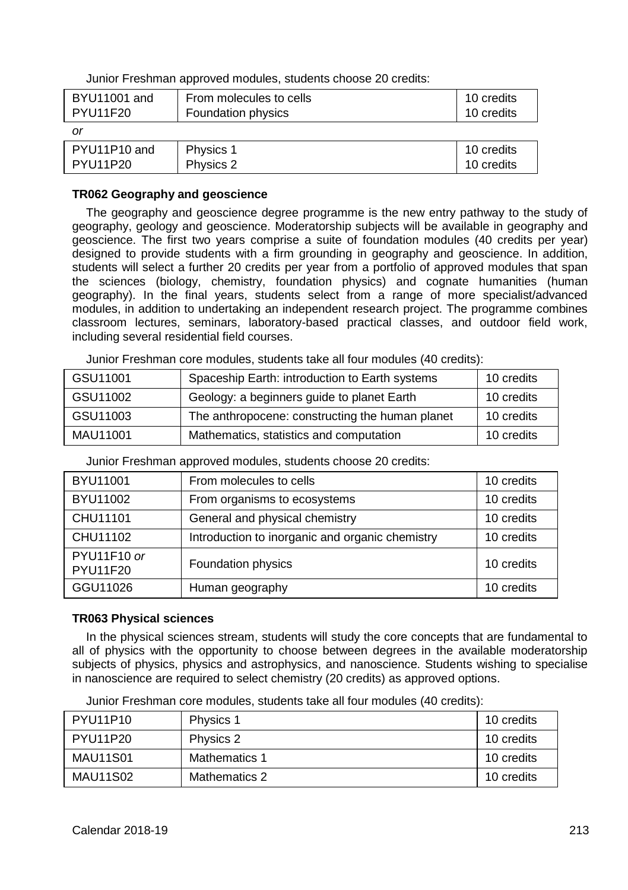Junior Freshman approved modules, students choose 20 credits:

| | | |
|---|---|---|
| BYU11001 and<br>PYU11F20 | From molecules to cells<br>Foundation physics | 10 credits<br>10 credits |

*or*

| | | |
|---|---|---|
| PYU11P10 and<br>PYU11P20 | Physics 1<br>Physics 2 | 10 credits<br>10 credits |

### TR062 Geography and geoscience

The geography and geoscience degree programme is the new entry pathway to the study of geography, geology and geoscience. Moderatorship subjects will be available in geography and geoscience. The first two years comprise a suite of foundation modules (40 credits per year) designed to provide students with a firm grounding in geography and geoscience. In addition, students will select a further 20 credits per year from a portfolio of approved modules that span the sciences (biology, chemistry, foundation physics) and cognate humanities (human geography). In the final years, students select from a range of more specialist/advanced modules, in addition to undertaking an independent research project. The programme combines classroom lectures, seminars, laboratory-based practical classes, and outdoor field work, including several residential field courses.

Junior Freshman core modules, students take all four modules (40 credits):

| | | |
|---|---|---|
| GSU11001 | Spaceship Earth: introduction to Earth systems | 10 credits |
| GSU11002 | Geology: a beginners guide to planet Earth | 10 credits |
| GSU11003 | The anthropocene: constructing the human planet | 10 credits |
| MAU11001 | Mathematics, statistics and computation | 10 credits |

Junior Freshman approved modules, students choose 20 credits:

| | | |
|---|---|---|
| BYU11001 | From molecules to cells | 10 credits |
| BYU11002 | From organisms to ecosystems | 10 credits |
| CHU11101 | General and physical chemistry | 10 credits |
| CHU11102 | Introduction to inorganic and organic chemistry | 10 credits |
| PYU11F10 *or* PYU11F20 | Foundation physics | 10 credits |
| GGU11026 | Human geography | 10 credits |

### TR063 Physical sciences

In the physical sciences stream, students will study the core concepts that are fundamental to all of physics with the opportunity to choose between degrees in the available moderatorship subjects of physics, physics and astrophysics, and nanoscience. Students wishing to specialise in nanoscience are required to select chemistry (20 credits) as approved options.

Junior Freshman core modules, students take all four modules (40 credits):

| | | |
|---|---|---|
| PYU11P10 | Physics 1 | 10 credits |
| PYU11P20 | Physics 2 | 10 credits |
| MAU11S01 | Mathematics 1 | 10 credits |
| MAU11S02 | Mathematics 2 | 10 credits |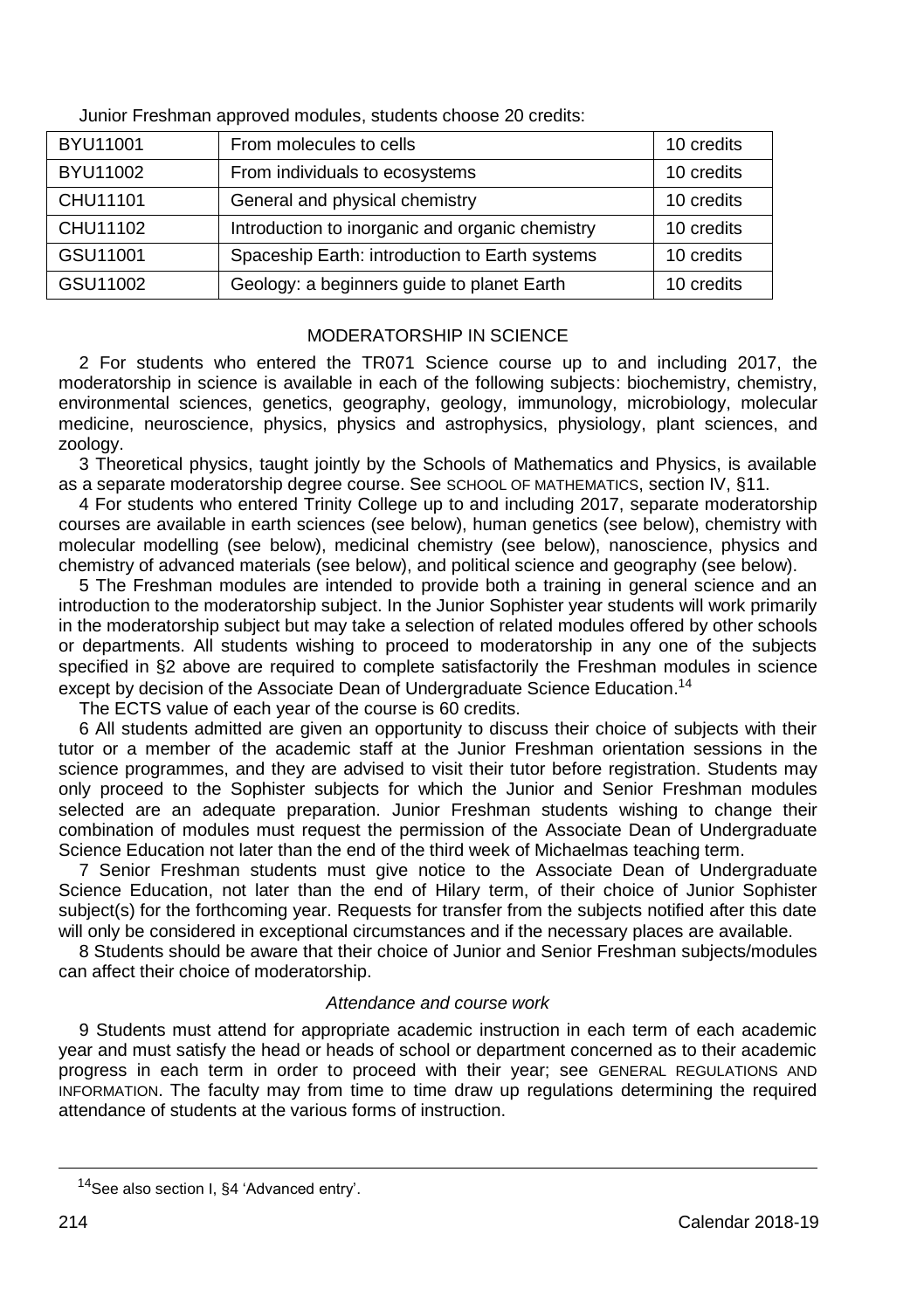Junior Freshman approved modules, students choose 20 credits:

| BYU11001 | From molecules to cells | 10 credits |
|---|---|---|
| BYU11002 | From individuals to ecosystems | 10 credits |
| CHU11101 | General and physical chemistry | 10 credits |
| CHU11102 | Introduction to inorganic and organic chemistry | 10 credits |
| GSU11001 | Spaceship Earth: introduction to Earth systems | 10 credits |
| GSU11002 | Geology: a beginners guide to planet Earth | 10 credits |

## MODERATORSHIP IN SCIENCE

2 For students who entered the TR071 Science course up to and including 2017, the moderatorship in science is available in each of the following subjects: biochemistry, chemistry, environmental sciences, genetics, geography, geology, immunology, microbiology, molecular medicine, neuroscience, physics, physics and astrophysics, physiology, plant sciences, and zoology.

3 Theoretical physics, taught jointly by the Schools of Mathematics and Physics, is available as a separate moderatorship degree course. See SCHOOL OF MATHEMATICS, section IV, §11.

4 For students who entered Trinity College up to and including 2017, separate moderatorship courses are available in earth sciences (see below), human genetics (see below), chemistry with molecular modelling (see below), medicinal chemistry (see below), nanoscience, physics and chemistry of advanced materials (see below), and political science and geography (see below).

5 The Freshman modules are intended to provide both a training in general science and an introduction to the moderatorship subject. In the Junior Sophister year students will work primarily in the moderatorship subject but may take a selection of related modules offered by other schools or departments. All students wishing to proceed to moderatorship in any one of the subjects specified in §2 above are required to complete satisfactorily the Freshman modules in science except by decision of the Associate Dean of Undergraduate Science Education.[14]

The ECTS value of each year of the course is 60 credits.

6 All students admitted are given an opportunity to discuss their choice of subjects with their tutor or a member of the academic staff at the Junior Freshman orientation sessions in the science programmes, and they are advised to visit their tutor before registration. Students may only proceed to the Sophister subjects for which the Junior and Senior Freshman modules selected are an adequate preparation. Junior Freshman students wishing to change their combination of modules must request the permission of the Associate Dean of Undergraduate Science Education not later than the end of the third week of Michaelmas teaching term.

7 Senior Freshman students must give notice to the Associate Dean of Undergraduate Science Education, not later than the end of Hilary term, of their choice of Junior Sophister subject(s) for the forthcoming year. Requests for transfer from the subjects notified after this date will only be considered in exceptional circumstances and if the necessary places are available.

8 Students should be aware that their choice of Junior and Senior Freshman subjects/modules can affect their choice of moderatorship.

### *Attendance and course work*

9 Students must attend for appropriate academic instruction in each term of each academic year and must satisfy the head or heads of school or department concerned as to their academic progress in each term in order to proceed with their year; see GENERAL REGULATIONS AND INFORMATION. The faculty may from time to time draw up regulations determining the required attendance of students at the various forms of instruction.

[14] See also section I, §4 'Advanced entry'.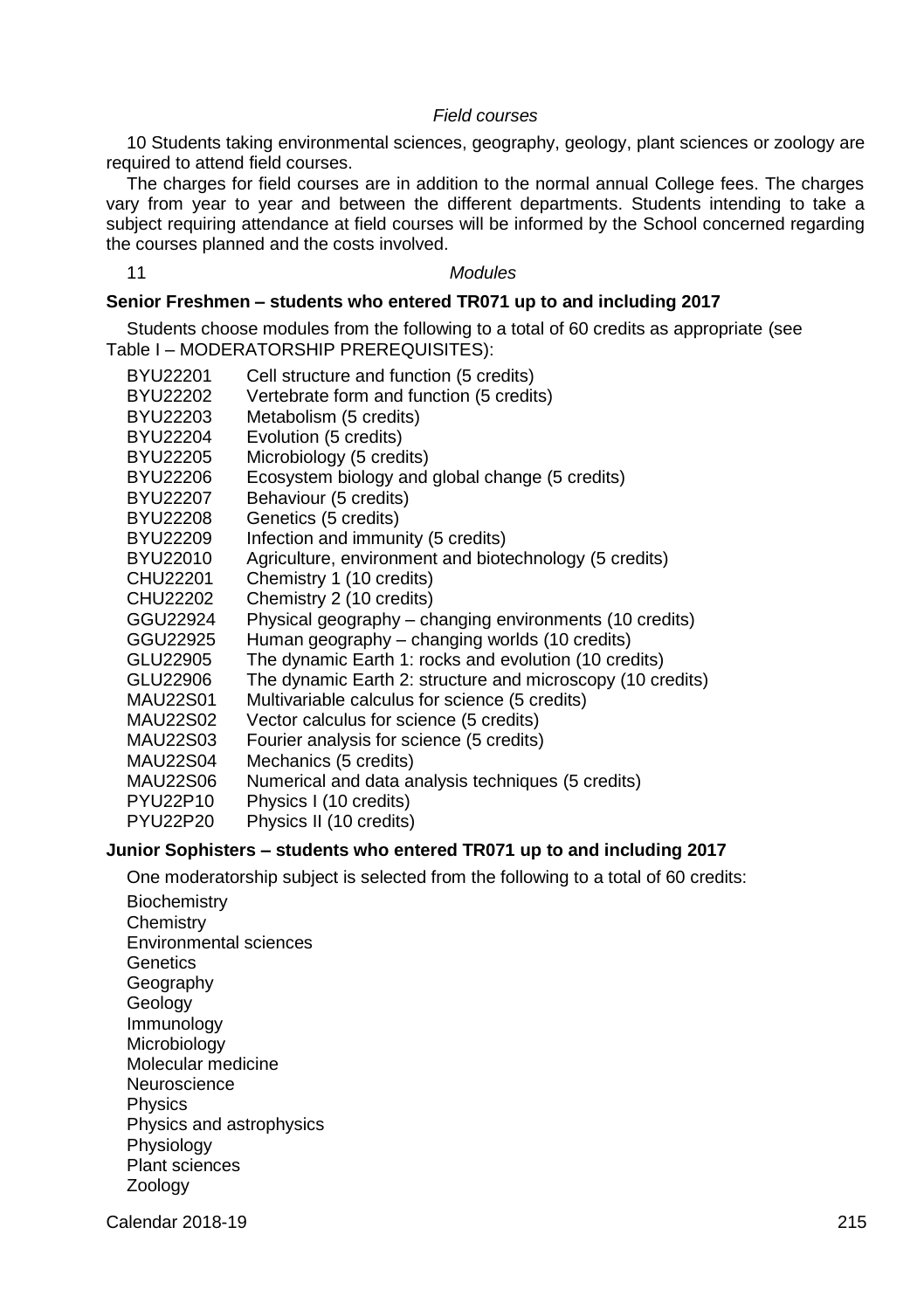*Field courses*

10 Students taking environmental sciences, geography, geology, plant sciences or zoology are required to attend field courses.

The charges for field courses are in addition to the normal annual College fees. The charges vary from year to year and between the different departments. Students intending to take a subject requiring attendance at field courses will be informed by the School concerned regarding the courses planned and the costs involved.

11 *Modules*

**Senior Freshmen – students who entered TR071 up to and including 2017**

Students choose modules from the following to a total of 60 credits as appropriate (see Table I – MODERATORSHIP PREREQUISITES):

BYU22201 Cell structure and function (5 credits)
BYU22202 Vertebrate form and function (5 credits)
BYU22203 Metabolism (5 credits)
BYU22204 Evolution (5 credits)
BYU22205 Microbiology (5 credits)
BYU22206 Ecosystem biology and global change (5 credits)
BYU22207 Behaviour (5 credits)
BYU22208 Genetics (5 credits)
BYU22209 Infection and immunity (5 credits)
BYU22010 Agriculture, environment and biotechnology (5 credits)
CHU22201 Chemistry 1 (10 credits)
CHU22202 Chemistry 2 (10 credits)
GGU22924 Physical geography – changing environments (10 credits)
GGU22925 Human geography – changing worlds (10 credits)
GLU22905 The dynamic Earth 1: rocks and evolution (10 credits)
GLU22906 The dynamic Earth 2: structure and microscopy (10 credits)
MAU22S01 Multivariable calculus for science (5 credits)
MAU22S02 Vector calculus for science (5 credits)
MAU22S03 Fourier analysis for science (5 credits)
MAU22S04 Mechanics (5 credits)
MAU22S06 Numerical and data analysis techniques (5 credits)
PYU22P10 Physics I (10 credits)
PYU22P20 Physics II (10 credits)

**Junior Sophisters – students who entered TR071 up to and including 2017**

One moderatorship subject is selected from the following to a total of 60 credits:

Biochemistry
Chemistry
Environmental sciences
Genetics
Geography
Geology
Immunology
Microbiology
Molecular medicine
Neuroscience
Physics
Physics and astrophysics
Physiology
Plant sciences
Zoology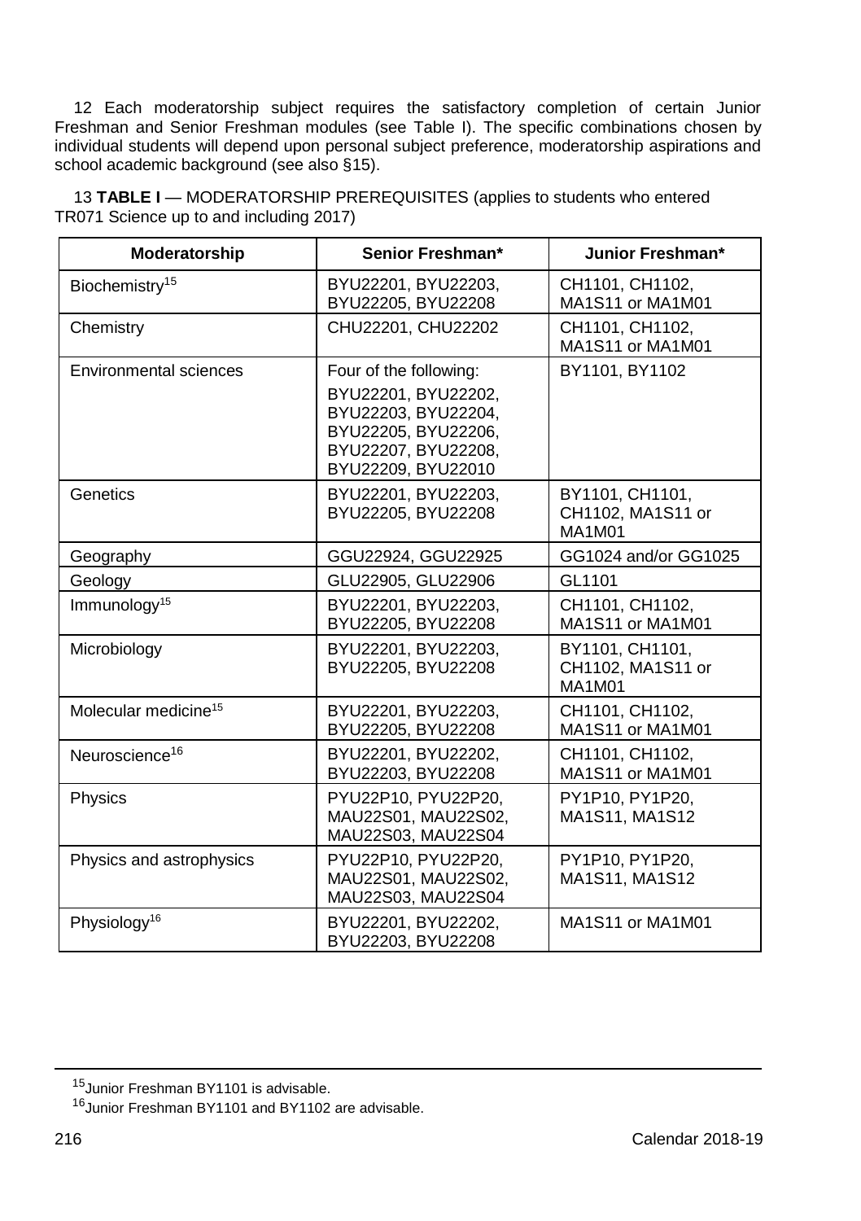12 Each moderatorship subject requires the satisfactory completion of certain Junior Freshman and Senior Freshman modules (see Table I). The specific combinations chosen by individual students will depend upon personal subject preference, moderatorship aspirations and school academic background (see also §15).

13 **TABLE I** — MODERATORSHIP PREREQUISITES (applies to students who entered TR071 Science up to and including 2017)

| Moderatorship | Senior Freshman* | Junior Freshman* |
|---|---|---|
| Biochemistry[15] | BYU22201, BYU22203, BYU22205, BYU22208 | CH1101, CH1102, MA1S11 or MA1M01 |
| Chemistry | CHU22201, CHU22202 | CH1101, CH1102, MA1S11 or MA1M01 |
| Environmental sciences | Four of the following: BYU22201, BYU22202, BYU22203, BYU22204, BYU22205, BYU22206, BYU22207, BYU22208, BYU22209, BYU22010 | BY1101, BY1102 |
| Genetics | BYU22201, BYU22203, BYU22205, BYU22208 | BY1101, CH1101, CH1102, MA1S11 or MA1M01 |
| Geography | GGU22924, GGU22925 | GG1024 and/or GG1025 |
| Geology | GLU22905, GLU22906 | GL1101 |
| Immunology[15] | BYU22201, BYU22203, BYU22205, BYU22208 | CH1101, CH1102, MA1S11 or MA1M01 |
| Microbiology | BYU22201, BYU22203, BYU22205, BYU22208 | BY1101, CH1101, CH1102, MA1S11 or MA1M01 |
| Molecular medicine[15] | BYU22201, BYU22203, BYU22205, BYU22208 | CH1101, CH1102, MA1S11 or MA1M01 |
| Neuroscience[16] | BYU22201, BYU22202, BYU22203, BYU22208 | CH1101, CH1102, MA1S11 or MA1M01 |
| Physics | PYU22P10, PYU22P20, MAU22S01, MAU22S02, MAU22S03, MAU22S04 | PY1P10, PY1P20, MA1S11, MA1S12 |
| Physics and astrophysics | PYU22P10, PYU22P20, MAU22S01, MAU22S02, MAU22S03, MAU22S04 | PY1P10, PY1P20, MA1S11, MA1S12 |
| Physiology[16] | BYU22201, BYU22202, BYU22203, BYU22208 | MA1S11 or MA1M01 |

[15] Junior Freshman BY1101 is advisable.

[16] Junior Freshman BY1101 and BY1102 are advisable.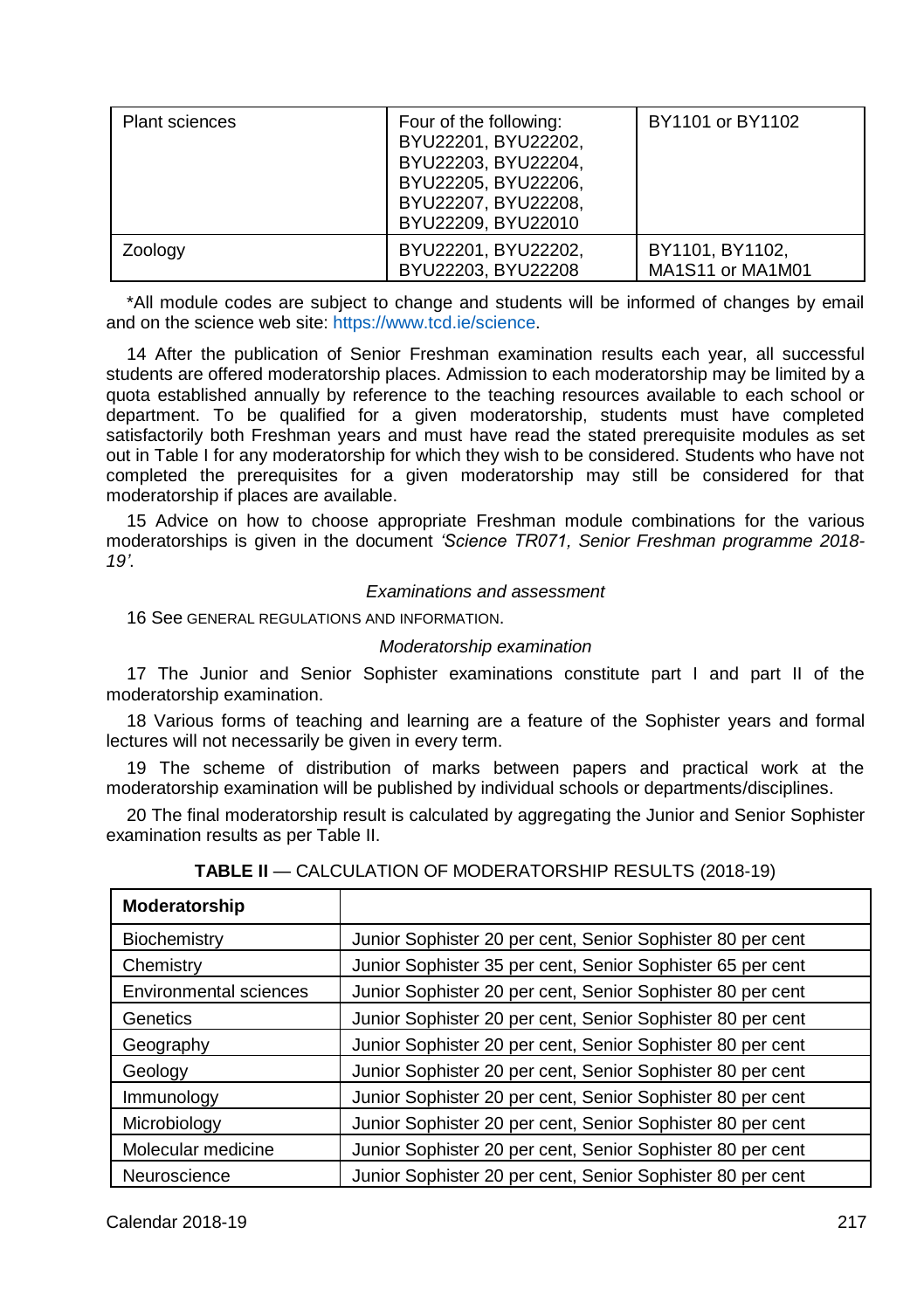| Plant sciences | Four of the following: BYU22201, BYU22202, BYU22203, BYU22204, BYU22205, BYU22206, BYU22207, BYU22208, BYU22209, BYU22010 | BY1101 or BY1102 |
|---|---|---|
| Zoology | BYU22201, BYU22202, BYU22203, BYU22208 | BY1101, BY1102, MA1S11 or MA1M01 |

*All module codes are subject to change and students will be informed of changes by email and on the science web site: https://www.tcd.ie/science.

14 After the publication of Senior Freshman examination results each year, all successful students are offered moderatorship places. Admission to each moderatorship may be limited by a quota established annually by reference to the teaching resources available to each school or department. To be qualified for a given moderatorship, students must have completed satisfactorily both Freshman years and must have read the stated prerequisite modules as set out in Table I for any moderatorship for which they wish to be considered. Students who have not completed the prerequisites for a given moderatorship may still be considered for that moderatorship if places are available.

15 Advice on how to choose appropriate Freshman module combinations for the various moderatorships is given in the document *'Science TR071, Senior Freshman programme 2018-19'*.

*Examinations and assessment*

16 See GENERAL REGULATIONS AND INFORMATION.

*Moderatorship examination*

17 The Junior and Senior Sophister examinations constitute part I and part II of the moderatorship examination.

18 Various forms of teaching and learning are a feature of the Sophister years and formal lectures will not necessarily be given in every term.

19 The scheme of distribution of marks between papers and practical work at the moderatorship examination will be published by individual schools or departments/disciplines.

20 The final moderatorship result is calculated by aggregating the Junior and Senior Sophister examination results as per Table II.

**TABLE II** — CALCULATION OF MODERATORSHIP RESULTS (2018-19)

| **Moderatorship** | |
|---|---|
| Biochemistry | Junior Sophister 20 per cent, Senior Sophister 80 per cent |
| Chemistry | Junior Sophister 35 per cent, Senior Sophister 65 per cent |
| Environmental sciences | Junior Sophister 20 per cent, Senior Sophister 80 per cent |
| Genetics | Junior Sophister 20 per cent, Senior Sophister 80 per cent |
| Geography | Junior Sophister 20 per cent, Senior Sophister 80 per cent |
| Geology | Junior Sophister 20 per cent, Senior Sophister 80 per cent |
| Immunology | Junior Sophister 20 per cent, Senior Sophister 80 per cent |
| Microbiology | Junior Sophister 20 per cent, Senior Sophister 80 per cent |
| Molecular medicine | Junior Sophister 20 per cent, Senior Sophister 80 per cent |
| Neuroscience | Junior Sophister 20 per cent, Senior Sophister 80 per cent |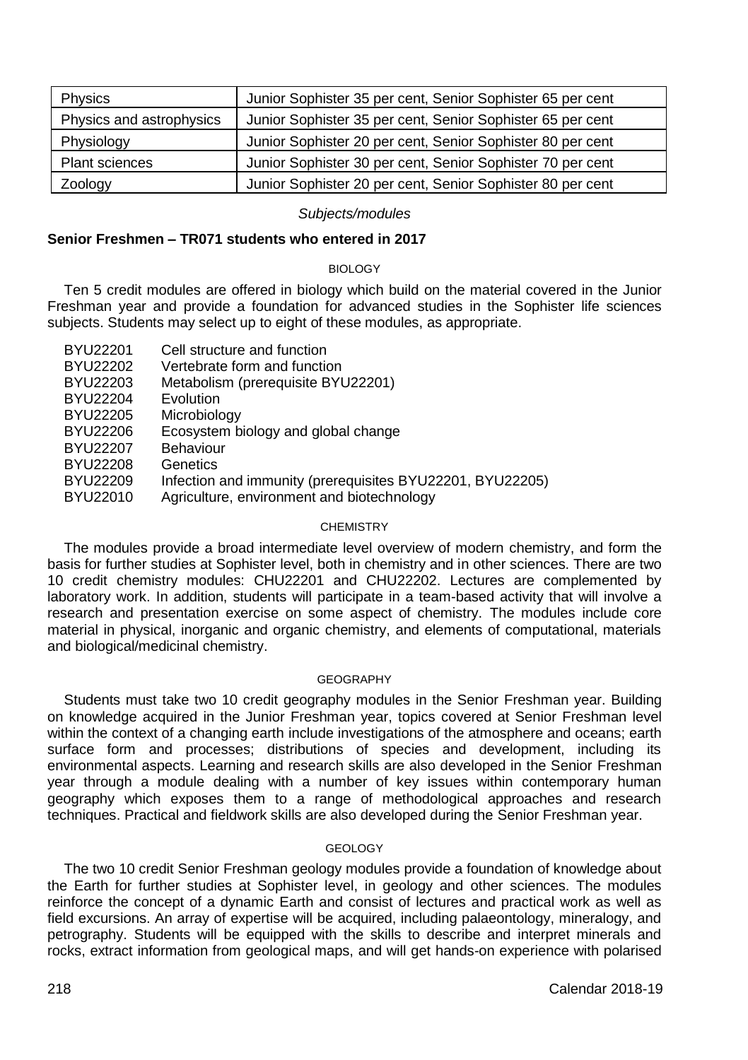| Physics | Junior Sophister 35 per cent, Senior Sophister 65 per cent |
|---|---|
| Physics and astrophysics | Junior Sophister 35 per cent, Senior Sophister 65 per cent |
| Physiology | Junior Sophister 20 per cent, Senior Sophister 80 per cent |
| Plant sciences | Junior Sophister 30 per cent, Senior Sophister 70 per cent |
| Zoology | Junior Sophister 20 per cent, Senior Sophister 80 per cent |

*Subjects/modules*

**Senior Freshmen – TR071 students who entered in 2017**

BIOLOGY

Ten 5 credit modules are offered in biology which build on the material covered in the Junior Freshman year and provide a foundation for advanced studies in the Sophister life sciences subjects. Students may select up to eight of these modules, as appropriate.

- BYU22201 Cell structure and function
- BYU22202 Vertebrate form and function
- BYU22203 Metabolism (prerequisite BYU22201)
- BYU22204 Evolution
- BYU22205 Microbiology
- BYU22206 Ecosystem biology and global change
- BYU22207 Behaviour
- BYU22208 Genetics
- BYU22209 Infection and immunity (prerequisites BYU22201, BYU22205)
- BYU22010 Agriculture, environment and biotechnology

CHEMISTRY

The modules provide a broad intermediate level overview of modern chemistry, and form the basis for further studies at Sophister level, both in chemistry and in other sciences. There are two 10 credit chemistry modules: CHU22201 and CHU22202. Lectures are complemented by laboratory work. In addition, students will participate in a team-based activity that will involve a research and presentation exercise on some aspect of chemistry. The modules include core material in physical, inorganic and organic chemistry, and elements of computational, materials and biological/medicinal chemistry.

GEOGRAPHY

Students must take two 10 credit geography modules in the Senior Freshman year. Building on knowledge acquired in the Junior Freshman year, topics covered at Senior Freshman level within the context of a changing earth include investigations of the atmosphere and oceans; earth surface form and processes; distributions of species and development, including its environmental aspects. Learning and research skills are also developed in the Senior Freshman year through a module dealing with a number of key issues within contemporary human geography which exposes them to a range of methodological approaches and research techniques. Practical and fieldwork skills are also developed during the Senior Freshman year.

GEOLOGY

The two 10 credit Senior Freshman geology modules provide a foundation of knowledge about the Earth for further studies at Sophister level, in geology and other sciences. The modules reinforce the concept of a dynamic Earth and consist of lectures and practical work as well as field excursions. An array of expertise will be acquired, including palaeontology, mineralogy, and petrography. Students will be equipped with the skills to describe and interpret minerals and rocks, extract information from geological maps, and will get hands-on experience with polarised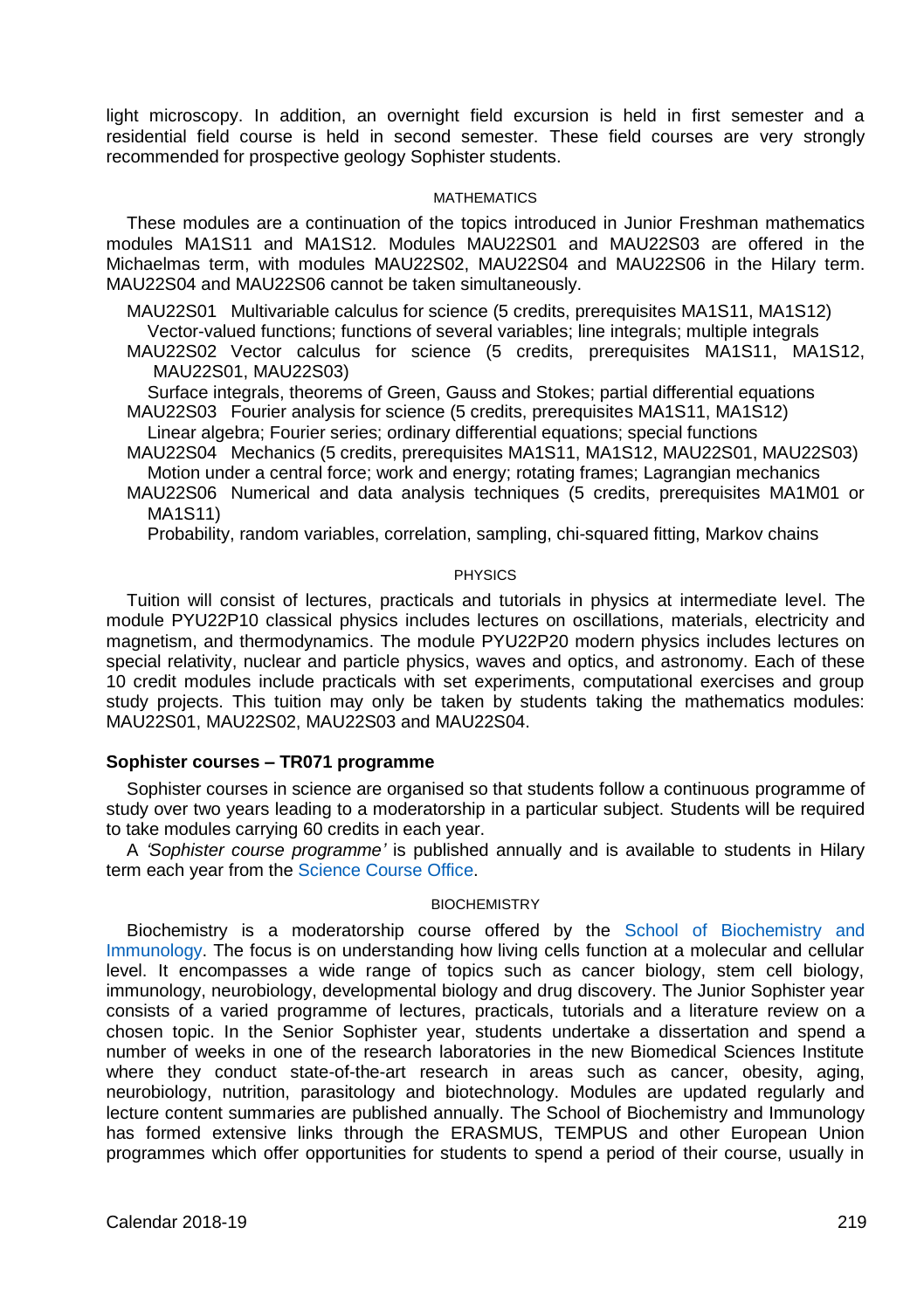light microscopy. In addition, an overnight field excursion is held in first semester and a residential field course is held in second semester. These field courses are very strongly recommended for prospective geology Sophister students.

#### MATHEMATICS

These modules are a continuation of the topics introduced in Junior Freshman mathematics modules MA1S11 and MA1S12. Modules MAU22S01 and MAU22S03 are offered in the Michaelmas term, with modules MAU22S02, MAU22S04 and MAU22S06 in the Hilary term. MAU22S04 and MAU22S06 cannot be taken simultaneously.

MAU22S01 Multivariable calculus for science (5 credits, prerequisites MA1S11, MA1S12)
Vector-valued functions; functions of several variables; line integrals; multiple integrals

MAU22S02 Vector calculus for science (5 credits, prerequisites MA1S11, MA1S12, MAU22S01, MAU22S03)
Surface integrals, theorems of Green, Gauss and Stokes; partial differential equations

MAU22S03 Fourier analysis for science (5 credits, prerequisites MA1S11, MA1S12)
Linear algebra; Fourier series; ordinary differential equations; special functions

MAU22S04 Mechanics (5 credits, prerequisites MA1S11, MA1S12, MAU22S01, MAU22S03)
Motion under a central force; work and energy; rotating frames; Lagrangian mechanics

MAU22S06 Numerical and data analysis techniques (5 credits, prerequisites MA1M01 or MA1S11)
Probability, random variables, correlation, sampling, chi-squared fitting, Markov chains

#### PHYSICS

Tuition will consist of lectures, practicals and tutorials in physics at intermediate level. The module PYU22P10 classical physics includes lectures on oscillations, materials, electricity and magnetism, and thermodynamics. The module PYU22P20 modern physics includes lectures on special relativity, nuclear and particle physics, waves and optics, and astronomy. Each of these 10 credit modules include practicals with set experiments, computational exercises and group study projects. This tuition may only be taken by students taking the mathematics modules: MAU22S01, MAU22S02, MAU22S03 and MAU22S04.

### Sophister courses – TR071 programme

Sophister courses in science are organised so that students follow a continuous programme of study over two years leading to a moderatorship in a particular subject. Students will be required to take modules carrying 60 credits in each year.

A *'Sophister course programme'* is published annually and is available to students in Hilary term each year from the Science Course Office.

#### BIOCHEMISTRY

Biochemistry is a moderatorship course offered by the School of Biochemistry and Immunology. The focus is on understanding how living cells function at a molecular and cellular level. It encompasses a wide range of topics such as cancer biology, stem cell biology, immunology, neurobiology, developmental biology and drug discovery. The Junior Sophister year consists of a varied programme of lectures, practicals, tutorials and a literature review on a chosen topic. In the Senior Sophister year, students undertake a dissertation and spend a number of weeks in one of the research laboratories in the new Biomedical Sciences Institute where they conduct state-of-the-art research in areas such as cancer, obesity, aging, neurobiology, nutrition, parasitology and biotechnology. Modules are updated regularly and lecture content summaries are published annually. The School of Biochemistry and Immunology has formed extensive links through the ERASMUS, TEMPUS and other European Union programmes which offer opportunities for students to spend a period of their course, usually in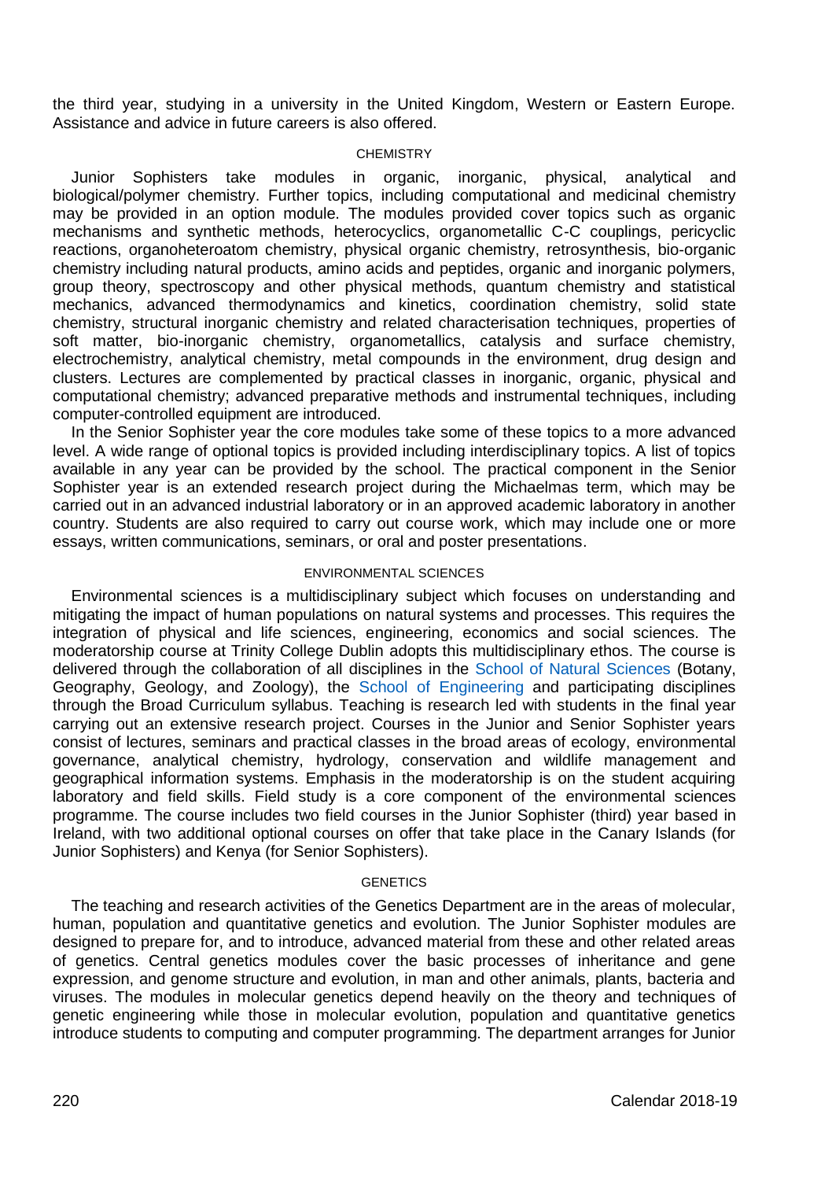the third year, studying in a university in the United Kingdom, Western or Eastern Europe. Assistance and advice in future careers is also offered.

## CHEMISTRY

Junior Sophisters take modules in organic, inorganic, physical, analytical and biological/polymer chemistry. Further topics, including computational and medicinal chemistry may be provided in an option module. The modules provided cover topics such as organic mechanisms and synthetic methods, heterocyclics, organometallic C-C couplings, pericyclic reactions, organoheteroatom chemistry, physical organic chemistry, retrosynthesis, bio-organic chemistry including natural products, amino acids and peptides, organic and inorganic polymers, group theory, spectroscopy and other physical methods, quantum chemistry and statistical mechanics, advanced thermodynamics and kinetics, coordination chemistry, solid state chemistry, structural inorganic chemistry and related characterisation techniques, properties of soft matter, bio-inorganic chemistry, organometallics, catalysis and surface chemistry, electrochemistry, analytical chemistry, metal compounds in the environment, drug design and clusters. Lectures are complemented by practical classes in inorganic, organic, physical and computational chemistry; advanced preparative methods and instrumental techniques, including computer-controlled equipment are introduced.

In the Senior Sophister year the core modules take some of these topics to a more advanced level. A wide range of optional topics is provided including interdisciplinary topics. A list of topics available in any year can be provided by the school. The practical component in the Senior Sophister year is an extended research project during the Michaelmas term, which may be carried out in an advanced industrial laboratory or in an approved academic laboratory in another country. Students are also required to carry out course work, which may include one or more essays, written communications, seminars, or oral and poster presentations.

## ENVIRONMENTAL SCIENCES

Environmental sciences is a multidisciplinary subject which focuses on understanding and mitigating the impact of human populations on natural systems and processes. This requires the integration of physical and life sciences, engineering, economics and social sciences. The moderatorship course at Trinity College Dublin adopts this multidisciplinary ethos. The course is delivered through the collaboration of all disciplines in the School of Natural Sciences (Botany, Geography, Geology, and Zoology), the School of Engineering and participating disciplines through the Broad Curriculum syllabus. Teaching is research led with students in the final year carrying out an extensive research project. Courses in the Junior and Senior Sophister years consist of lectures, seminars and practical classes in the broad areas of ecology, environmental governance, analytical chemistry, hydrology, conservation and wildlife management and geographical information systems. Emphasis in the moderatorship is on the student acquiring laboratory and field skills. Field study is a core component of the environmental sciences programme. The course includes two field courses in the Junior Sophister (third) year based in Ireland, with two additional optional courses on offer that take place in the Canary Islands (for Junior Sophisters) and Kenya (for Senior Sophisters).

## GENETICS

The teaching and research activities of the Genetics Department are in the areas of molecular, human, population and quantitative genetics and evolution. The Junior Sophister modules are designed to prepare for, and to introduce, advanced material from these and other related areas of genetics. Central genetics modules cover the basic processes of inheritance and gene expression, and genome structure and evolution, in man and other animals, plants, bacteria and viruses. The modules in molecular genetics depend heavily on the theory and techniques of genetic engineering while those in molecular evolution, population and quantitative genetics introduce students to computing and computer programming. The department arranges for Junior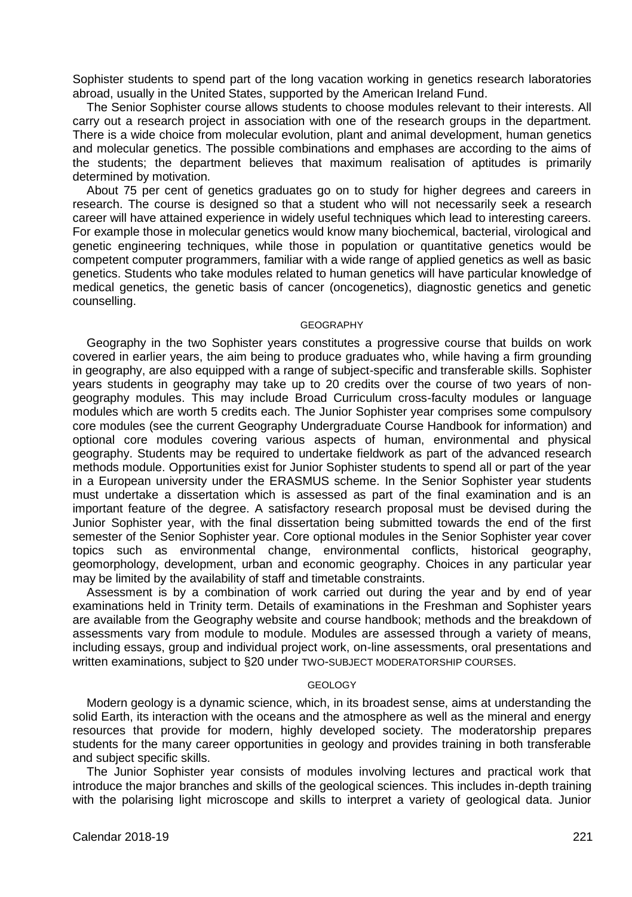Sophister students to spend part of the long vacation working in genetics research laboratories abroad, usually in the United States, supported by the American Ireland Fund.

The Senior Sophister course allows students to choose modules relevant to their interests. All carry out a research project in association with one of the research groups in the department. There is a wide choice from molecular evolution, plant and animal development, human genetics and molecular genetics. The possible combinations and emphases are according to the aims of the students; the department believes that maximum realisation of aptitudes is primarily determined by motivation.

About 75 per cent of genetics graduates go on to study for higher degrees and careers in research. The course is designed so that a student who will not necessarily seek a research career will have attained experience in widely useful techniques which lead to interesting careers. For example those in molecular genetics would know many biochemical, bacterial, virological and genetic engineering techniques, while those in population or quantitative genetics would be competent computer programmers, familiar with a wide range of applied genetics as well as basic genetics. Students who take modules related to human genetics will have particular knowledge of medical genetics, the genetic basis of cancer (oncogenetics), diagnostic genetics and genetic counselling.

## GEOGRAPHY

Geography in the two Sophister years constitutes a progressive course that builds on work covered in earlier years, the aim being to produce graduates who, while having a firm grounding in geography, are also equipped with a range of subject-specific and transferable skills. Sophister years students in geography may take up to 20 credits over the course of two years of non-geography modules. This may include Broad Curriculum cross-faculty modules or language modules which are worth 5 credits each. The Junior Sophister year comprises some compulsory core modules (see the current Geography Undergraduate Course Handbook for information) and optional core modules covering various aspects of human, environmental and physical geography. Students may be required to undertake fieldwork as part of the advanced research methods module. Opportunities exist for Junior Sophister students to spend all or part of the year in a European university under the ERASMUS scheme. In the Senior Sophister year students must undertake a dissertation which is assessed as part of the final examination and is an important feature of the degree. A satisfactory research proposal must be devised during the Junior Sophister year, with the final dissertation being submitted towards the end of the first semester of the Senior Sophister year. Core optional modules in the Senior Sophister year cover topics such as environmental change, environmental conflicts, historical geography, geomorphology, development, urban and economic geography. Choices in any particular year may be limited by the availability of staff and timetable constraints.

Assessment is by a combination of work carried out during the year and by end of year examinations held in Trinity term. Details of examinations in the Freshman and Sophister years are available from the Geography website and course handbook; methods and the breakdown of assessments vary from module to module. Modules are assessed through a variety of means, including essays, group and individual project work, on-line assessments, oral presentations and written examinations, subject to §20 under TWO-SUBJECT MODERATORSHIP COURSES.

## GEOLOGY

Modern geology is a dynamic science, which, in its broadest sense, aims at understanding the solid Earth, its interaction with the oceans and the atmosphere as well as the mineral and energy resources that provide for modern, highly developed society. The moderatorship prepares students for the many career opportunities in geology and provides training in both transferable and subject specific skills.

The Junior Sophister year consists of modules involving lectures and practical work that introduce the major branches and skills of the geological sciences. This includes in-depth training with the polarising light microscope and skills to interpret a variety of geological data. Junior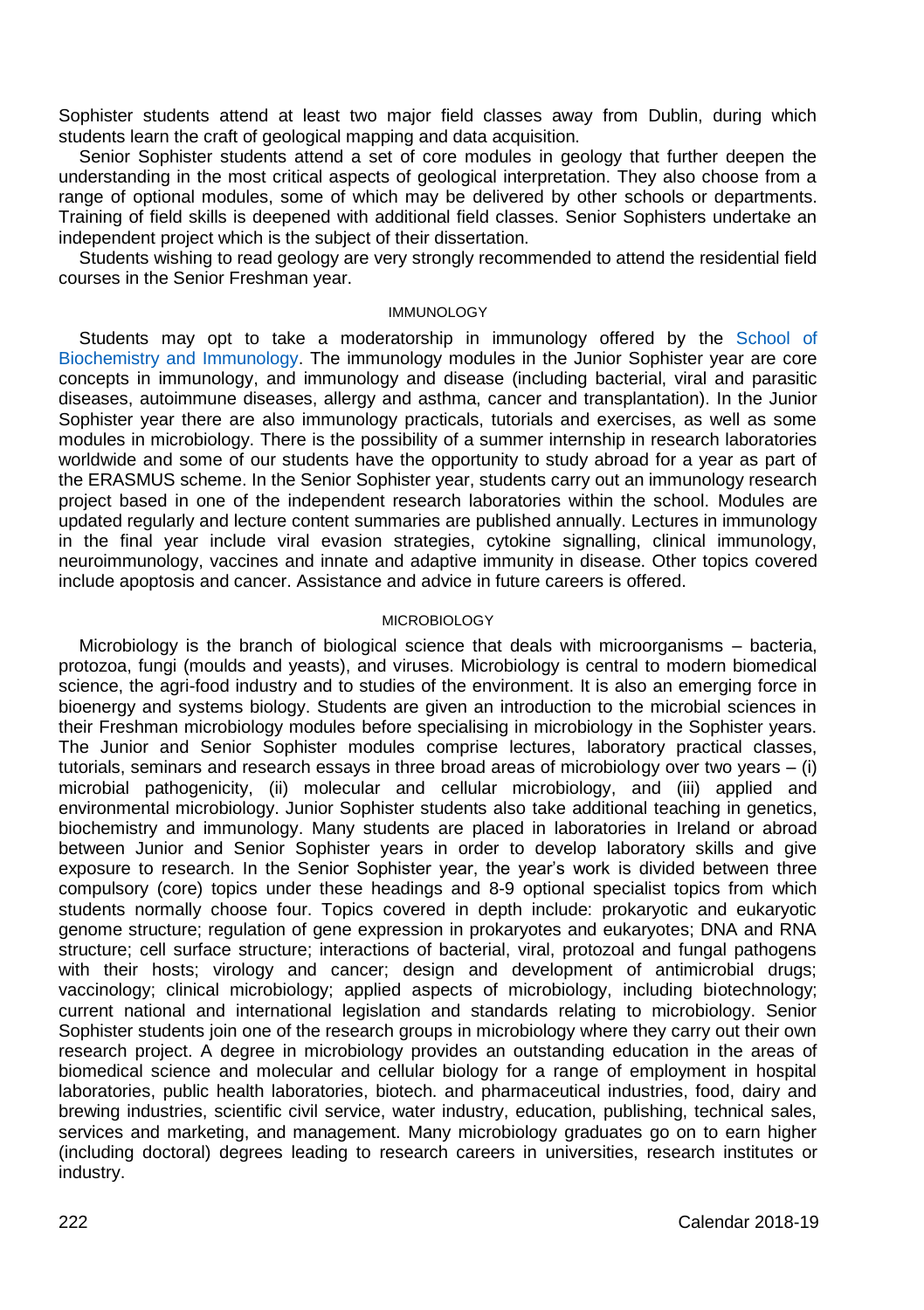Sophister students attend at least two major field classes away from Dublin, during which students learn the craft of geological mapping and data acquisition.

Senior Sophister students attend a set of core modules in geology that further deepen the understanding in the most critical aspects of geological interpretation. They also choose from a range of optional modules, some of which may be delivered by other schools or departments. Training of field skills is deepened with additional field classes. Senior Sophisters undertake an independent project which is the subject of their dissertation.

Students wishing to read geology are very strongly recommended to attend the residential field courses in the Senior Freshman year.

### IMMUNOLOGY

Students may opt to take a moderatorship in immunology offered by the School of Biochemistry and Immunology. The immunology modules in the Junior Sophister year are core concepts in immunology, and immunology and disease (including bacterial, viral and parasitic diseases, autoimmune diseases, allergy and asthma, cancer and transplantation). In the Junior Sophister year there are also immunology practicals, tutorials and exercises, as well as some modules in microbiology. There is the possibility of a summer internship in research laboratories worldwide and some of our students have the opportunity to study abroad for a year as part of the ERASMUS scheme. In the Senior Sophister year, students carry out an immunology research project based in one of the independent research laboratories within the school. Modules are updated regularly and lecture content summaries are published annually. Lectures in immunology in the final year include viral evasion strategies, cytokine signalling, clinical immunology, neuroimmunology, vaccines and innate and adaptive immunity in disease. Other topics covered include apoptosis and cancer. Assistance and advice in future careers is offered.

### MICROBIOLOGY

Microbiology is the branch of biological science that deals with microorganisms – bacteria, protozoa, fungi (moulds and yeasts), and viruses. Microbiology is central to modern biomedical science, the agri-food industry and to studies of the environment. It is also an emerging force in bioenergy and systems biology. Students are given an introduction to the microbial sciences in their Freshman microbiology modules before specialising in microbiology in the Sophister years. The Junior and Senior Sophister modules comprise lectures, laboratory practical classes, tutorials, seminars and research essays in three broad areas of microbiology over two years – (i) microbial pathogenicity, (ii) molecular and cellular microbiology, and (iii) applied and environmental microbiology. Junior Sophister students also take additional teaching in genetics, biochemistry and immunology. Many students are placed in laboratories in Ireland or abroad between Junior and Senior Sophister years in order to develop laboratory skills and give exposure to research. In the Senior Sophister year, the year's work is divided between three compulsory (core) topics under these headings and 8-9 optional specialist topics from which students normally choose four. Topics covered in depth include: prokaryotic and eukaryotic genome structure; regulation of gene expression in prokaryotes and eukaryotes; DNA and RNA structure; cell surface structure; interactions of bacterial, viral, protozoal and fungal pathogens with their hosts; virology and cancer; design and development of antimicrobial drugs; vaccinology; clinical microbiology; applied aspects of microbiology, including biotechnology; current national and international legislation and standards relating to microbiology. Senior Sophister students join one of the research groups in microbiology where they carry out their own research project. A degree in microbiology provides an outstanding education in the areas of biomedical science and molecular and cellular biology for a range of employment in hospital laboratories, public health laboratories, biotech. and pharmaceutical industries, food, dairy and brewing industries, scientific civil service, water industry, education, publishing, technical sales, services and marketing, and management. Many microbiology graduates go on to earn higher (including doctoral) degrees leading to research careers in universities, research institutes or industry.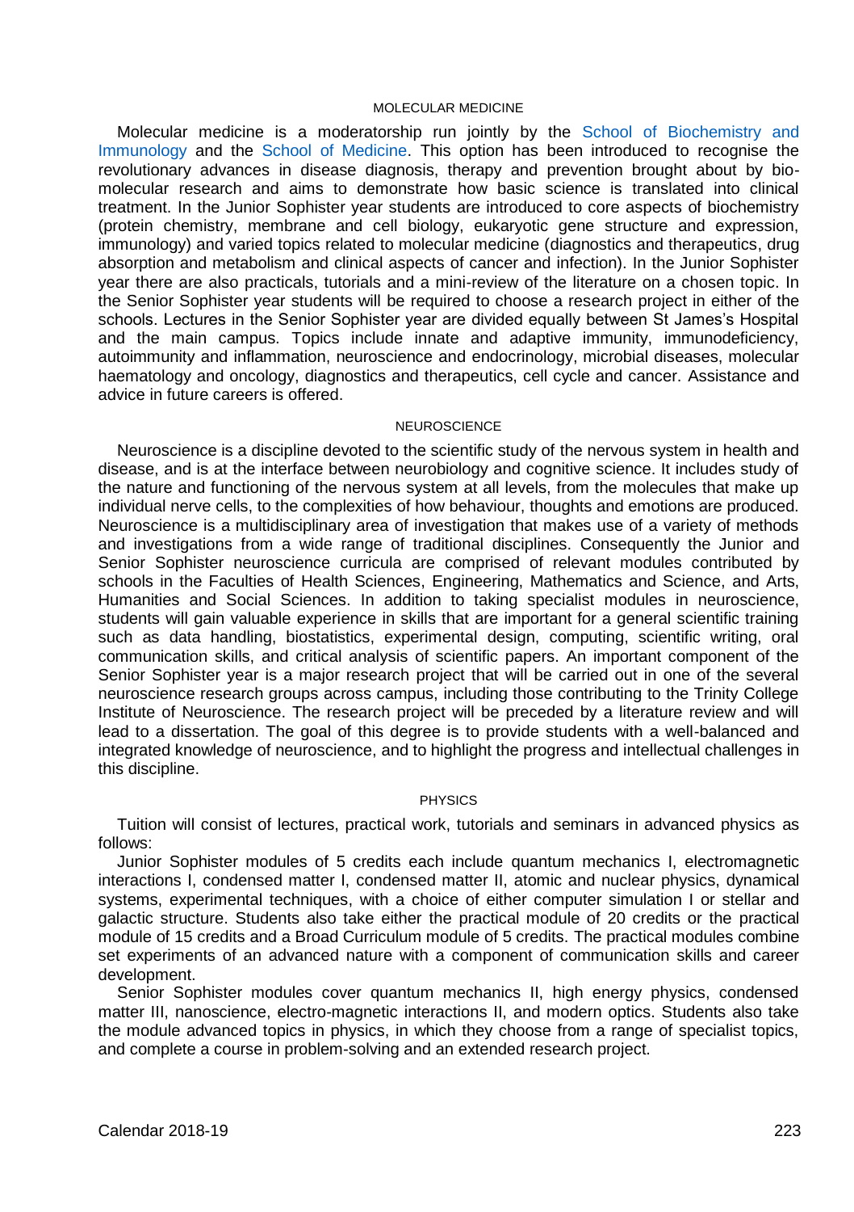## MOLECULAR MEDICINE

Molecular medicine is a moderatorship run jointly by the School of Biochemistry and Immunology and the School of Medicine. This option has been introduced to recognise the revolutionary advances in disease diagnosis, therapy and prevention brought about by bio-molecular research and aims to demonstrate how basic science is translated into clinical treatment. In the Junior Sophister year students are introduced to core aspects of biochemistry (protein chemistry, membrane and cell biology, eukaryotic gene structure and expression, immunology) and varied topics related to molecular medicine (diagnostics and therapeutics, drug absorption and metabolism and clinical aspects of cancer and infection). In the Junior Sophister year there are also practicals, tutorials and a mini-review of the literature on a chosen topic. In the Senior Sophister year students will be required to choose a research project in either of the schools. Lectures in the Senior Sophister year are divided equally between St James's Hospital and the main campus. Topics include innate and adaptive immunity, immunodeficiency, autoimmunity and inflammation, neuroscience and endocrinology, microbial diseases, molecular haematology and oncology, diagnostics and therapeutics, cell cycle and cancer. Assistance and advice in future careers is offered.

## NEUROSCIENCE

Neuroscience is a discipline devoted to the scientific study of the nervous system in health and disease, and is at the interface between neurobiology and cognitive science. It includes study of the nature and functioning of the nervous system at all levels, from the molecules that make up individual nerve cells, to the complexities of how behaviour, thoughts and emotions are produced. Neuroscience is a multidisciplinary area of investigation that makes use of a variety of methods and investigations from a wide range of traditional disciplines. Consequently the Junior and Senior Sophister neuroscience curricula are comprised of relevant modules contributed by schools in the Faculties of Health Sciences, Engineering, Mathematics and Science, and Arts, Humanities and Social Sciences. In addition to taking specialist modules in neuroscience, students will gain valuable experience in skills that are important for a general scientific training such as data handling, biostatistics, experimental design, computing, scientific writing, oral communication skills, and critical analysis of scientific papers. An important component of the Senior Sophister year is a major research project that will be carried out in one of the several neuroscience research groups across campus, including those contributing to the Trinity College Institute of Neuroscience. The research project will be preceded by a literature review and will lead to a dissertation. The goal of this degree is to provide students with a well-balanced and integrated knowledge of neuroscience, and to highlight the progress and intellectual challenges in this discipline.

## PHYSICS

Tuition will consist of lectures, practical work, tutorials and seminars in advanced physics as follows:

Junior Sophister modules of 5 credits each include quantum mechanics I, electromagnetic interactions I, condensed matter I, condensed matter II, atomic and nuclear physics, dynamical systems, experimental techniques, with a choice of either computer simulation I or stellar and galactic structure. Students also take either the practical module of 20 credits or the practical module of 15 credits and a Broad Curriculum module of 5 credits. The practical modules combine set experiments of an advanced nature with a component of communication skills and career development.

Senior Sophister modules cover quantum mechanics II, high energy physics, condensed matter III, nanoscience, electro-magnetic interactions II, and modern optics. Students also take the module advanced topics in physics, in which they choose from a range of specialist topics, and complete a course in problem-solving and an extended research project.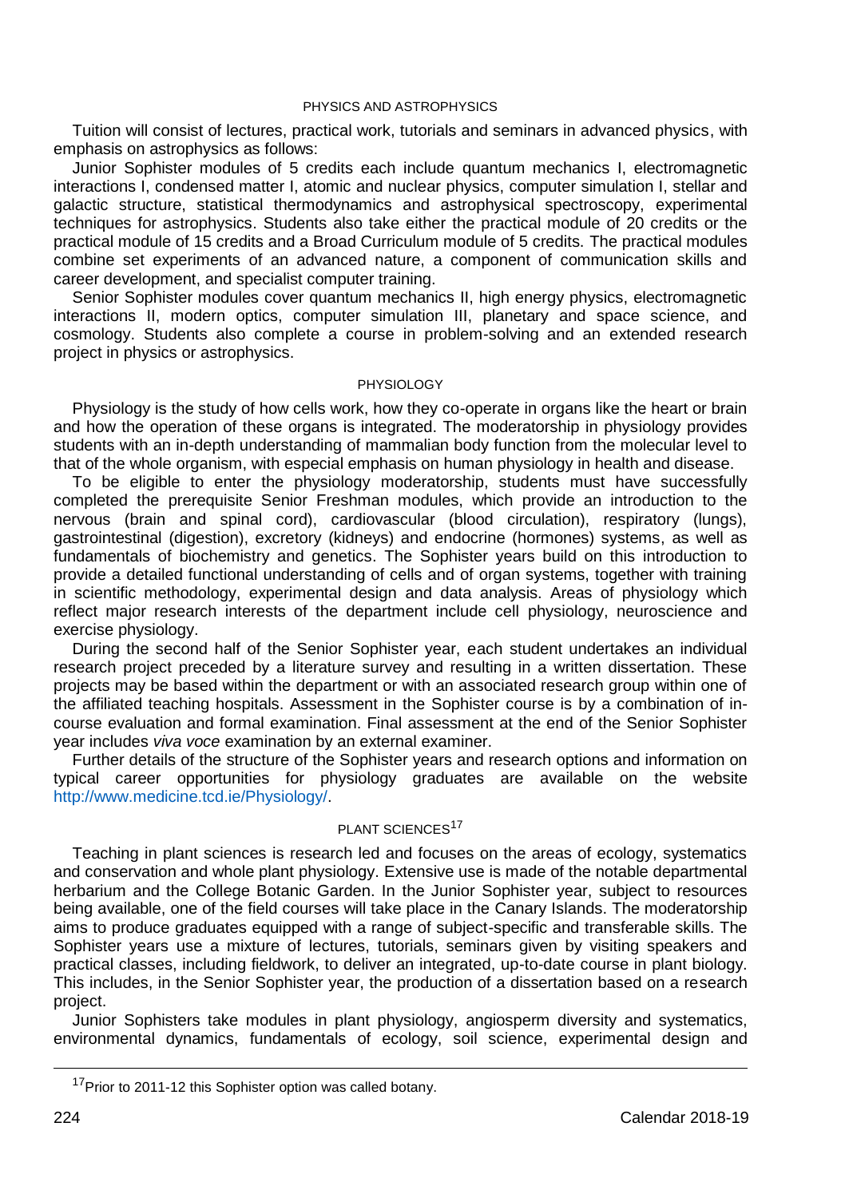## PHYSICS AND ASTROPHYSICS

Tuition will consist of lectures, practical work, tutorials and seminars in advanced physics, with emphasis on astrophysics as follows:

Junior Sophister modules of 5 credits each include quantum mechanics I, electromagnetic interactions I, condensed matter I, atomic and nuclear physics, computer simulation I, stellar and galactic structure, statistical thermodynamics and astrophysical spectroscopy, experimental techniques for astrophysics. Students also take either the practical module of 20 credits or the practical module of 15 credits and a Broad Curriculum module of 5 credits. The practical modules combine set experiments of an advanced nature, a component of communication skills and career development, and specialist computer training.

Senior Sophister modules cover quantum mechanics II, high energy physics, electromagnetic interactions II, modern optics, computer simulation III, planetary and space science, and cosmology. Students also complete a course in problem-solving and an extended research project in physics or astrophysics.

## PHYSIOLOGY

Physiology is the study of how cells work, how they co-operate in organs like the heart or brain and how the operation of these organs is integrated. The moderatorship in physiology provides students with an in-depth understanding of mammalian body function from the molecular level to that of the whole organism, with especial emphasis on human physiology in health and disease.

To be eligible to enter the physiology moderatorship, students must have successfully completed the prerequisite Senior Freshman modules, which provide an introduction to the nervous (brain and spinal cord), cardiovascular (blood circulation), respiratory (lungs), gastrointestinal (digestion), excretory (kidneys) and endocrine (hormones) systems, as well as fundamentals of biochemistry and genetics. The Sophister years build on this introduction to provide a detailed functional understanding of cells and of organ systems, together with training in scientific methodology, experimental design and data analysis. Areas of physiology which reflect major research interests of the department include cell physiology, neuroscience and exercise physiology.

During the second half of the Senior Sophister year, each student undertakes an individual research project preceded by a literature survey and resulting in a written dissertation. These projects may be based within the department or with an associated research group within one of the affiliated teaching hospitals. Assessment in the Sophister course is by a combination of in-course evaluation and formal examination. Final assessment at the end of the Senior Sophister year includes *viva voce* examination by an external examiner.

Further details of the structure of the Sophister years and research options and information on typical career opportunities for physiology graduates are available on the website http://www.medicine.tcd.ie/Physiology/.

## PLANT SCIENCES[17]

Teaching in plant sciences is research led and focuses on the areas of ecology, systematics and conservation and whole plant physiology. Extensive use is made of the notable departmental herbarium and the College Botanic Garden. In the Junior Sophister year, subject to resources being available, one of the field courses will take place in the Canary Islands. The moderatorship aims to produce graduates equipped with a range of subject-specific and transferable skills. The Sophister years use a mixture of lectures, tutorials, seminars given by visiting speakers and practical classes, including fieldwork, to deliver an integrated, up-to-date course in plant biology. This includes, in the Senior Sophister year, the production of a dissertation based on a research project.

Junior Sophisters take modules in plant physiology, angiosperm diversity and systematics, environmental dynamics, fundamentals of ecology, soil science, experimental design and

---

[17] Prior to 2011-12 this Sophister option was called botany.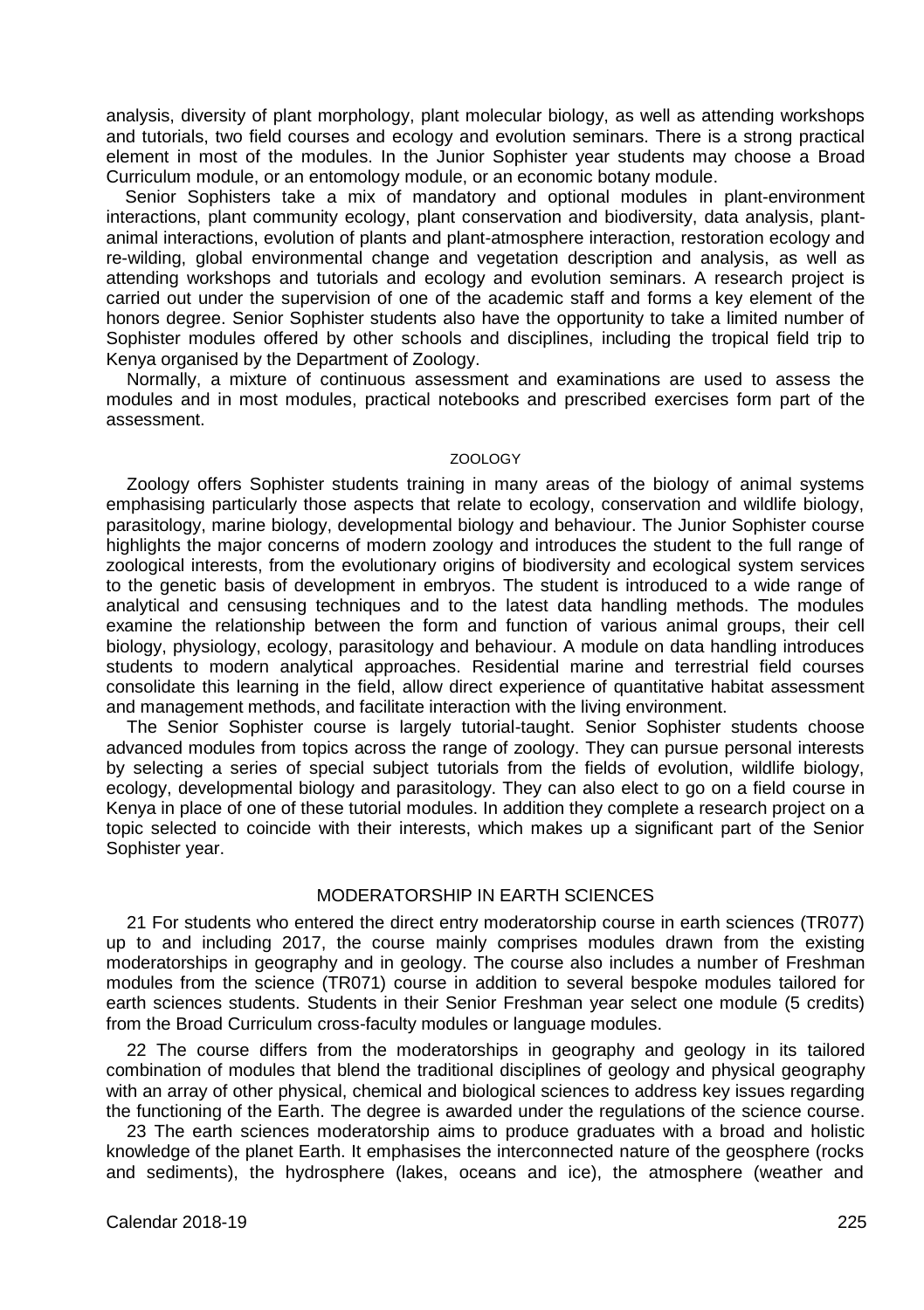analysis, diversity of plant morphology, plant molecular biology, as well as attending workshops and tutorials, two field courses and ecology and evolution seminars. There is a strong practical element in most of the modules. In the Junior Sophister year students may choose a Broad Curriculum module, or an entomology module, or an economic botany module.

Senior Sophisters take a mix of mandatory and optional modules in plant-environment interactions, plant community ecology, plant conservation and biodiversity, data analysis, plant-animal interactions, evolution of plants and plant-atmosphere interaction, restoration ecology and re-wilding, global environmental change and vegetation description and analysis, as well as attending workshops and tutorials and ecology and evolution seminars. A research project is carried out under the supervision of one of the academic staff and forms a key element of the honors degree. Senior Sophister students also have the opportunity to take a limited number of Sophister modules offered by other schools and disciplines, including the tropical field trip to Kenya organised by the Department of Zoology.

Normally, a mixture of continuous assessment and examinations are used to assess the modules and in most modules, practical notebooks and prescribed exercises form part of the assessment.

### ZOOLOGY

Zoology offers Sophister students training in many areas of the biology of animal systems emphasising particularly those aspects that relate to ecology, conservation and wildlife biology, parasitology, marine biology, developmental biology and behaviour. The Junior Sophister course highlights the major concerns of modern zoology and introduces the student to the full range of zoological interests, from the evolutionary origins of biodiversity and ecological system services to the genetic basis of development in embryos. The student is introduced to a wide range of analytical and censusing techniques and to the latest data handling methods. The modules examine the relationship between the form and function of various animal groups, their cell biology, physiology, ecology, parasitology and behaviour. A module on data handling introduces students to modern analytical approaches. Residential marine and terrestrial field courses consolidate this learning in the field, allow direct experience of quantitative habitat assessment and management methods, and facilitate interaction with the living environment.

The Senior Sophister course is largely tutorial-taught. Senior Sophister students choose advanced modules from topics across the range of zoology. They can pursue personal interests by selecting a series of special subject tutorials from the fields of evolution, wildlife biology, ecology, developmental biology and parasitology. They can also elect to go on a field course in Kenya in place of one of these tutorial modules. In addition they complete a research project on a topic selected to coincide with their interests, which makes up a significant part of the Senior Sophister year.

## MODERATORSHIP IN EARTH SCIENCES

21 For students who entered the direct entry moderatorship course in earth sciences (TR077) up to and including 2017, the course mainly comprises modules drawn from the existing moderatorships in geography and in geology. The course also includes a number of Freshman modules from the science (TR071) course in addition to several bespoke modules tailored for earth sciences students. Students in their Senior Freshman year select one module (5 credits) from the Broad Curriculum cross-faculty modules or language modules.

22 The course differs from the moderatorships in geography and geology in its tailored combination of modules that blend the traditional disciplines of geology and physical geography with an array of other physical, chemical and biological sciences to address key issues regarding the functioning of the Earth. The degree is awarded under the regulations of the science course.

23 The earth sciences moderatorship aims to produce graduates with a broad and holistic knowledge of the planet Earth. It emphasises the interconnected nature of the geosphere (rocks and sediments), the hydrosphere (lakes, oceans and ice), the atmosphere (weather and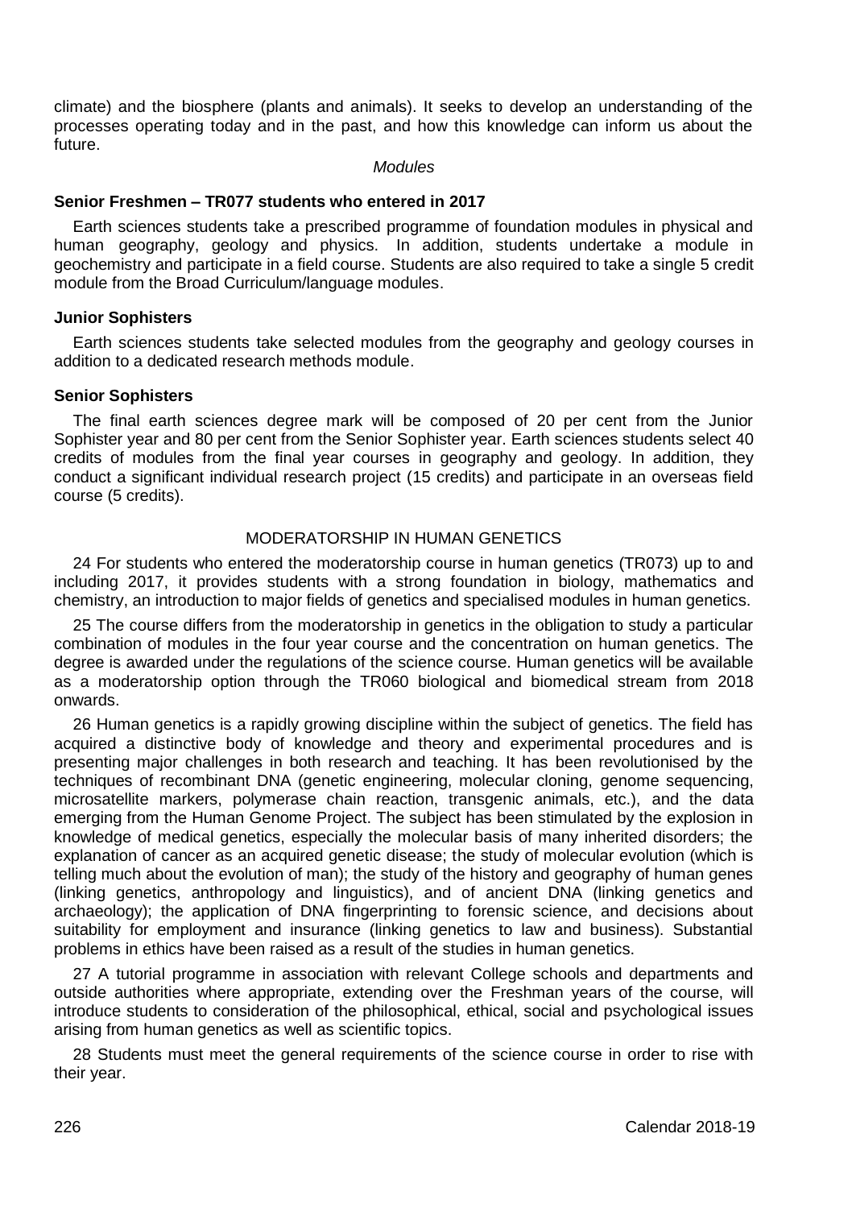climate) and the biosphere (plants and animals). It seeks to develop an understanding of the processes operating today and in the past, and how this knowledge can inform us about the future.

*Modules*

**Senior Freshmen – TR077 students who entered in 2017**

Earth sciences students take a prescribed programme of foundation modules in physical and human geography, geology and physics. In addition, students undertake a module in geochemistry and participate in a field course. Students are also required to take a single 5 credit module from the Broad Curriculum/language modules.

**Junior Sophisters**

Earth sciences students take selected modules from the geography and geology courses in addition to a dedicated research methods module.

**Senior Sophisters**

The final earth sciences degree mark will be composed of 20 per cent from the Junior Sophister year and 80 per cent from the Senior Sophister year. Earth sciences students select 40 credits of modules from the final year courses in geography and geology. In addition, they conduct a significant individual research project (15 credits) and participate in an overseas field course (5 credits).

## MODERATORSHIP IN HUMAN GENETICS

24 For students who entered the moderatorship course in human genetics (TR073) up to and including 2017, it provides students with a strong foundation in biology, mathematics and chemistry, an introduction to major fields of genetics and specialised modules in human genetics.

25 The course differs from the moderatorship in genetics in the obligation to study a particular combination of modules in the four year course and the concentration on human genetics. The degree is awarded under the regulations of the science course. Human genetics will be available as a moderatorship option through the TR060 biological and biomedical stream from 2018 onwards.

26 Human genetics is a rapidly growing discipline within the subject of genetics. The field has acquired a distinctive body of knowledge and theory and experimental procedures and is presenting major challenges in both research and teaching. It has been revolutionised by the techniques of recombinant DNA (genetic engineering, molecular cloning, genome sequencing, microsatellite markers, polymerase chain reaction, transgenic animals, etc.), and the data emerging from the Human Genome Project. The subject has been stimulated by the explosion in knowledge of medical genetics, especially the molecular basis of many inherited disorders; the explanation of cancer as an acquired genetic disease; the study of molecular evolution (which is telling much about the evolution of man); the study of the history and geography of human genes (linking genetics, anthropology and linguistics), and of ancient DNA (linking genetics and archaeology); the application of DNA fingerprinting to forensic science, and decisions about suitability for employment and insurance (linking genetics to law and business). Substantial problems in ethics have been raised as a result of the studies in human genetics.

27 A tutorial programme in association with relevant College schools and departments and outside authorities where appropriate, extending over the Freshman years of the course, will introduce students to consideration of the philosophical, ethical, social and psychological issues arising from human genetics as well as scientific topics.

28 Students must meet the general requirements of the science course in order to rise with their year.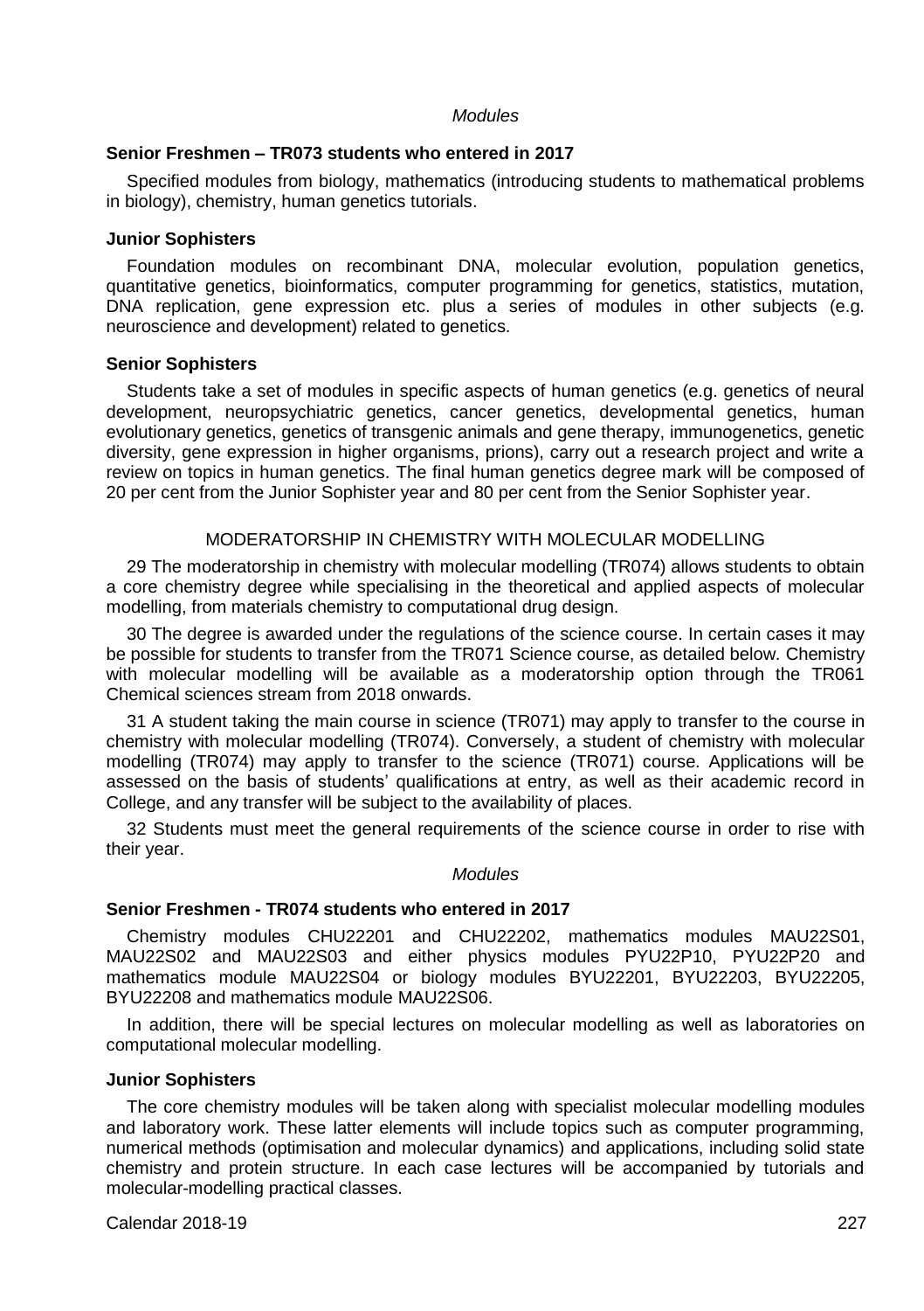*Modules*

**Senior Freshmen – TR073 students who entered in 2017**

Specified modules from biology, mathematics (introducing students to mathematical problems in biology), chemistry, human genetics tutorials.

**Junior Sophisters**

Foundation modules on recombinant DNA, molecular evolution, population genetics, quantitative genetics, bioinformatics, computer programming for genetics, statistics, mutation, DNA replication, gene expression etc. plus a series of modules in other subjects (e.g. neuroscience and development) related to genetics.

**Senior Sophisters**

Students take a set of modules in specific aspects of human genetics (e.g. genetics of neural development, neuropsychiatric genetics, cancer genetics, developmental genetics, human evolutionary genetics, genetics of transgenic animals and gene therapy, immunogenetics, genetic diversity, gene expression in higher organisms, prions), carry out a research project and write a review on topics in human genetics. The final human genetics degree mark will be composed of 20 per cent from the Junior Sophister year and 80 per cent from the Senior Sophister year.

## MODERATORSHIP IN CHEMISTRY WITH MOLECULAR MODELLING

29 The moderatorship in chemistry with molecular modelling (TR074) allows students to obtain a core chemistry degree while specialising in the theoretical and applied aspects of molecular modelling, from materials chemistry to computational drug design.

30 The degree is awarded under the regulations of the science course. In certain cases it may be possible for students to transfer from the TR071 Science course, as detailed below. Chemistry with molecular modelling will be available as a moderatorship option through the TR061 Chemical sciences stream from 2018 onwards.

31 A student taking the main course in science (TR071) may apply to transfer to the course in chemistry with molecular modelling (TR074). Conversely, a student of chemistry with molecular modelling (TR074) may apply to transfer to the science (TR071) course. Applications will be assessed on the basis of students' qualifications at entry, as well as their academic record in College, and any transfer will be subject to the availability of places.

32 Students must meet the general requirements of the science course in order to rise with their year.

*Modules*

**Senior Freshmen - TR074 students who entered in 2017**

Chemistry modules CHU22201 and CHU22202, mathematics modules MAU22S01, MAU22S02 and MAU22S03 and either physics modules PYU22P10, PYU22P20 and mathematics module MAU22S04 or biology modules BYU22201, BYU22203, BYU22205, BYU22208 and mathematics module MAU22S06.

In addition, there will be special lectures on molecular modelling as well as laboratories on computational molecular modelling.

**Junior Sophisters**

The core chemistry modules will be taken along with specialist molecular modelling modules and laboratory work. These latter elements will include topics such as computer programming, numerical methods (optimisation and molecular dynamics) and applications, including solid state chemistry and protein structure. In each case lectures will be accompanied by tutorials and molecular-modelling practical classes.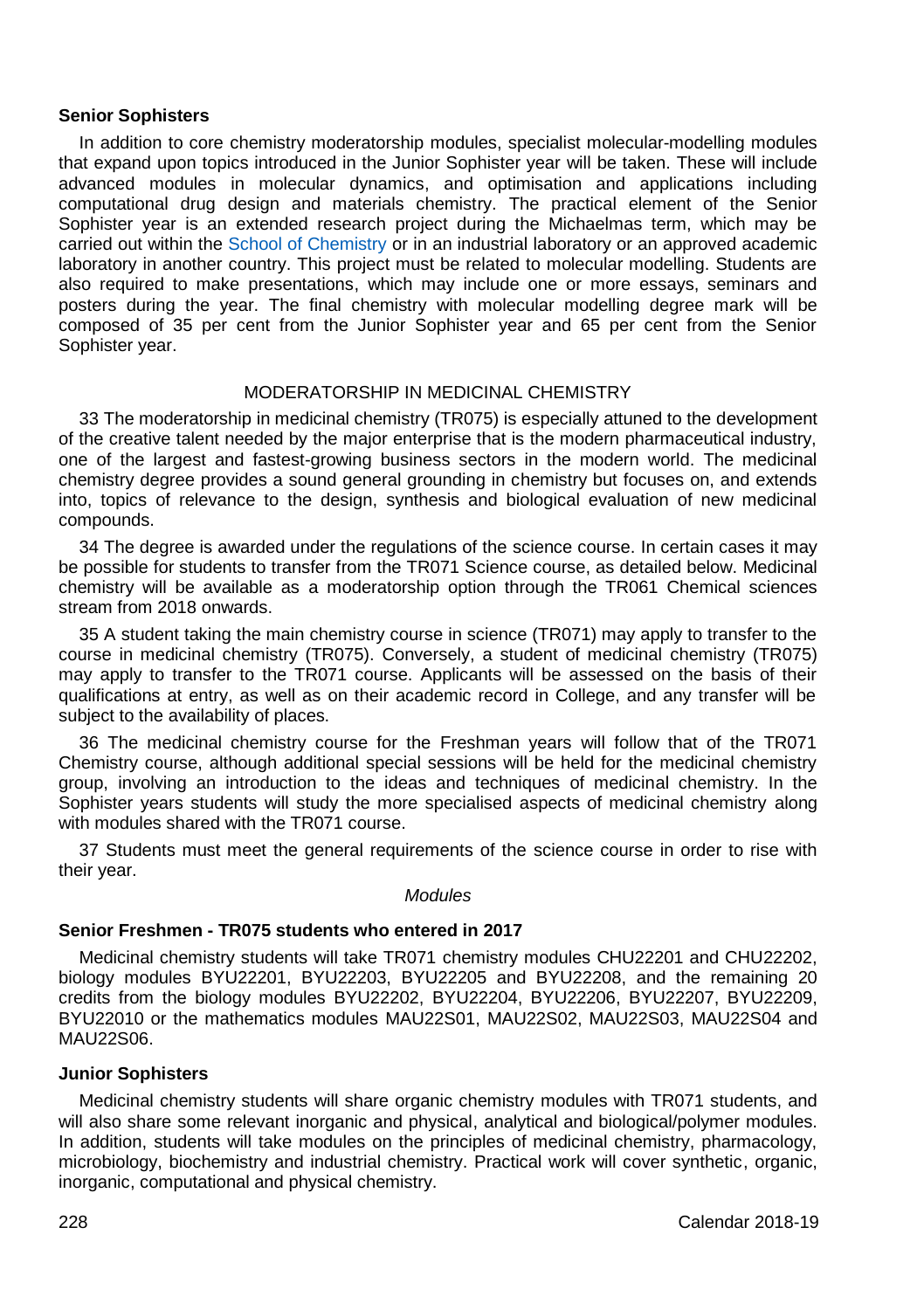**Senior Sophisters**

In addition to core chemistry moderatorship modules, specialist molecular-modelling modules that expand upon topics introduced in the Junior Sophister year will be taken. These will include advanced modules in molecular dynamics, and optimisation and applications including computational drug design and materials chemistry. The practical element of the Senior Sophister year is an extended research project during the Michaelmas term, which may be carried out within the School of Chemistry or in an industrial laboratory or an approved academic laboratory in another country. This project must be related to molecular modelling. Students are also required to make presentations, which may include one or more essays, seminars and posters during the year. The final chemistry with molecular modelling degree mark will be composed of 35 per cent from the Junior Sophister year and 65 per cent from the Senior Sophister year.

## MODERATORSHIP IN MEDICINAL CHEMISTRY

33 The moderatorship in medicinal chemistry (TR075) is especially attuned to the development of the creative talent needed by the major enterprise that is the modern pharmaceutical industry, one of the largest and fastest-growing business sectors in the modern world. The medicinal chemistry degree provides a sound general grounding in chemistry but focuses on, and extends into, topics of relevance to the design, synthesis and biological evaluation of new medicinal compounds.

34 The degree is awarded under the regulations of the science course. In certain cases it may be possible for students to transfer from the TR071 Science course, as detailed below. Medicinal chemistry will be available as a moderatorship option through the TR061 Chemical sciences stream from 2018 onwards.

35 A student taking the main chemistry course in science (TR071) may apply to transfer to the course in medicinal chemistry (TR075). Conversely, a student of medicinal chemistry (TR075) may apply to transfer to the TR071 course. Applicants will be assessed on the basis of their qualifications at entry, as well as on their academic record in College, and any transfer will be subject to the availability of places.

36 The medicinal chemistry course for the Freshman years will follow that of the TR071 Chemistry course, although additional special sessions will be held for the medicinal chemistry group, involving an introduction to the ideas and techniques of medicinal chemistry. In the Sophister years students will study the more specialised aspects of medicinal chemistry along with modules shared with the TR071 course.

37 Students must meet the general requirements of the science course in order to rise with their year.

*Modules*

**Senior Freshmen - TR075 students who entered in 2017**

Medicinal chemistry students will take TR071 chemistry modules CHU22201 and CHU22202, biology modules BYU22201, BYU22203, BYU22205 and BYU22208, and the remaining 20 credits from the biology modules BYU22202, BYU22204, BYU22206, BYU22207, BYU22209, BYU22010 or the mathematics modules MAU22S01, MAU22S02, MAU22S03, MAU22S04 and MAU22S06.

**Junior Sophisters**

Medicinal chemistry students will share organic chemistry modules with TR071 students, and will also share some relevant inorganic and physical, analytical and biological/polymer modules. In addition, students will take modules on the principles of medicinal chemistry, pharmacology, microbiology, biochemistry and industrial chemistry. Practical work will cover synthetic, organic, inorganic, computational and physical chemistry.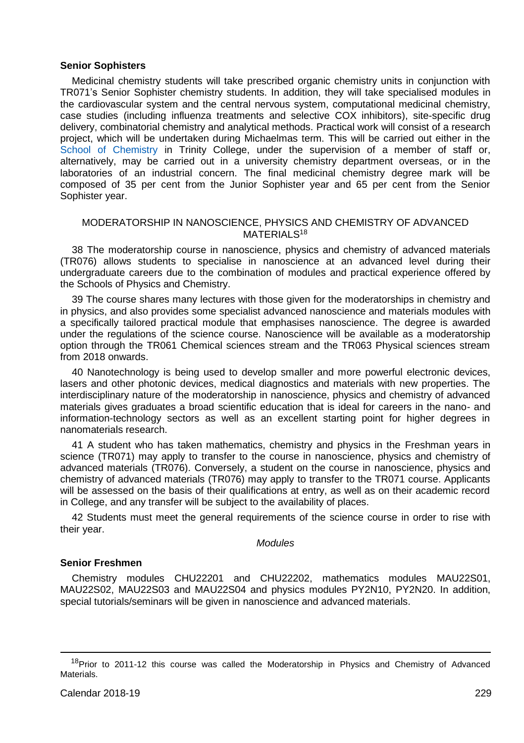**Senior Sophisters**

Medicinal chemistry students will take prescribed organic chemistry units in conjunction with TR071's Senior Sophister chemistry students. In addition, they will take specialised modules in the cardiovascular system and the central nervous system, computational medicinal chemistry, case studies (including influenza treatments and selective COX inhibitors), site-specific drug delivery, combinatorial chemistry and analytical methods. Practical work will consist of a research project, which will be undertaken during Michaelmas term. This will be carried out either in the School of Chemistry in Trinity College, under the supervision of a member of staff or, alternatively, may be carried out in a university chemistry department overseas, or in the laboratories of an industrial concern. The final medicinal chemistry degree mark will be composed of 35 per cent from the Junior Sophister year and 65 per cent from the Senior Sophister year.

## MODERATORSHIP IN NANOSCIENCE, PHYSICS AND CHEMISTRY OF ADVANCED MATERIALS[18]

38 The moderatorship course in nanoscience, physics and chemistry of advanced materials (TR076) allows students to specialise in nanoscience at an advanced level during their undergraduate careers due to the combination of modules and practical experience offered by the Schools of Physics and Chemistry.

39 The course shares many lectures with those given for the moderatorships in chemistry and in physics, and also provides some specialist advanced nanoscience and materials modules with a specifically tailored practical module that emphasises nanoscience. The degree is awarded under the regulations of the science course. Nanoscience will be available as a moderatorship option through the TR061 Chemical sciences stream and the TR063 Physical sciences stream from 2018 onwards.

40 Nanotechnology is being used to develop smaller and more powerful electronic devices, lasers and other photonic devices, medical diagnostics and materials with new properties. The interdisciplinary nature of the moderatorship in nanoscience, physics and chemistry of advanced materials gives graduates a broad scientific education that is ideal for careers in the nano- and information-technology sectors as well as an excellent starting point for higher degrees in nanomaterials research.

41 A student who has taken mathematics, chemistry and physics in the Freshman years in science (TR071) may apply to transfer to the course in nanoscience, physics and chemistry of advanced materials (TR076). Conversely, a student on the course in nanoscience, physics and chemistry of advanced materials (TR076) may apply to transfer to the TR071 course. Applicants will be assessed on the basis of their qualifications at entry, as well as on their academic record in College, and any transfer will be subject to the availability of places.

42 Students must meet the general requirements of the science course in order to rise with their year.

*Modules*

**Senior Freshmen**

Chemistry modules CHU22201 and CHU22202, mathematics modules MAU22S01, MAU22S02, MAU22S03 and MAU22S04 and physics modules PY2N10, PY2N20. In addition, special tutorials/seminars will be given in nanoscience and advanced materials.

---

[18]Prior to 2011-12 this course was called the Moderatorship in Physics and Chemistry of Advanced Materials.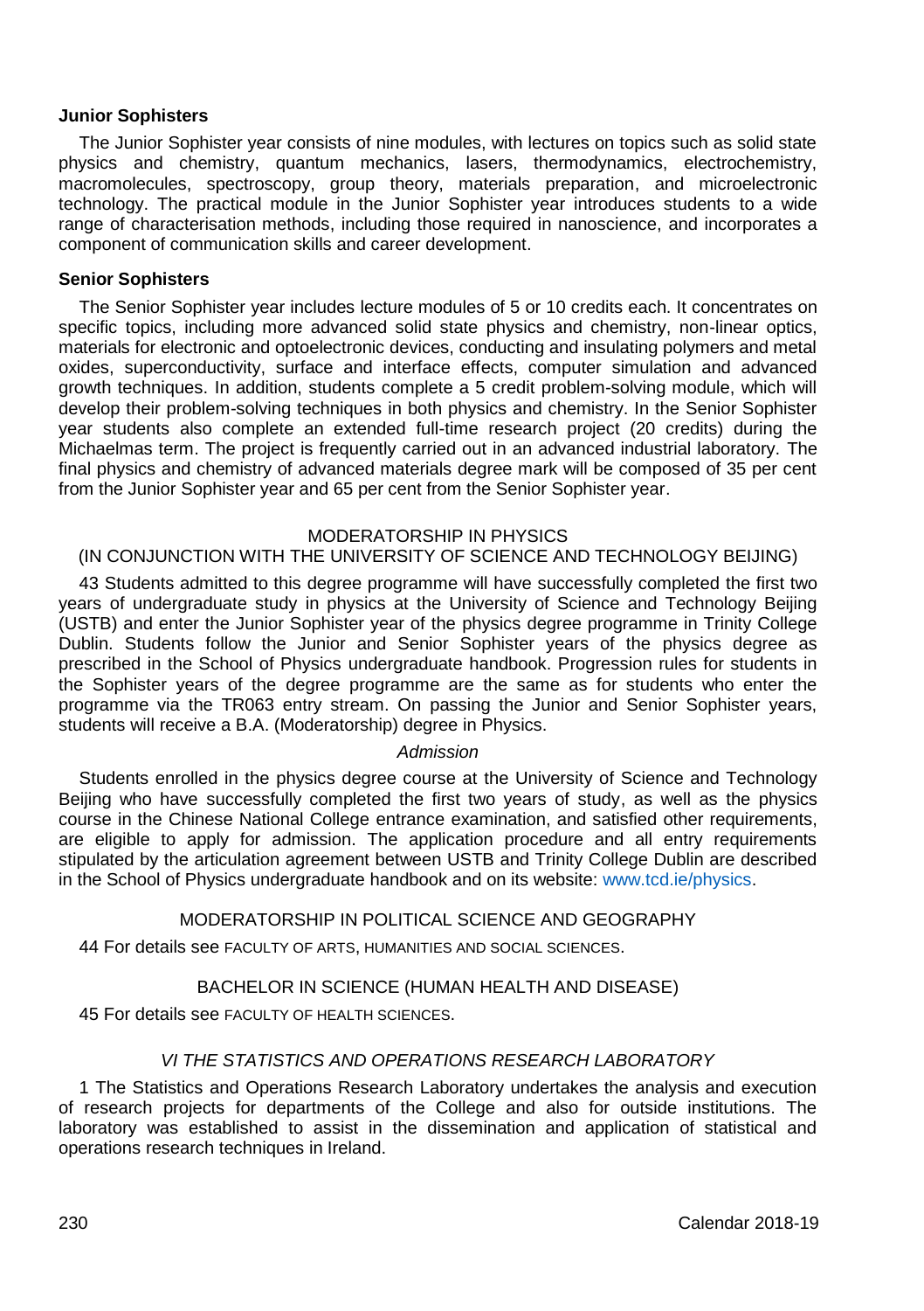### Junior Sophisters

The Junior Sophister year consists of nine modules, with lectures on topics such as solid state physics and chemistry, quantum mechanics, lasers, thermodynamics, electrochemistry, macromolecules, spectroscopy, group theory, materials preparation, and microelectronic technology. The practical module in the Junior Sophister year introduces students to a wide range of characterisation methods, including those required in nanoscience, and incorporates a component of communication skills and career development.

### Senior Sophisters

The Senior Sophister year includes lecture modules of 5 or 10 credits each. It concentrates on specific topics, including more advanced solid state physics and chemistry, non-linear optics, materials for electronic and optoelectronic devices, conducting and insulating polymers and metal oxides, superconductivity, surface and interface effects, computer simulation and advanced growth techniques. In addition, students complete a 5 credit problem-solving module, which will develop their problem-solving techniques in both physics and chemistry. In the Senior Sophister year students also complete an extended full-time research project (20 credits) during the Michaelmas term. The project is frequently carried out in an advanced industrial laboratory. The final physics and chemistry of advanced materials degree mark will be composed of 35 per cent from the Junior Sophister year and 65 per cent from the Senior Sophister year.

## MODERATORSHIP IN PHYSICS
## (IN CONJUNCTION WITH THE UNIVERSITY OF SCIENCE AND TECHNOLOGY BEIJING)

43 Students admitted to this degree programme will have successfully completed the first two years of undergraduate study in physics at the University of Science and Technology Beijing (USTB) and enter the Junior Sophister year of the physics degree programme in Trinity College Dublin. Students follow the Junior and Senior Sophister years of the physics degree as prescribed in the School of Physics undergraduate handbook. Progression rules for students in the Sophister years of the degree programme are the same as for students who enter the programme via the TR063 entry stream. On passing the Junior and Senior Sophister years, students will receive a B.A. (Moderatorship) degree in Physics.

*Admission*

Students enrolled in the physics degree course at the University of Science and Technology Beijing who have successfully completed the first two years of study, as well as the physics course in the Chinese National College entrance examination, and satisfied other requirements, are eligible to apply for admission. The application procedure and all entry requirements stipulated by the articulation agreement between USTB and Trinity College Dublin are described in the School of Physics undergraduate handbook and on its website: www.tcd.ie/physics.

## MODERATORSHIP IN POLITICAL SCIENCE AND GEOGRAPHY

44 For details see FACULTY OF ARTS, HUMANITIES AND SOCIAL SCIENCES.

## BACHELOR IN SCIENCE (HUMAN HEALTH AND DISEASE)

45 For details see FACULTY OF HEALTH SCIENCES.

## *VI THE STATISTICS AND OPERATIONS RESEARCH LABORATORY*

1 The Statistics and Operations Research Laboratory undertakes the analysis and execution of research projects for departments of the College and also for outside institutions. The laboratory was established to assist in the dissemination and application of statistical and operations research techniques in Ireland.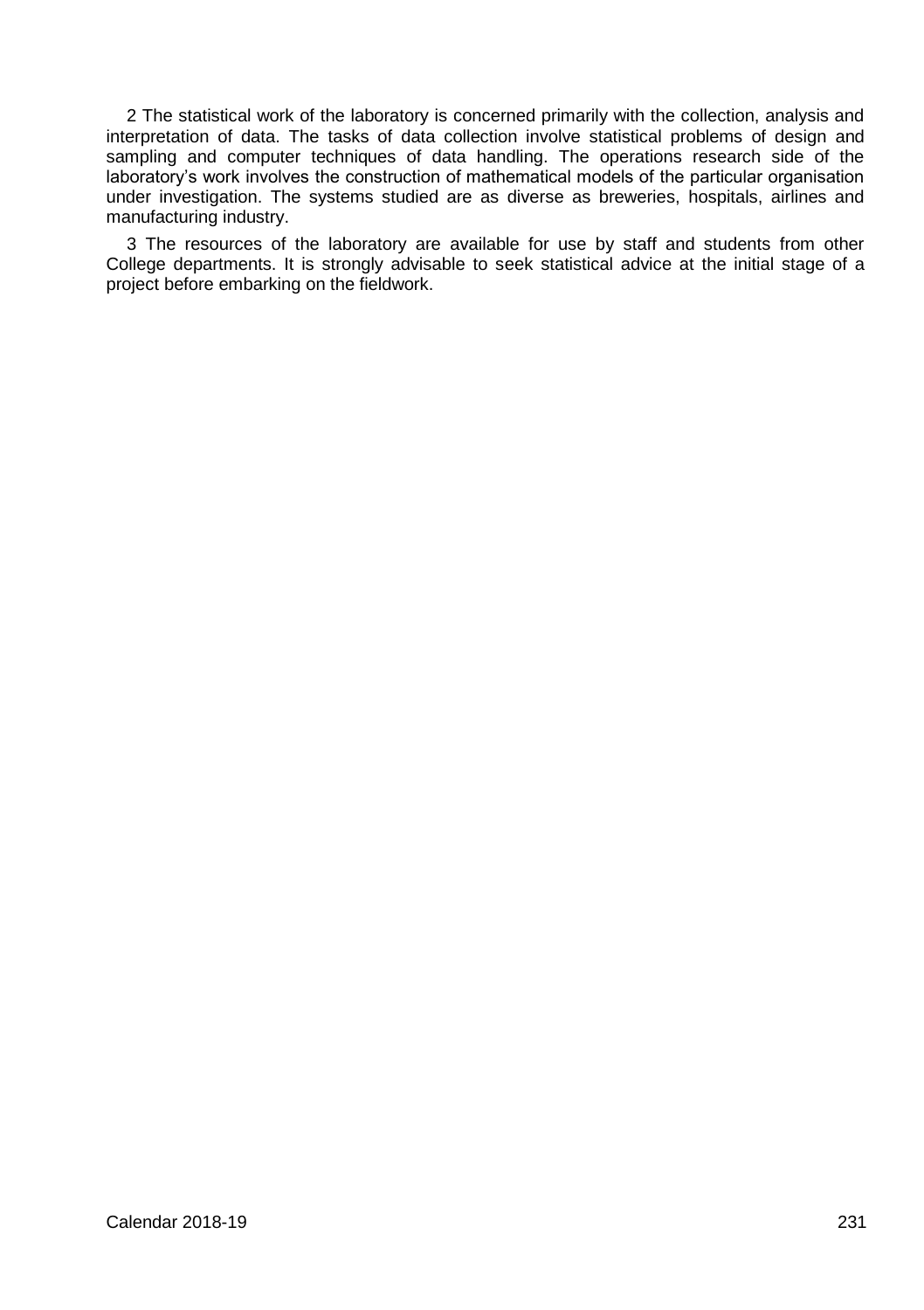2 The statistical work of the laboratory is concerned primarily with the collection, analysis and interpretation of data. The tasks of data collection involve statistical problems of design and sampling and computer techniques of data handling. The operations research side of the laboratory's work involves the construction of mathematical models of the particular organisation under investigation. The systems studied are as diverse as breweries, hospitals, airlines and manufacturing industry.

3 The resources of the laboratory are available for use by staff and students from other College departments. It is strongly advisable to seek statistical advice at the initial stage of a project before embarking on the fieldwork.